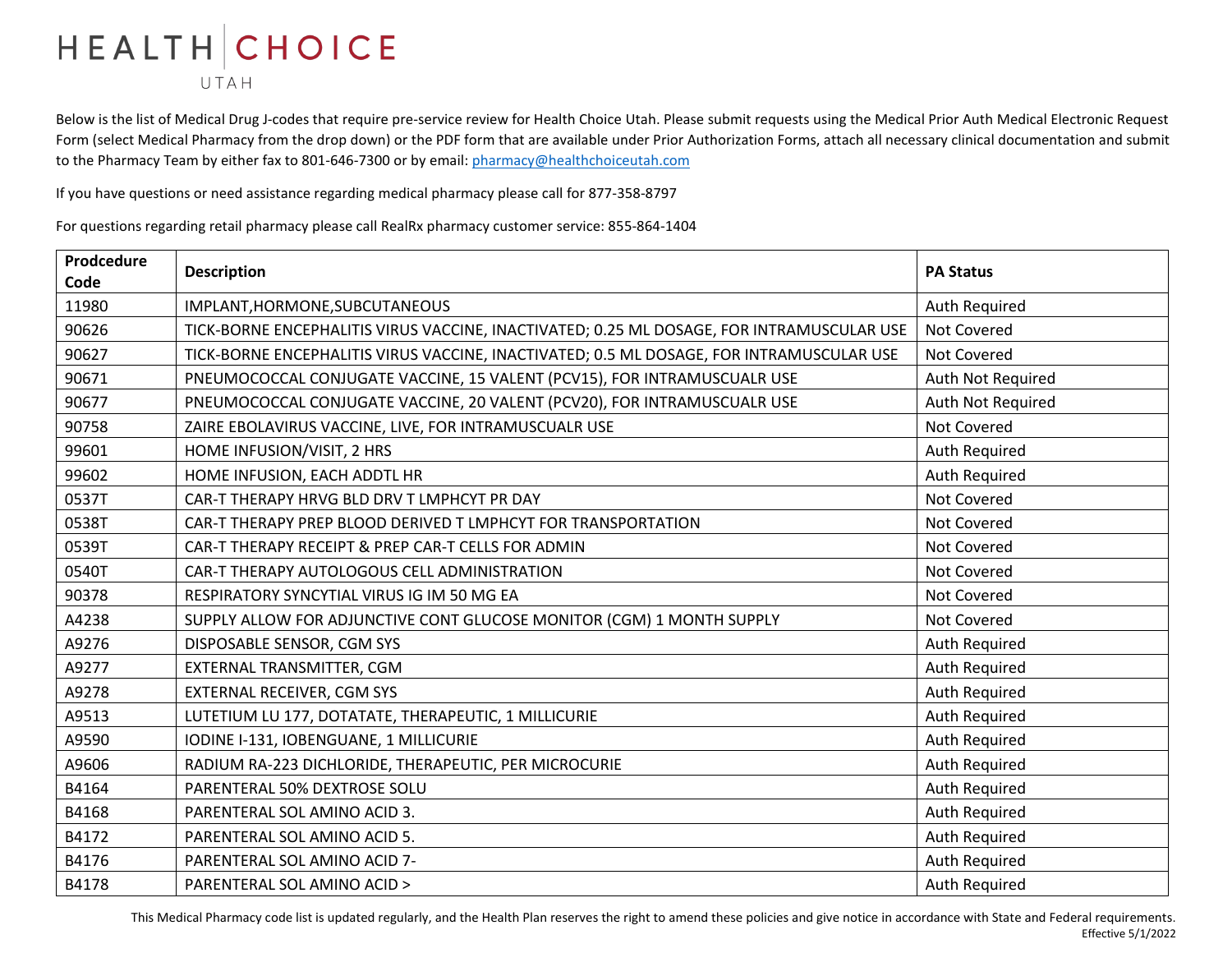# HEALTH CHOICE

UTAH

Below is the list of Medical Drug J-codes that require pre-service review for Health Choice Utah. Please submit requests using the Medical Prior Auth Medical Electronic Request Form (select Medical Pharmacy from the drop down) or the PDF form that are available under Prior Authorization Forms, attach all necessary clinical documentation and submit to the Pharmacy Team by either fax to 801-646-7300 or by email: pharmacy@healthchoiceutah.com

If you have questions or need assistance regarding medical pharmacy please call for 877-358-8797

For questions regarding retail pharmacy please call RealRx pharmacy customer service: 855-864-1404

| Prodcedure Code | Description | PA Status |
|---|---|---|
| 11980 | IMPLANT,HORMONE,SUBCUTANEOUS | Auth Required |
| 90626 | TICK-BORNE ENCEPHALITIS VIRUS VACCINE, INACTIVATED; 0.25 ML DOSAGE, FOR INTRAMUSCULAR USE | Not Covered |
| 90627 | TICK-BORNE ENCEPHALITIS VIRUS VACCINE, INACTIVATED; 0.5 ML DOSAGE, FOR INTRAMUSCULAR USE | Not Covered |
| 90671 | PNEUMOCOCCAL CONJUGATE VACCINE, 15 VALENT (PCV15), FOR INTRAMUSCUALR USE | Auth Not Required |
| 90677 | PNEUMOCOCCAL CONJUGATE VACCINE, 20 VALENT (PCV20), FOR INTRAMUSCUALR USE | Auth Not Required |
| 90758 | ZAIRE EBOLAVIRUS VACCINE, LIVE, FOR INTRAMUSCUALR USE | Not Covered |
| 99601 | HOME INFUSION/VISIT, 2 HRS | Auth Required |
| 99602 | HOME INFUSION, EACH ADDTL HR | Auth Required |
| 0537T | CAR-T THERAPY HRVG BLD DRV T LMPHCYT PR DAY | Not Covered |
| 0538T | CAR-T THERAPY PREP BLOOD DERIVED T LMPHCYT FOR TRANSPORTATION | Not Covered |
| 0539T | CAR-T THERAPY RECEIPT & PREP CAR-T CELLS FOR ADMIN | Not Covered |
| 0540T | CAR-T THERAPY AUTOLOGOUS CELL ADMINISTRATION | Not Covered |
| 90378 | RESPIRATORY SYNCYTIAL VIRUS IG IM 50 MG EA | Not Covered |
| A4238 | SUPPLY ALLOW FOR ADJUNCTIVE CONT GLUCOSE MONITOR (CGM) 1 MONTH SUPPLY | Not Covered |
| A9276 | DISPOSABLE SENSOR, CGM SYS | Auth Required |
| A9277 | EXTERNAL TRANSMITTER, CGM | Auth Required |
| A9278 | EXTERNAL RECEIVER, CGM SYS | Auth Required |
| A9513 | LUTETIUM LU 177, DOTATATE, THERAPEUTIC, 1 MILLICURIE | Auth Required |
| A9590 | IODINE I-131, IOBENGUANE, 1 MILLICURIE | Auth Required |
| A9606 | RADIUM RA-223 DICHLORIDE, THERAPEUTIC, PER MICROCURIE | Auth Required |
| B4164 | PARENTERAL 50% DEXTROSE SOLU | Auth Required |
| B4168 | PARENTERAL SOL AMINO ACID 3. | Auth Required |
| B4172 | PARENTERAL SOL AMINO ACID 5. | Auth Required |
| B4176 | PARENTERAL SOL AMINO ACID 7- | Auth Required |
| B4178 | PARENTERAL SOL AMINO ACID > | Auth Required |

This Medical Pharmacy code list is updated regularly, and the Health Plan reserves the right to amend these policies and give notice in accordance with State and Federal requirements.
Effective 5/1/2022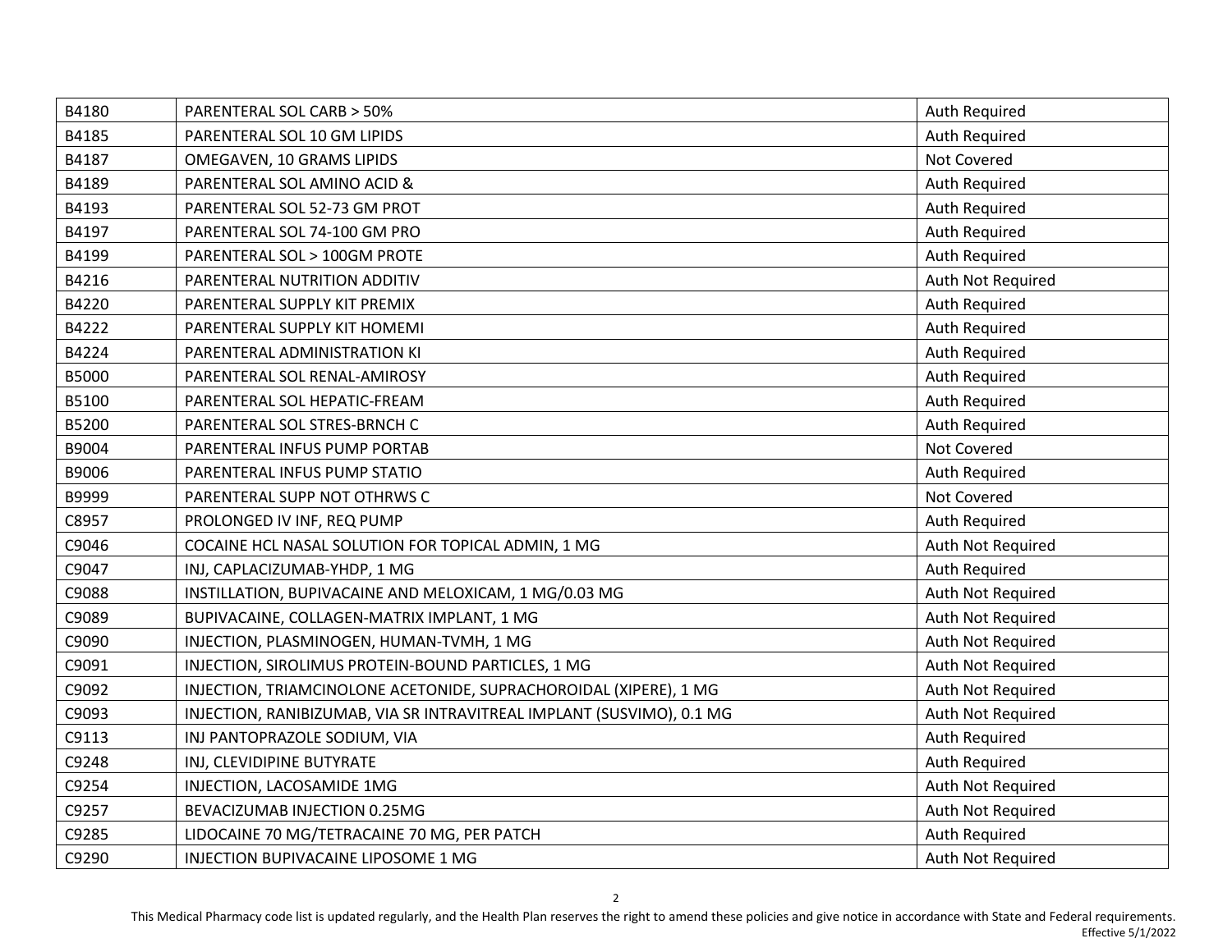| | | |
|---|---|---|
| B4180 | PARENTERAL SOL CARB > 50% | Auth Required |
| B4185 | PARENTERAL SOL 10 GM LIPIDS | Auth Required |
| B4187 | OMEGAVEN, 10 GRAMS LIPIDS | Not Covered |
| B4189 | PARENTERAL SOL AMINO ACID & | Auth Required |
| B4193 | PARENTERAL SOL 52-73 GM PROT | Auth Required |
| B4197 | PARENTERAL SOL 74-100 GM PRO | Auth Required |
| B4199 | PARENTERAL SOL > 100GM PROTE | Auth Required |
| B4216 | PARENTERAL NUTRITION ADDITIV | Auth Not Required |
| B4220 | PARENTERAL SUPPLY KIT PREMIX | Auth Required |
| B4222 | PARENTERAL SUPPLY KIT HOMEMI | Auth Required |
| B4224 | PARENTERAL ADMINISTRATION KI | Auth Required |
| B5000 | PARENTERAL SOL RENAL-AMIROSY | Auth Required |
| B5100 | PARENTERAL SOL HEPATIC-FREAM | Auth Required |
| B5200 | PARENTERAL SOL STRES-BRNCH C | Auth Required |
| B9004 | PARENTERAL INFUS PUMP PORTAB | Not Covered |
| B9006 | PARENTERAL INFUS PUMP STATIO | Auth Required |
| B9999 | PARENTERAL SUPP NOT OTHRWS C | Not Covered |
| C8957 | PROLONGED IV INF, REQ PUMP | Auth Required |
| C9046 | COCAINE HCL NASAL SOLUTION FOR TOPICAL ADMIN, 1 MG | Auth Not Required |
| C9047 | INJ, CAPLACIZUMAB-YHDP, 1 MG | Auth Required |
| C9088 | INSTILLATION, BUPIVACAINE AND MELOXICAM, 1 MG/0.03 MG | Auth Not Required |
| C9089 | BUPIVACAINE, COLLAGEN-MATRIX IMPLANT, 1 MG | Auth Not Required |
| C9090 | INJECTION, PLASMINOGEN, HUMAN-TVMH, 1 MG | Auth Not Required |
| C9091 | INJECTION, SIROLIMUS PROTEIN-BOUND PARTICLES, 1 MG | Auth Not Required |
| C9092 | INJECTION, TRIAMCINOLONE ACETONIDE, SUPRACHOROIDAL (XIPERE), 1 MG | Auth Not Required |
| C9093 | INJECTION, RANIBIZUMAB, VIA SR INTRAVITREAL IMPLANT (SUSVIMO), 0.1 MG | Auth Not Required |
| C9113 | INJ PANTOPRAZOLE SODIUM, VIA | Auth Required |
| C9248 | INJ, CLEVIDIPINE BUTYRATE | Auth Required |
| C9254 | INJECTION, LACOSAMIDE 1MG | Auth Not Required |
| C9257 | BEVACIZUMAB INJECTION 0.25MG | Auth Not Required |
| C9285 | LIDOCAINE 70 MG/TETRACAINE 70 MG, PER PATCH | Auth Required |
| C9290 | INJECTION BUPIVACAINE LIPOSOME 1 MG | Auth Not Required |

This Medical Pharmacy code list is updated regularly, and the Health Plan reserves the right to amend these policies and give notice in accordance with State and Federal requirements.
Effective 5/1/2022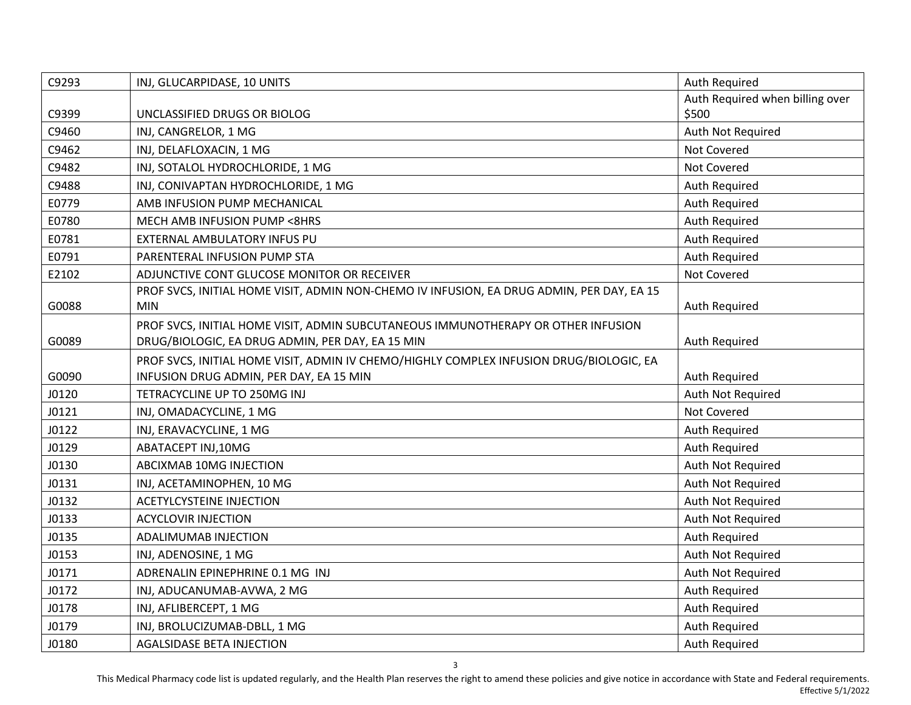| | | |
|---|---|---|
| C9293 | INJ, GLUCARPIDASE, 10 UNITS | Auth Required |
| C9399 | UNCLASSIFIED DRUGS OR BIOLOG | Auth Required when billing over $500 |
| C9460 | INJ, CANGRELOR, 1 MG | Auth Not Required |
| C9462 | INJ, DELAFLOXACIN, 1 MG | Not Covered |
| C9482 | INJ, SOTALOL HYDROCHLORIDE, 1 MG | Not Covered |
| C9488 | INJ, CONIVAPTAN HYDROCHLORIDE, 1 MG | Auth Required |
| E0779 | AMB INFUSION PUMP MECHANICAL | Auth Required |
| E0780 | MECH AMB INFUSION PUMP <8HRS | Auth Required |
| E0781 | EXTERNAL AMBULATORY INFUS PU | Auth Required |
| E0791 | PARENTERAL INFUSION PUMP STA | Auth Required |
| E2102 | ADJUNCTIVE CONT GLUCOSE MONITOR OR RECEIVER | Not Covered |
| G0088 | PROF SVCS, INITIAL HOME VISIT, ADMIN NON-CHEMO IV INFUSION, EA DRUG ADMIN, PER DAY, EA 15 MIN | Auth Required |
| G0089 | PROF SVCS, INITIAL HOME VISIT, ADMIN SUBCUTANEOUS IMMUNOTHERAPY OR OTHER INFUSION DRUG/BIOLOGIC, EA DRUG ADMIN, PER DAY, EA 15 MIN | Auth Required |
| G0090 | PROF SVCS, INITIAL HOME VISIT, ADMIN IV CHEMO/HIGHLY COMPLEX INFUSION DRUG/BIOLOGIC, EA INFUSION DRUG ADMIN, PER DAY, EA 15 MIN | Auth Required |
| J0120 | TETRACYCLINE UP TO 250MG INJ | Auth Not Required |
| J0121 | INJ, OMADACYCLINE, 1 MG | Not Covered |
| J0122 | INJ, ERAVACYCLINE, 1 MG | Auth Required |
| J0129 | ABATACEPT INJ,10MG | Auth Required |
| J0130 | ABCIXMAB 10MG INJECTION | Auth Not Required |
| J0131 | INJ, ACETAMINOPHEN, 10 MG | Auth Not Required |
| J0132 | ACETYLCYSTEINE INJECTION | Auth Not Required |
| J0133 | ACYCLOVIR INJECTION | Auth Not Required |
| J0135 | ADALIMUMAB INJECTION | Auth Required |
| J0153 | INJ, ADENOSINE, 1 MG | Auth Not Required |
| J0171 | ADRENALIN EPINEPHRINE 0.1 MG INJ | Auth Not Required |
| J0172 | INJ, ADUCANUMAB-AVWA, 2 MG | Auth Required |
| J0178 | INJ, AFLIBERCEPT, 1 MG | Auth Required |
| J0179 | INJ, BROLUCIZUMAB-DBLL, 1 MG | Auth Required |
| J0180 | AGALSIDASE BETA INJECTION | Auth Required |

This Medical Pharmacy code list is updated regularly, and the Health Plan reserves the right to amend these policies and give notice in accordance with State and Federal requirements.
Effective 5/1/2022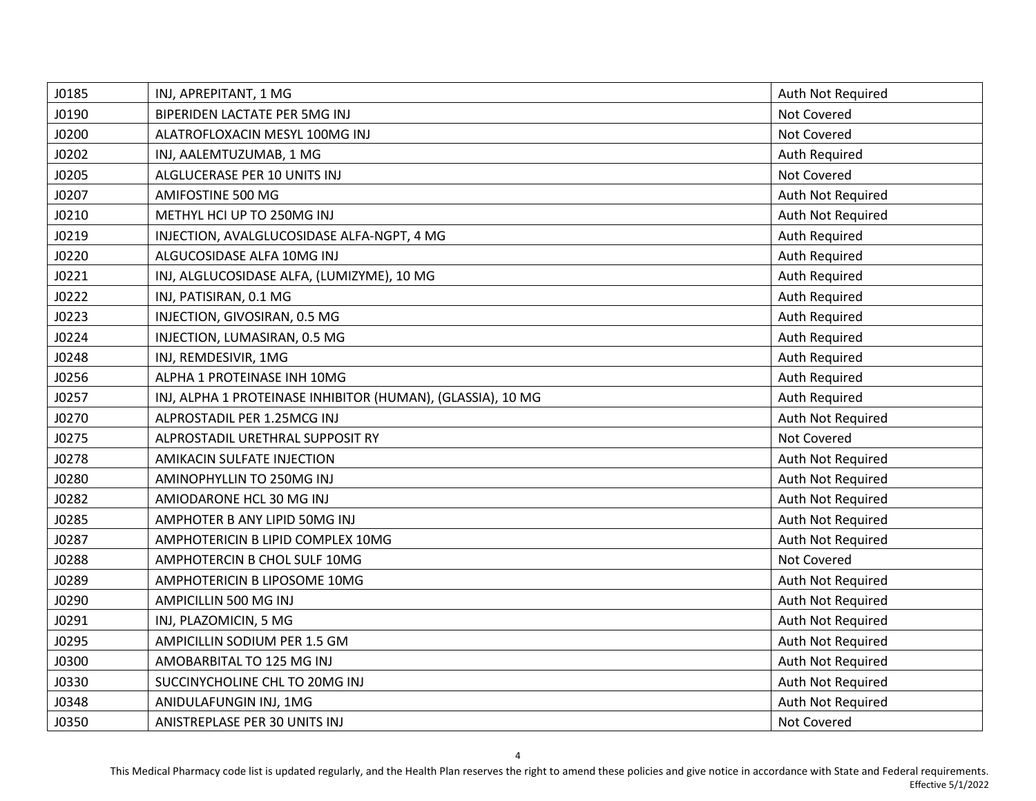| | | |
|---|---|---|
| J0185 | INJ, APREPITANT, 1 MG | Auth Not Required |
| J0190 | BIPERIDEN LACTATE PER 5MG INJ | Not Covered |
| J0200 | ALATROFLOXACIN MESYL 100MG INJ | Not Covered |
| J0202 | INJ, AALEMTUZUMAB, 1 MG | Auth Required |
| J0205 | ALGLUCERASE PER 10 UNITS INJ | Not Covered |
| J0207 | AMIFOSTINE 500 MG | Auth Not Required |
| J0210 | METHYL HCI UP TO 250MG INJ | Auth Not Required |
| J0219 | INJECTION, AVALGLUCOSIDASE ALFA-NGPT, 4 MG | Auth Required |
| J0220 | ALGUCOSIDASE ALFA 10MG INJ | Auth Required |
| J0221 | INJ, ALGLUCOSIDASE ALFA, (LUMIZYME), 10 MG | Auth Required |
| J0222 | INJ, PATISIRAN, 0.1 MG | Auth Required |
| J0223 | INJECTION, GIVOSIRAN, 0.5 MG | Auth Required |
| J0224 | INJECTION, LUMASIRAN, 0.5 MG | Auth Required |
| J0248 | INJ, REMDESIVIR, 1MG | Auth Required |
| J0256 | ALPHA 1 PROTEINASE INH 10MG | Auth Required |
| J0257 | INJ, ALPHA 1 PROTEINASE INHIBITOR (HUMAN), (GLASSIA), 10 MG | Auth Required |
| J0270 | ALPROSTADIL PER 1.25MCG INJ | Auth Not Required |
| J0275 | ALPROSTADIL URETHRAL SUPPOSIT RY | Not Covered |
| J0278 | AMIKACIN SULFATE INJECTION | Auth Not Required |
| J0280 | AMINOPHYLLIN TO 250MG INJ | Auth Not Required |
| J0282 | AMIODARONE HCL 30 MG INJ | Auth Not Required |
| J0285 | AMPHOTER B ANY LIPID 50MG INJ | Auth Not Required |
| J0287 | AMPHOTERICIN B LIPID COMPLEX 10MG | Auth Not Required |
| J0288 | AMPHOTERCIN B CHOL SULF 10MG | Not Covered |
| J0289 | AMPHOTERICIN B LIPOSOME 10MG | Auth Not Required |
| J0290 | AMPICILLIN 500 MG INJ | Auth Not Required |
| J0291 | INJ, PLAZOMICIN, 5 MG | Auth Not Required |
| J0295 | AMPICILLIN SODIUM PER 1.5 GM | Auth Not Required |
| J0300 | AMOBARBITAL TO 125 MG INJ | Auth Not Required |
| J0330 | SUCCINYCHOLINE CHL TO 20MG INJ | Auth Not Required |
| J0348 | ANIDULAFUNGIN INJ, 1MG | Auth Not Required |
| J0350 | ANISTREPLASE PER 30 UNITS INJ | Not Covered |

This Medical Pharmacy code list is updated regularly, and the Health Plan reserves the right to amend these policies and give notice in accordance with State and Federal requirements.
Effective 5/1/2022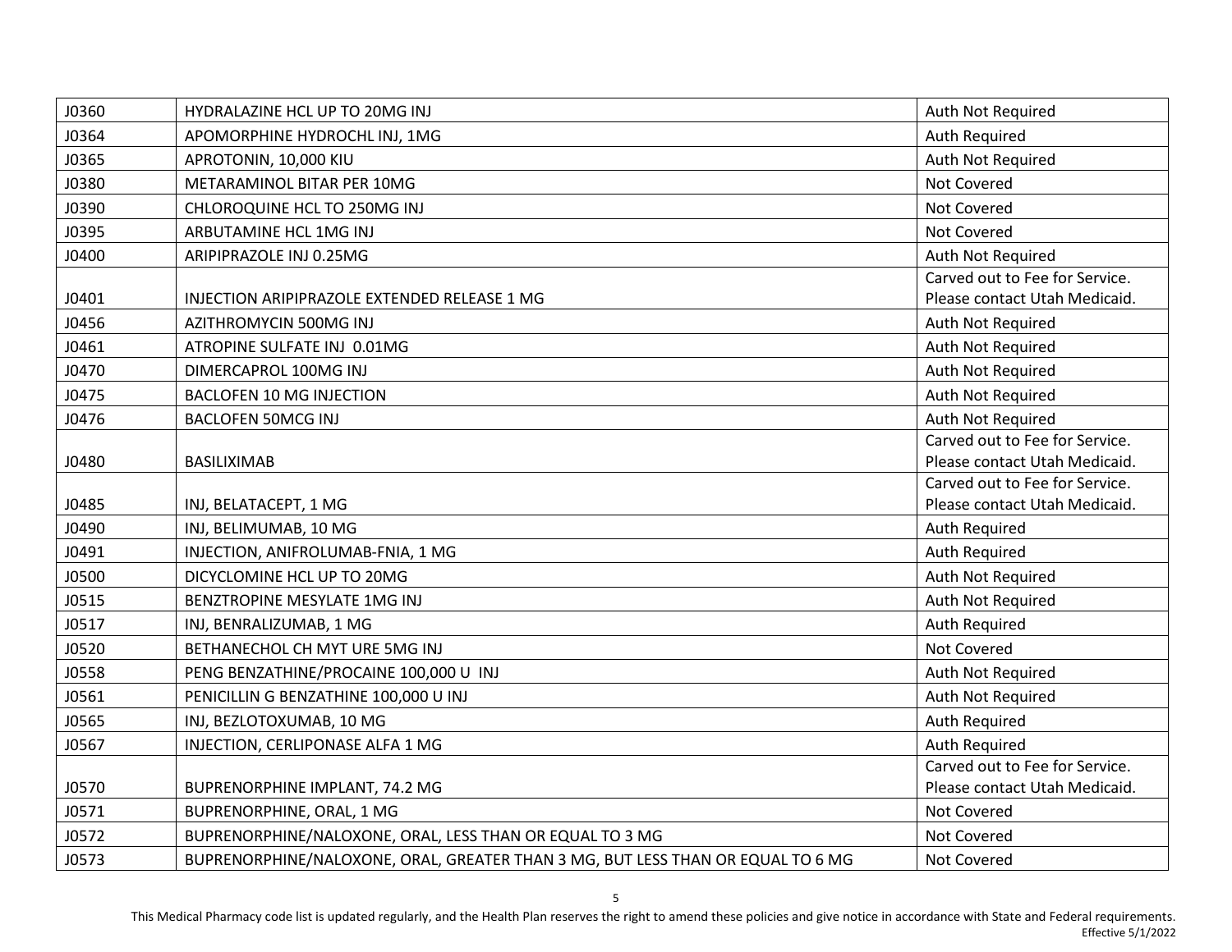| | | |
|---|---|---|
| J0360 | HYDRALAZINE HCL UP TO 20MG INJ | Auth Not Required |
| J0364 | APOMORPHINE HYDROCHL INJ, 1MG | Auth Required |
| J0365 | APROTONIN, 10,000 KIU | Auth Not Required |
| J0380 | METARAMINOL BITAR PER 10MG | Not Covered |
| J0390 | CHLOROQUINE HCL TO 250MG INJ | Not Covered |
| J0395 | ARBUTAMINE HCL 1MG INJ | Not Covered |
| J0400 | ARIPIPRAZOLE INJ 0.25MG | Auth Not Required |
| J0401 | INJECTION ARIPIPRAZOLE EXTENDED RELEASE 1 MG | Carved out to Fee for Service. Please contact Utah Medicaid. |
| J0456 | AZITHROMYCIN 500MG INJ | Auth Not Required |
| J0461 | ATROPINE SULFATE INJ 0.01MG | Auth Not Required |
| J0470 | DIMERCAPROL 100MG INJ | Auth Not Required |
| J0475 | BACLOFEN 10 MG INJECTION | Auth Not Required |
| J0476 | BACLOFEN 50MCG INJ | Auth Not Required |
| J0480 | BASILIXIMAB | Carved out to Fee for Service. Please contact Utah Medicaid. |
| J0485 | INJ, BELATACEPT, 1 MG | Carved out to Fee for Service. Please contact Utah Medicaid. |
| J0490 | INJ, BELIMUMAB, 10 MG | Auth Required |
| J0491 | INJECTION, ANIFROLUMAB-FNIA, 1 MG | Auth Required |
| J0500 | DICYCLOMINE HCL UP TO 20MG | Auth Not Required |
| J0515 | BENZTROPINE MESYLATE 1MG INJ | Auth Not Required |
| J0517 | INJ, BENRALIZUMAB, 1 MG | Auth Required |
| J0520 | BETHANECHOL CH MYT URE 5MG INJ | Not Covered |
| J0558 | PENG BENZATHINE/PROCAINE 100,000 U INJ | Auth Not Required |
| J0561 | PENICILLIN G BENZATHINE 100,000 U INJ | Auth Not Required |
| J0565 | INJ, BEZLOTOXUMAB, 10 MG | Auth Required |
| J0567 | INJECTION, CERLIPONASE ALFA 1 MG | Auth Required |
| J0570 | BUPRENORPHINE IMPLANT, 74.2 MG | Carved out to Fee for Service. Please contact Utah Medicaid. |
| J0571 | BUPRENORPHINE, ORAL, 1 MG | Not Covered |
| J0572 | BUPRENORPHINE/NALOXONE, ORAL, LESS THAN OR EQUAL TO 3 MG | Not Covered |
| J0573 | BUPRENORPHINE/NALOXONE, ORAL, GREATER THAN 3 MG, BUT LESS THAN OR EQUAL TO 6 MG | Not Covered |

This Medical Pharmacy code list is updated regularly, and the Health Plan reserves the right to amend these policies and give notice in accordance with State and Federal requirements.
Effective 5/1/2022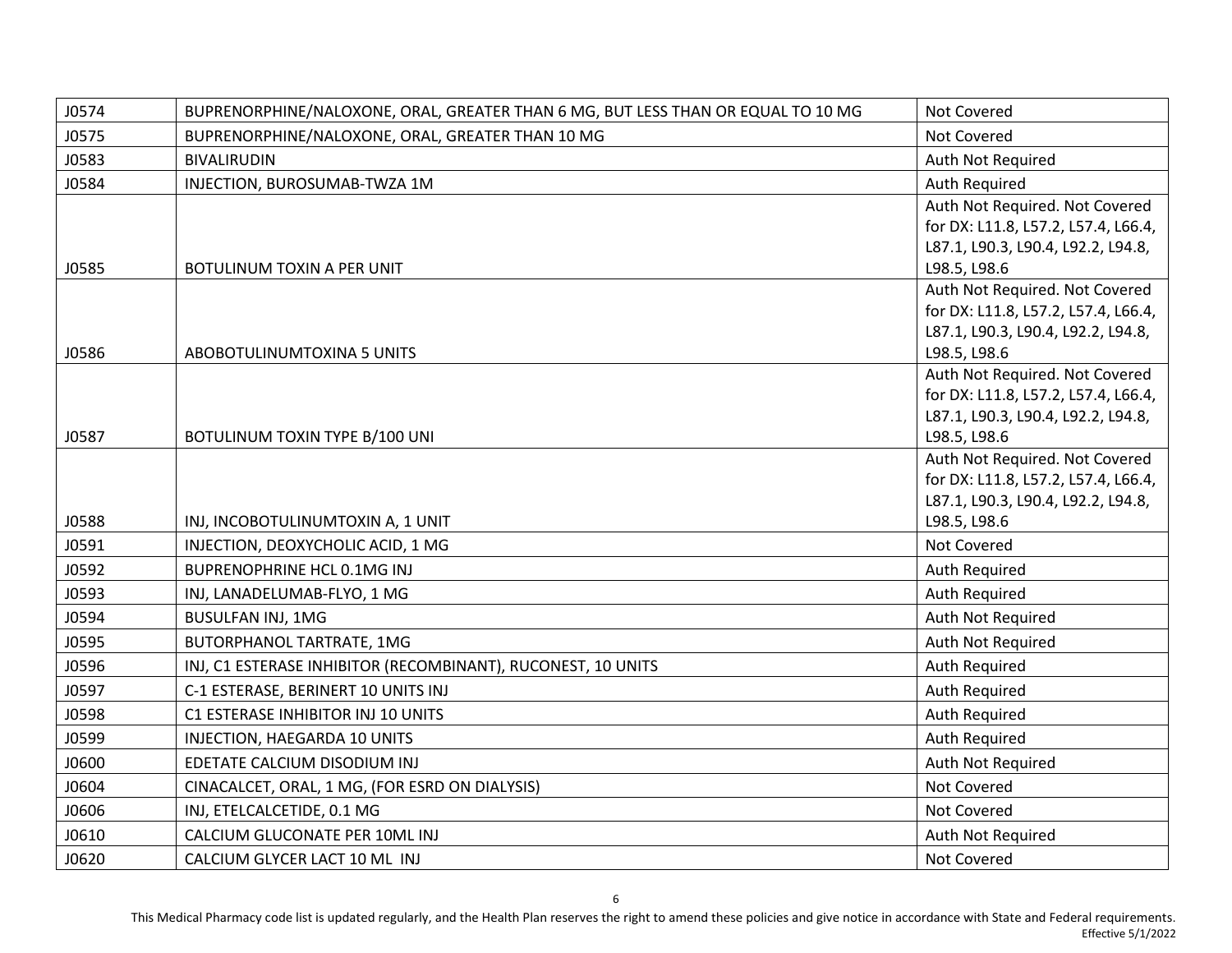| | | |
|---|---|---|
| J0574 | BUPRENORPHINE/NALOXONE, ORAL, GREATER THAN 6 MG, BUT LESS THAN OR EQUAL TO 10 MG | Not Covered |
| J0575 | BUPRENORPHINE/NALOXONE, ORAL, GREATER THAN 10 MG | Not Covered |
| J0583 | BIVALIRUDIN | Auth Not Required |
| J0584 | INJECTION, BUROSUMAB-TWZA 1M | Auth Required |
| J0585 | BOTULINUM TOXIN A PER UNIT | Auth Not Required. Not Covered for DX: L11.8, L57.2, L57.4, L66.4, L87.1, L90.3, L90.4, L92.2, L94.8, L98.5, L98.6 |
| J0586 | ABOBOTULINUMTOXINA 5 UNITS | Auth Not Required. Not Covered for DX: L11.8, L57.2, L57.4, L66.4, L87.1, L90.3, L90.4, L92.2, L94.8, L98.5, L98.6 |
| J0587 | BOTULINUM TOXIN TYPE B/100 UNI | Auth Not Required. Not Covered for DX: L11.8, L57.2, L57.4, L66.4, L87.1, L90.3, L90.4, L92.2, L94.8, L98.5, L98.6 |
| J0588 | INJ, INCOBOTULINUMTOXIN A, 1 UNIT | Auth Not Required. Not Covered for DX: L11.8, L57.2, L57.4, L66.4, L87.1, L90.3, L90.4, L92.2, L94.8, L98.5, L98.6 |
| J0591 | INJECTION, DEOXYCHOLIC ACID, 1 MG | Not Covered |
| J0592 | BUPRENOPHRINE HCL 0.1MG INJ | Auth Required |
| J0593 | INJ, LANADELUMAB-FLYO, 1 MG | Auth Required |
| J0594 | BUSULFAN INJ, 1MG | Auth Not Required |
| J0595 | BUTORPHANOL TARTRATE, 1MG | Auth Not Required |
| J0596 | INJ, C1 ESTERASE INHIBITOR (RECOMBINANT), RUCONEST, 10 UNITS | Auth Required |
| J0597 | C-1 ESTERASE, BERINERT 10 UNITS INJ | Auth Required |
| J0598 | C1 ESTERASE INHIBITOR INJ 10 UNITS | Auth Required |
| J0599 | INJECTION, HAEGARDA 10 UNITS | Auth Required |
| J0600 | EDETATE CALCIUM DISODIUM INJ | Auth Not Required |
| J0604 | CINACALCET, ORAL, 1 MG, (FOR ESRD ON DIALYSIS) | Not Covered |
| J0606 | INJ, ETELCALCETIDE, 0.1 MG | Not Covered |
| J0610 | CALCIUM GLUCONATE PER 10ML INJ | Auth Not Required |
| J0620 | CALCIUM GLYCER LACT 10 ML INJ | Not Covered |

This Medical Pharmacy code list is updated regularly, and the Health Plan reserves the right to amend these policies and give notice in accordance with State and Federal requirements.
Effective 5/1/2022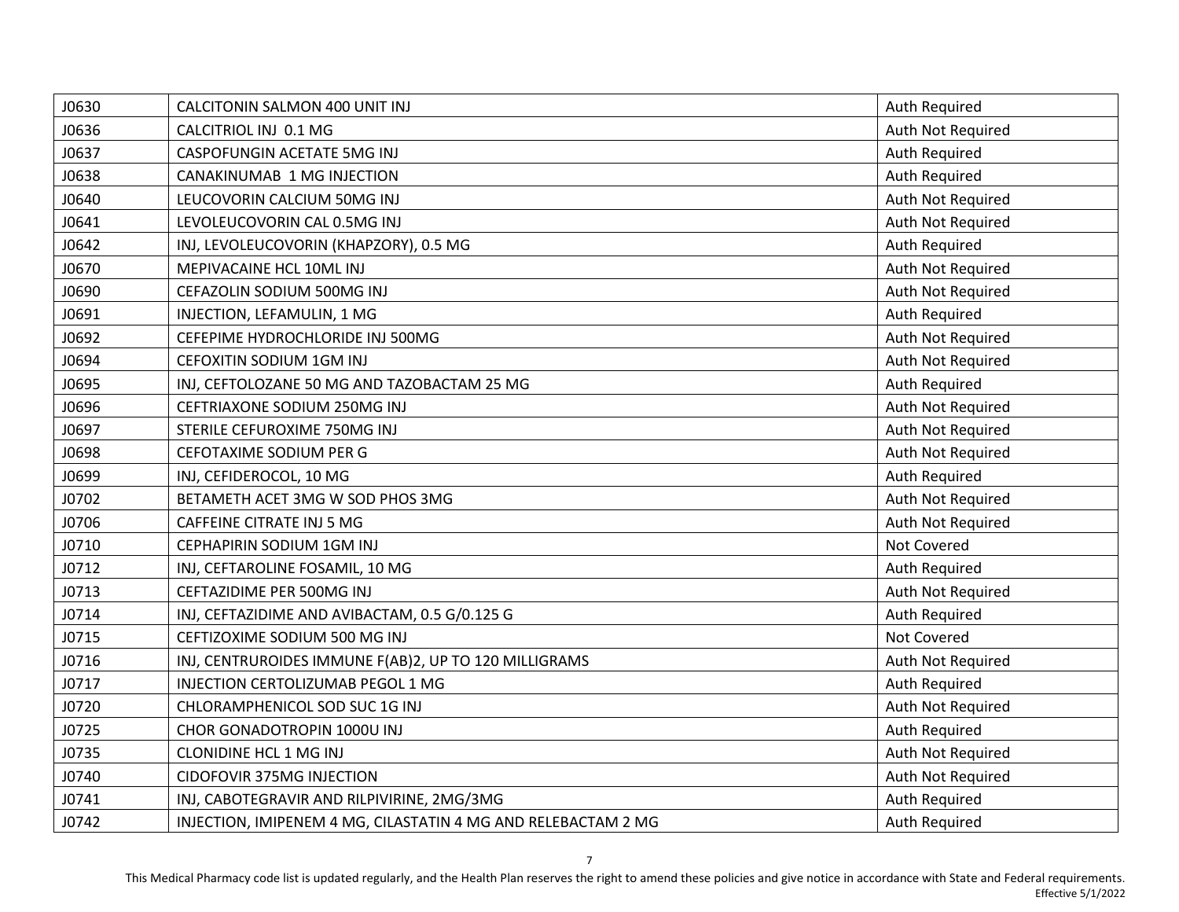| | | |
|---|---|---|
| J0630 | CALCITONIN SALMON 400 UNIT INJ | Auth Required |
| J0636 | CALCITRIOL INJ 0.1 MG | Auth Not Required |
| J0637 | CASPOFUNGIN ACETATE 5MG INJ | Auth Required |
| J0638 | CANAKINUMAB 1 MG INJECTION | Auth Required |
| J0640 | LEUCOVORIN CALCIUM 50MG INJ | Auth Not Required |
| J0641 | LEVOLEUCOVORIN CAL 0.5MG INJ | Auth Not Required |
| J0642 | INJ, LEVOLEUCOVORIN (KHAPZORY), 0.5 MG | Auth Required |
| J0670 | MEPIVACAINE HCL 10ML INJ | Auth Not Required |
| J0690 | CEFAZOLIN SODIUM 500MG INJ | Auth Not Required |
| J0691 | INJECTION, LEFAMULIN, 1 MG | Auth Required |
| J0692 | CEFEPIME HYDROCHLORIDE INJ 500MG | Auth Not Required |
| J0694 | CEFOXITIN SODIUM 1GM INJ | Auth Not Required |
| J0695 | INJ, CEFTOLOZANE 50 MG AND TAZOBACTAM 25 MG | Auth Required |
| J0696 | CEFTRIAXONE SODIUM 250MG INJ | Auth Not Required |
| J0697 | STERILE CEFUROXIME 750MG INJ | Auth Not Required |
| J0698 | CEFOTAXIME SODIUM PER G | Auth Not Required |
| J0699 | INJ, CEFIDEROCOL, 10 MG | Auth Required |
| J0702 | BETAMETH ACET 3MG W SOD PHOS 3MG | Auth Not Required |
| J0706 | CAFFEINE CITRATE INJ 5 MG | Auth Not Required |
| J0710 | CEPHAPIRIN SODIUM 1GM INJ | Not Covered |
| J0712 | INJ, CEFTAROLINE FOSAMIL, 10 MG | Auth Required |
| J0713 | CEFTAZIDIME PER 500MG INJ | Auth Not Required |
| J0714 | INJ, CEFTAZIDIME AND AVIBACTAM, 0.5 G/0.125 G | Auth Required |
| J0715 | CEFTIZOXIME SODIUM 500 MG INJ | Not Covered |
| J0716 | INJ, CENTRUROIDES IMMUNE F(AB)2, UP TO 120 MILLIGRAMS | Auth Not Required |
| J0717 | INJECTION CERTOLIZUMAB PEGOL 1 MG | Auth Required |
| J0720 | CHLORAMPHENICOL SOD SUC 1G INJ | Auth Not Required |
| J0725 | CHOR GONADOTROPIN 1000U INJ | Auth Required |
| J0735 | CLONIDINE HCL 1 MG INJ | Auth Not Required |
| J0740 | CIDOFOVIR 375MG INJECTION | Auth Not Required |
| J0741 | INJ, CABOTEGRAVIR AND RILPIVIRINE, 2MG/3MG | Auth Required |
| J0742 | INJECTION, IMIPENEM 4 MG, CILASTATIN 4 MG AND RELEBACTAM 2 MG | Auth Required |

This Medical Pharmacy code list is updated regularly, and the Health Plan reserves the right to amend these policies and give notice in accordance with State and Federal requirements.
Effective 5/1/2022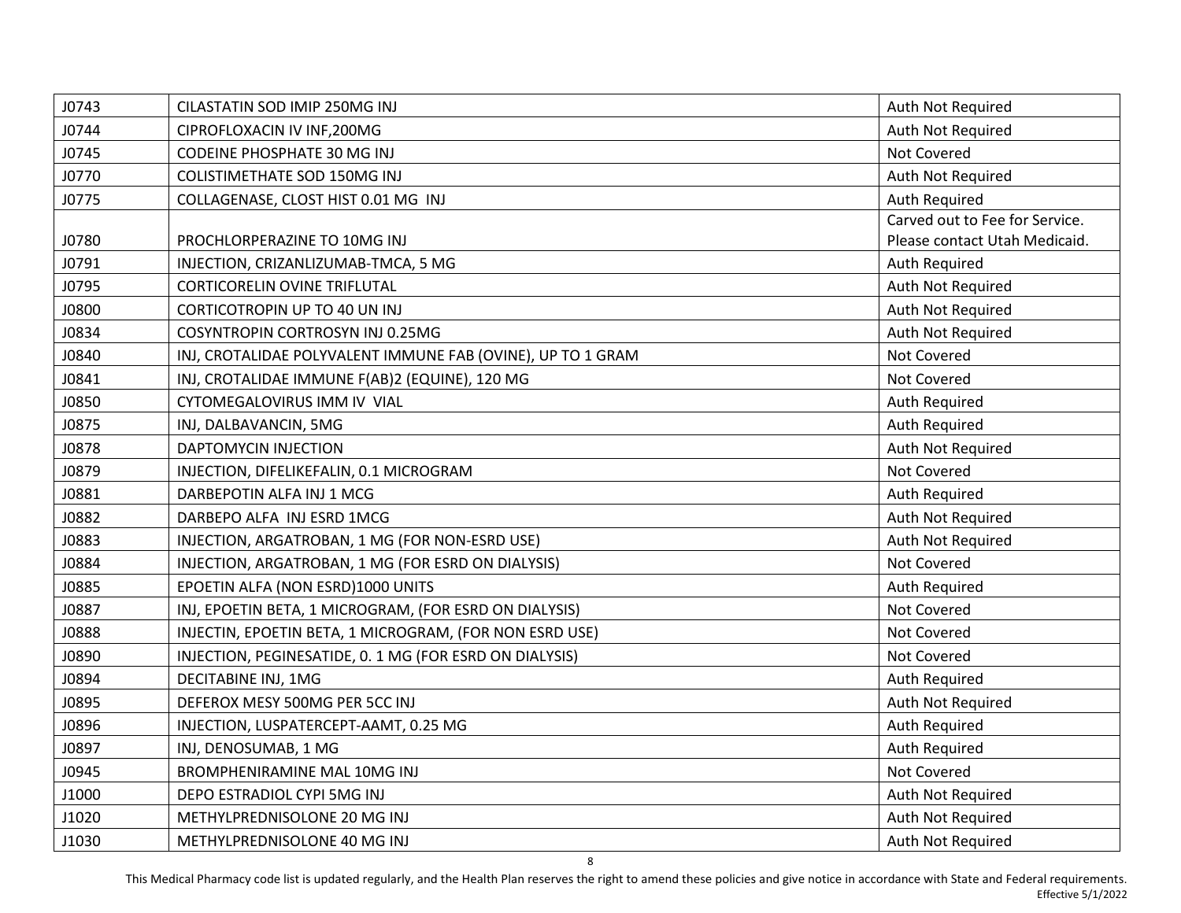| | | |
|---|---|---|
| J0743 | CILASTATIN SOD IMIP 250MG INJ | Auth Not Required |
| J0744 | CIPROFLOXACIN IV INF,200MG | Auth Not Required |
| J0745 | CODEINE PHOSPHATE 30 MG INJ | Not Covered |
| J0770 | COLISTIMETHATE SOD 150MG INJ | Auth Not Required |
| J0775 | COLLAGENASE, CLOST HIST 0.01 MG INJ | Auth Required |
| J0780 | PROCHLORPERAZINE TO 10MG INJ | Carved out to Fee for Service. Please contact Utah Medicaid. |
| J0791 | INJECTION, CRIZANLIZUMAB-TMCA, 5 MG | Auth Required |
| J0795 | CORTICORELIN OVINE TRIFLUTAL | Auth Not Required |
| J0800 | CORTICOTROPIN UP TO 40 UN INJ | Auth Not Required |
| J0834 | COSYNTROPIN CORTROSYN INJ 0.25MG | Auth Not Required |
| J0840 | INJ, CROTALIDAE POLYVALENT IMMUNE FAB (OVINE), UP TO 1 GRAM | Not Covered |
| J0841 | INJ, CROTALIDAE IMMUNE F(AB)2 (EQUINE), 120 MG | Not Covered |
| J0850 | CYTOMEGALOVIRUS IMM IV VIAL | Auth Required |
| J0875 | INJ, DALBAVANCIN, 5MG | Auth Required |
| J0878 | DAPTOMYCIN INJECTION | Auth Not Required |
| J0879 | INJECTION, DIFELIKEFALIN, 0.1 MICROGRAM | Not Covered |
| J0881 | DARBEPOTIN ALFA INJ 1 MCG | Auth Required |
| J0882 | DARBEPO ALFA INJ ESRD 1MCG | Auth Not Required |
| J0883 | INJECTION, ARGATROBAN, 1 MG (FOR NON-ESRD USE) | Auth Not Required |
| J0884 | INJECTION, ARGATROBAN, 1 MG (FOR ESRD ON DIALYSIS) | Not Covered |
| J0885 | EPOETIN ALFA (NON ESRD)1000 UNITS | Auth Required |
| J0887 | INJ, EPOETIN BETA, 1 MICROGRAM, (FOR ESRD ON DIALYSIS) | Not Covered |
| J0888 | INJECTIN, EPOETIN BETA, 1 MICROGRAM, (FOR NON ESRD USE) | Not Covered |
| J0890 | INJECTION, PEGINESATIDE, 0. 1 MG (FOR ESRD ON DIALYSIS) | Not Covered |
| J0894 | DECITABINE INJ, 1MG | Auth Required |
| J0895 | DEFEROX MESY 500MG PER 5CC INJ | Auth Not Required |
| J0896 | INJECTION, LUSPATERCEPT-AAMT, 0.25 MG | Auth Required |
| J0897 | INJ, DENOSUMAB, 1 MG | Auth Required |
| J0945 | BROMPHENIRAMINE MAL 10MG INJ | Not Covered |
| J1000 | DEPO ESTRADIOL CYPI 5MG INJ | Auth Not Required |
| J1020 | METHYLPREDNISOLONE 20 MG INJ | Auth Not Required |
| J1030 | METHYLPREDNISOLONE 40 MG INJ | Auth Not Required |

This Medical Pharmacy code list is updated regularly, and the Health Plan reserves the right to amend these policies and give notice in accordance with State and Federal requirements.
Effective 5/1/2022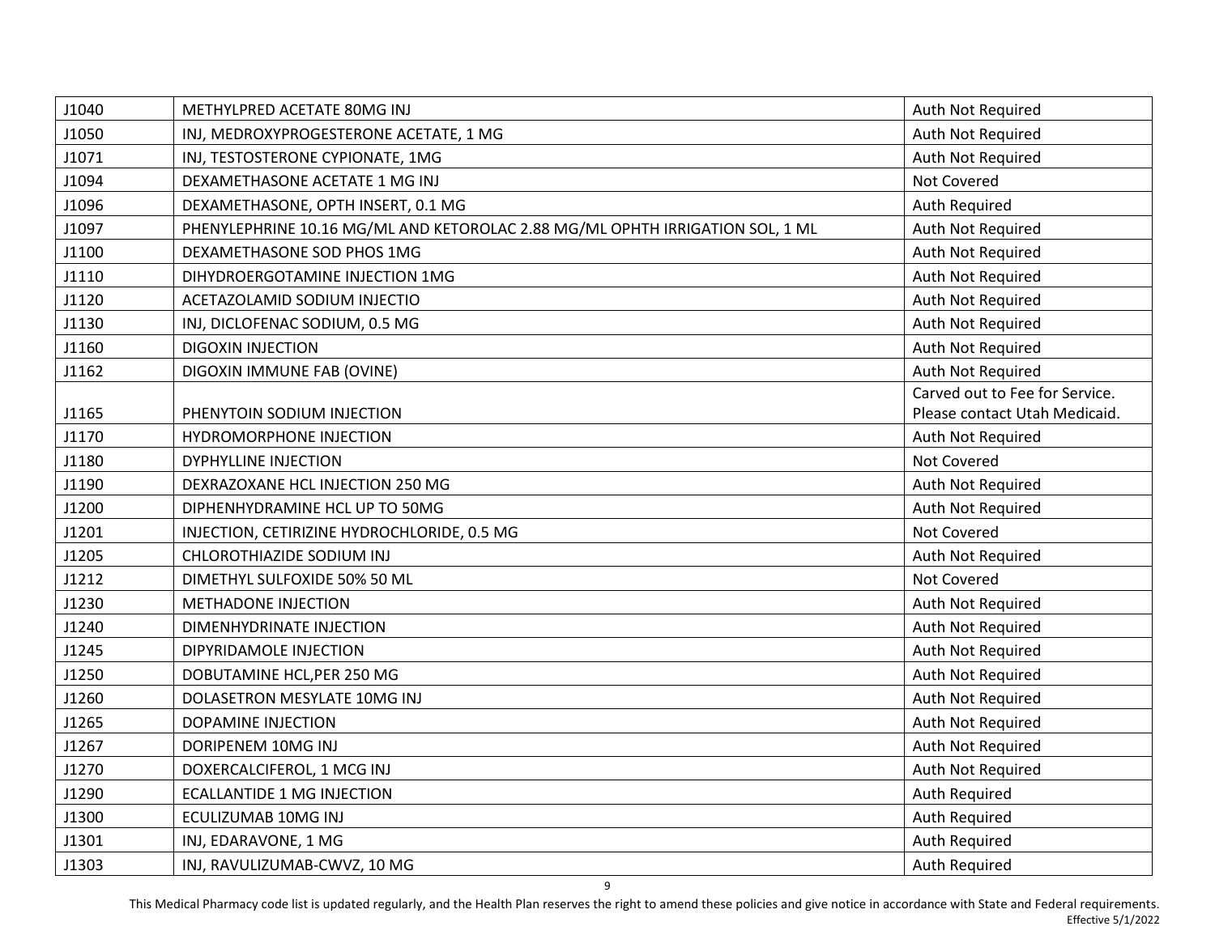| | | |
|---|---|---|
| J1040 | METHYLPRED ACETATE 80MG INJ | Auth Not Required |
| J1050 | INJ, MEDROXYPROGESTERONE ACETATE, 1 MG | Auth Not Required |
| J1071 | INJ, TESTOSTERONE CYPIONATE, 1MG | Auth Not Required |
| J1094 | DEXAMETHASONE ACETATE 1 MG INJ | Not Covered |
| J1096 | DEXAMETHASONE, OPTH INSERT, 0.1 MG | Auth Required |
| J1097 | PHENYLEPHRINE 10.16 MG/ML AND KETOROLAC 2.88 MG/ML OPHTH IRRIGATION SOL, 1 ML | Auth Not Required |
| J1100 | DEXAMETHASONE SOD PHOS 1MG | Auth Not Required |
| J1110 | DIHYDROERGOTAMINE INJECTION 1MG | Auth Not Required |
| J1120 | ACETAZOLAMID SODIUM INJECTIO | Auth Not Required |
| J1130 | INJ, DICLOFENAC SODIUM, 0.5 MG | Auth Not Required |
| J1160 | DIGOXIN INJECTION | Auth Not Required |
| J1162 | DIGOXIN IMMUNE FAB (OVINE) | Auth Not Required |
| J1165 | PHENYTOIN SODIUM INJECTION | Carved out to Fee for Service. Please contact Utah Medicaid. |
| J1170 | HYDROMORPHONE INJECTION | Auth Not Required |
| J1180 | DYPHYLLINE INJECTION | Not Covered |
| J1190 | DEXRAZOXANE HCL INJECTION 250 MG | Auth Not Required |
| J1200 | DIPHENHYDRAMINE HCL UP TO 50MG | Auth Not Required |
| J1201 | INJECTION, CETIRIZINE HYDROCHLORIDE, 0.5 MG | Not Covered |
| J1205 | CHLOROTHIAZIDE SODIUM INJ | Auth Not Required |
| J1212 | DIMETHYL SULFOXIDE 50% 50 ML | Not Covered |
| J1230 | METHADONE INJECTION | Auth Not Required |
| J1240 | DIMENHYDRINATE INJECTION | Auth Not Required |
| J1245 | DIPYRIDAMOLE INJECTION | Auth Not Required |
| J1250 | DOBUTAMINE HCL,PER 250 MG | Auth Not Required |
| J1260 | DOLASETRON MESYLATE 10MG INJ | Auth Not Required |
| J1265 | DOPAMINE INJECTION | Auth Not Required |
| J1267 | DORIPENEM 10MG INJ | Auth Not Required |
| J1270 | DOXERCALCIFEROL, 1 MCG INJ | Auth Not Required |
| J1290 | ECALLANTIDE 1 MG INJECTION | Auth Required |
| J1300 | ECULIZUMAB 10MG INJ | Auth Required |
| J1301 | INJ, EDARAVONE, 1 MG | Auth Required |
| J1303 | INJ, RAVULIZUMAB-CWVZ, 10 MG | Auth Required |

This Medical Pharmacy code list is updated regularly, and the Health Plan reserves the right to amend these policies and give notice in accordance with State and Federal requirements.
Effective 5/1/2022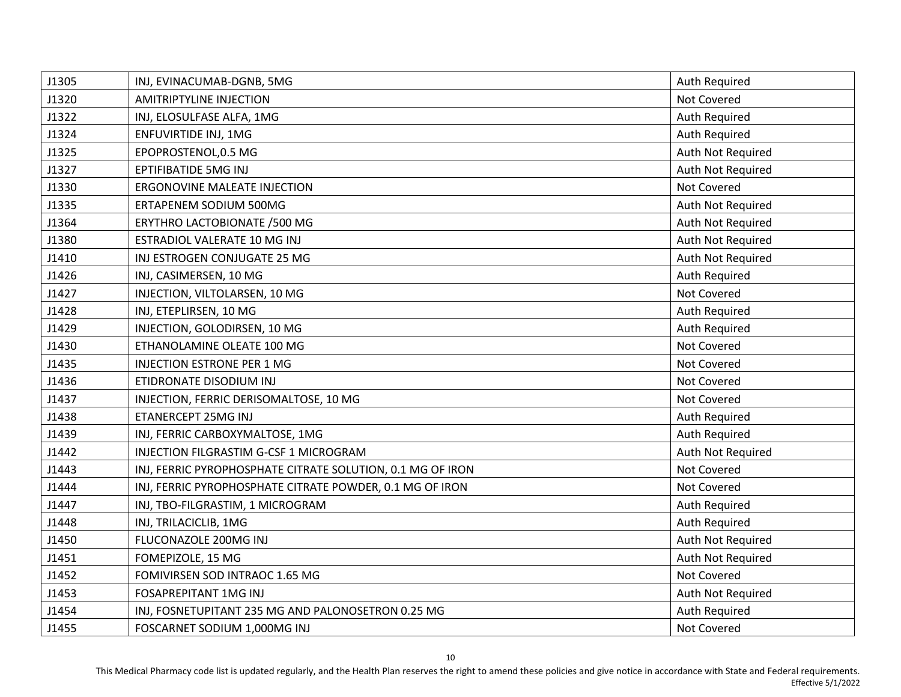| | | |
|---|---|---|
| J1305 | INJ, EVINACUMAB-DGNB, 5MG | Auth Required |
| J1320 | AMITRIPTYLINE INJECTION | Not Covered |
| J1322 | INJ, ELOSULFASE ALFA, 1MG | Auth Required |
| J1324 | ENFUVIRTIDE INJ, 1MG | Auth Required |
| J1325 | EPOPROSTENOL,0.5 MG | Auth Not Required |
| J1327 | EPTIFIBATIDE 5MG INJ | Auth Not Required |
| J1330 | ERGONOVINE MALEATE INJECTION | Not Covered |
| J1335 | ERTAPENEM SODIUM 500MG | Auth Not Required |
| J1364 | ERYTHRO LACTOBIONATE /500 MG | Auth Not Required |
| J1380 | ESTRADIOL VALERATE 10 MG INJ | Auth Not Required |
| J1410 | INJ ESTROGEN CONJUGATE 25 MG | Auth Not Required |
| J1426 | INJ, CASIMERSEN, 10 MG | Auth Required |
| J1427 | INJECTION, VILTOLARSEN, 10 MG | Not Covered |
| J1428 | INJ, ETEPLIRSEN, 10 MG | Auth Required |
| J1429 | INJECTION, GOLODIRSEN, 10 MG | Auth Required |
| J1430 | ETHANOLAMINE OLEATE 100 MG | Not Covered |
| J1435 | INJECTION ESTRONE PER 1 MG | Not Covered |
| J1436 | ETIDRONATE DISODIUM INJ | Not Covered |
| J1437 | INJECTION, FERRIC DERISOMALTOSE, 10 MG | Not Covered |
| J1438 | ETANERCEPT 25MG INJ | Auth Required |
| J1439 | INJ, FERRIC CARBOXYMALTOSE, 1MG | Auth Required |
| J1442 | INJECTION FILGRASTIM G-CSF 1 MICROGRAM | Auth Not Required |
| J1443 | INJ, FERRIC PYROPHOSPHATE CITRATE SOLUTION, 0.1 MG OF IRON | Not Covered |
| J1444 | INJ, FERRIC PYROPHOSPHATE CITRATE POWDER, 0.1 MG OF IRON | Not Covered |
| J1447 | INJ, TBO-FILGRASTIM, 1 MICROGRAM | Auth Required |
| J1448 | INJ, TRILACICLIB, 1MG | Auth Required |
| J1450 | FLUCONAZOLE 200MG INJ | Auth Not Required |
| J1451 | FOMEPIZOLE, 15 MG | Auth Not Required |
| J1452 | FOMIVIRSEN SOD INTRAOC 1.65 MG | Not Covered |
| J1453 | FOSAPREPITANT 1MG INJ | Auth Not Required |
| J1454 | INJ, FOSNETUPITANT 235 MG AND PALONOSETRON 0.25 MG | Auth Required |
| J1455 | FOSCARNET SODIUM 1,000MG INJ | Not Covered |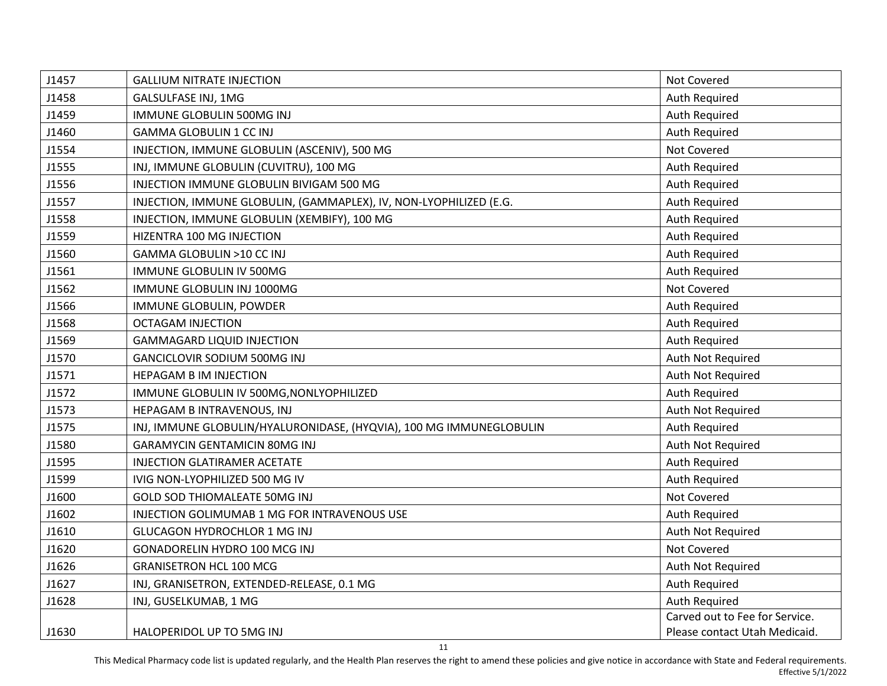| | | |
|---|---|---|
| J1457 | GALLIUM NITRATE INJECTION | Not Covered |
| J1458 | GALSULFASE INJ, 1MG | Auth Required |
| J1459 | IMMUNE GLOBULIN 500MG INJ | Auth Required |
| J1460 | GAMMA GLOBULIN 1 CC INJ | Auth Required |
| J1554 | INJECTION, IMMUNE GLOBULIN (ASCENIV), 500 MG | Not Covered |
| J1555 | INJ, IMMUNE GLOBULIN (CUVITRU), 100 MG | Auth Required |
| J1556 | INJECTION IMMUNE GLOBULIN BIVIGAM 500 MG | Auth Required |
| J1557 | INJECTION, IMMUNE GLOBULIN, (GAMMAPLEX), IV, NON-LYOPHILIZED (E.G. | Auth Required |
| J1558 | INJECTION, IMMUNE GLOBULIN (XEMBIFY), 100 MG | Auth Required |
| J1559 | HIZENTRA 100 MG INJECTION | Auth Required |
| J1560 | GAMMA GLOBULIN >10 CC INJ | Auth Required |
| J1561 | IMMUNE GLOBULIN IV 500MG | Auth Required |
| J1562 | IMMUNE GLOBULIN INJ 1000MG | Not Covered |
| J1566 | IMMUNE GLOBULIN, POWDER | Auth Required |
| J1568 | OCTAGAM INJECTION | Auth Required |
| J1569 | GAMMAGARD LIQUID INJECTION | Auth Required |
| J1570 | GANCICLOVIR SODIUM 500MG INJ | Auth Not Required |
| J1571 | HEPAGAM B IM INJECTION | Auth Not Required |
| J1572 | IMMUNE GLOBULIN IV 500MG,NONLYOPHILIZED | Auth Required |
| J1573 | HEPAGAM B INTRAVENOUS, INJ | Auth Not Required |
| J1575 | INJ, IMMUNE GLOBULIN/HYALURONIDASE, (HYQVIA), 100 MG IMMUNEGLOBULIN | Auth Required |
| J1580 | GARAMYCIN GENTAMICIN 80MG INJ | Auth Not Required |
| J1595 | INJECTION GLATIRAMER ACETATE | Auth Required |
| J1599 | IVIG NON-LYOPHILIZED 500 MG IV | Auth Required |
| J1600 | GOLD SOD THIOMALEATE 50MG INJ | Not Covered |
| J1602 | INJECTION GOLIMUMAB 1 MG FOR INTRAVENOUS USE | Auth Required |
| J1610 | GLUCAGON HYDROCHLOR 1 MG INJ | Auth Not Required |
| J1620 | GONADORELIN HYDRO 100 MCG INJ | Not Covered |
| J1626 | GRANISETRON HCL 100 MCG | Auth Not Required |
| J1627 | INJ, GRANISETRON, EXTENDED-RELEASE, 0.1 MG | Auth Required |
| J1628 | INJ, GUSELKUMAB, 1 MG | Auth Required |
| J1630 | HALOPERIDOL UP TO 5MG INJ | Carved out to Fee for Service. Please contact Utah Medicaid. |

This Medical Pharmacy code list is updated regularly, and the Health Plan reserves the right to amend these policies and give notice in accordance with State and Federal requirements.
Effective 5/1/2022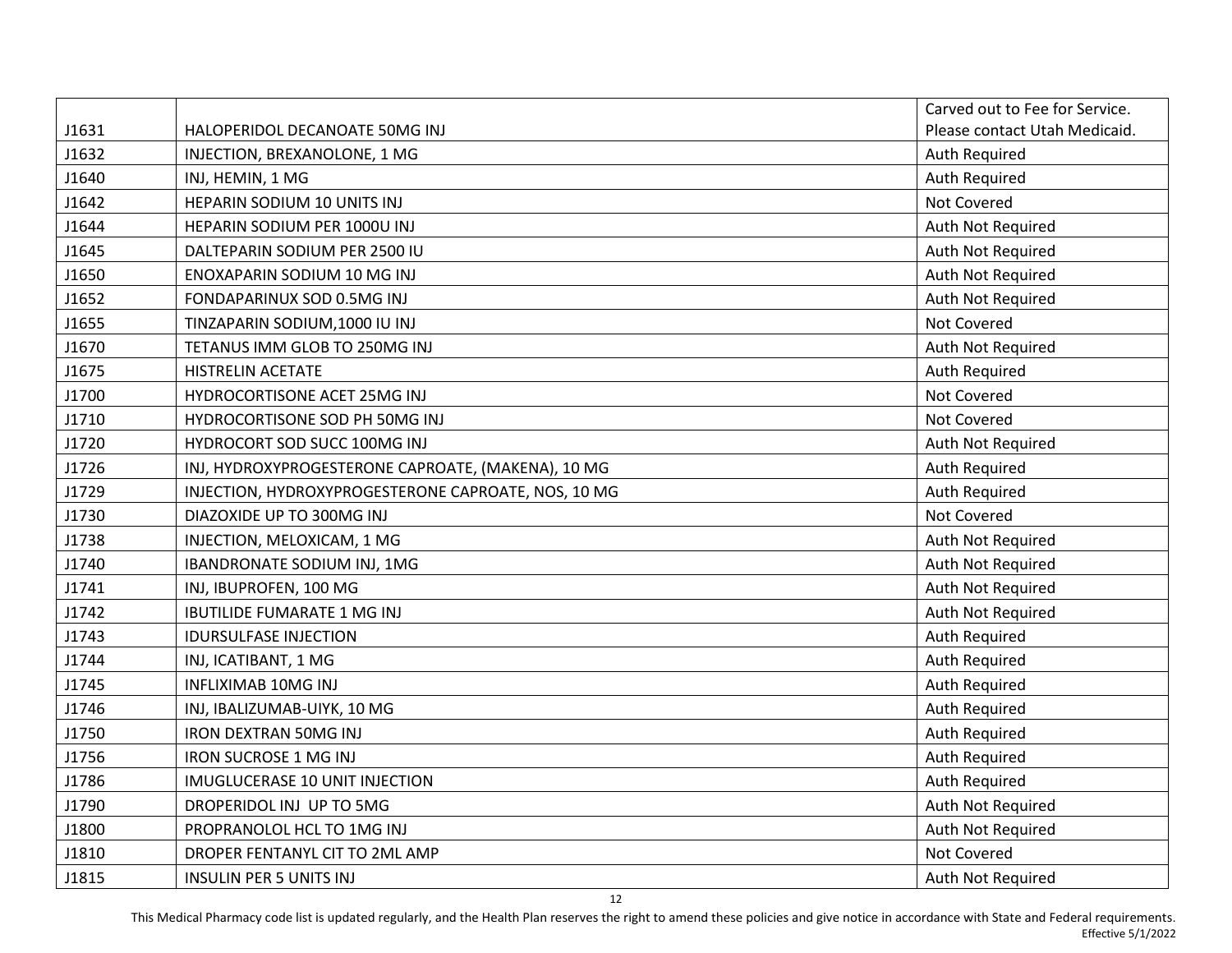| | | |
|---|---|---|
| J1631 | HALOPERIDOL DECANOATE 50MG INJ | Carved out to Fee for Service. Please contact Utah Medicaid. |
| J1632 | INJECTION, BREXANOLONE, 1 MG | Auth Required |
| J1640 | INJ, HEMIN, 1 MG | Auth Required |
| J1642 | HEPARIN SODIUM 10 UNITS INJ | Not Covered |
| J1644 | HEPARIN SODIUM PER 1000U INJ | Auth Not Required |
| J1645 | DALTEPARIN SODIUM PER 2500 IU | Auth Not Required |
| J1650 | ENOXAPARIN SODIUM 10 MG INJ | Auth Not Required |
| J1652 | FONDAPARINUX SOD 0.5MG INJ | Auth Not Required |
| J1655 | TINZAPARIN SODIUM,1000 IU INJ | Not Covered |
| J1670 | TETANUS IMM GLOB TO 250MG INJ | Auth Not Required |
| J1675 | HISTRELIN ACETATE | Auth Required |
| J1700 | HYDROCORTISONE ACET 25MG INJ | Not Covered |
| J1710 | HYDROCORTISONE SOD PH 50MG INJ | Not Covered |
| J1720 | HYDROCORT SOD SUCC 100MG INJ | Auth Not Required |
| J1726 | INJ, HYDROXYPROGESTERONE CAPROATE, (MAKENA), 10 MG | Auth Required |
| J1729 | INJECTION, HYDROXYPROGESTERONE CAPROATE, NOS, 10 MG | Auth Required |
| J1730 | DIAZOXIDE UP TO 300MG INJ | Not Covered |
| J1738 | INJECTION, MELOXICAM, 1 MG | Auth Not Required |
| J1740 | IBANDRONATE SODIUM INJ, 1MG | Auth Not Required |
| J1741 | INJ, IBUPROFEN, 100 MG | Auth Not Required |
| J1742 | IBUTILIDE FUMARATE 1 MG INJ | Auth Not Required |
| J1743 | IDURSULFASE INJECTION | Auth Required |
| J1744 | INJ, ICATIBANT, 1 MG | Auth Required |
| J1745 | INFLIXIMAB 10MG INJ | Auth Required |
| J1746 | INJ, IBALIZUMAB-UIYK, 10 MG | Auth Required |
| J1750 | IRON DEXTRAN 50MG INJ | Auth Required |
| J1756 | IRON SUCROSE 1 MG INJ | Auth Required |
| J1786 | IMUGLUCERASE 10 UNIT INJECTION | Auth Required |
| J1790 | DROPERIDOL INJ UP TO 5MG | Auth Not Required |
| J1800 | PROPRANOLOL HCL TO 1MG INJ | Auth Not Required |
| J1810 | DROPER FENTANYL CIT TO 2ML AMP | Not Covered |
| J1815 | INSULIN PER 5 UNITS INJ | Auth Not Required |

This Medical Pharmacy code list is updated regularly, and the Health Plan reserves the right to amend these policies and give notice in accordance with State and Federal requirements.
Effective 5/1/2022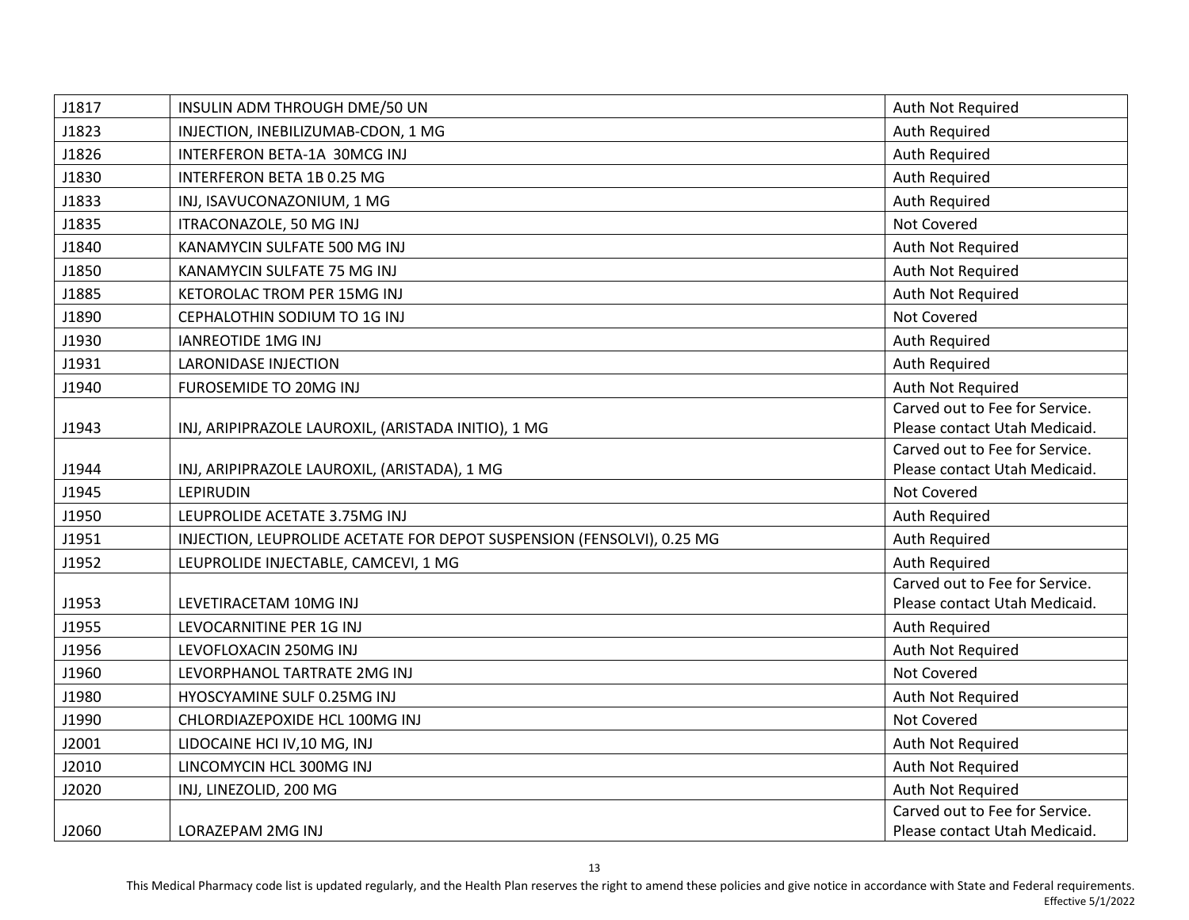| | | |
|---|---|---|
| J1817 | INSULIN ADM THROUGH DME/50 UN | Auth Not Required |
| J1823 | INJECTION, INEBILIZUMAB-CDON, 1 MG | Auth Required |
| J1826 | INTERFERON BETA-1A 30MCG INJ | Auth Required |
| J1830 | INTERFERON BETA 1B 0.25 MG | Auth Required |
| J1833 | INJ, ISAVUCONAZONIUM, 1 MG | Auth Required |
| J1835 | ITRACONAZOLE, 50 MG INJ | Not Covered |
| J1840 | KANAMYCIN SULFATE 500 MG INJ | Auth Not Required |
| J1850 | KANAMYCIN SULFATE 75 MG INJ | Auth Not Required |
| J1885 | KETOROLAC TROM PER 15MG INJ | Auth Not Required |
| J1890 | CEPHALOTHIN SODIUM TO 1G INJ | Not Covered |
| J1930 | IANREOTIDE 1MG INJ | Auth Required |
| J1931 | LARONIDASE INJECTION | Auth Required |
| J1940 | FUROSEMIDE TO 20MG INJ | Auth Not Required |
| J1943 | INJ, ARIPIPRAZOLE LAUROXIL, (ARISTADA INITIO), 1 MG | Carved out to Fee for Service. Please contact Utah Medicaid. |
| J1944 | INJ, ARIPIPRAZOLE LAUROXIL, (ARISTADA), 1 MG | Carved out to Fee for Service. Please contact Utah Medicaid. |
| J1945 | LEPIRUDIN | Not Covered |
| J1950 | LEUPROLIDE ACETATE 3.75MG INJ | Auth Required |
| J1951 | INJECTION, LEUPROLIDE ACETATE FOR DEPOT SUSPENSION (FENSOLVI), 0.25 MG | Auth Required |
| J1952 | LEUPROLIDE INJECTABLE, CAMCEVI, 1 MG | Auth Required |
| J1953 | LEVETIRACETAM 10MG INJ | Carved out to Fee for Service. Please contact Utah Medicaid. |
| J1955 | LEVOCARNITINE PER 1G INJ | Auth Required |
| J1956 | LEVOFLOXACIN 250MG INJ | Auth Not Required |
| J1960 | LEVORPHANOL TARTRATE 2MG INJ | Not Covered |
| J1980 | HYOSCYAMINE SULF 0.25MG INJ | Auth Not Required |
| J1990 | CHLORDIAZEPOXIDE HCL 100MG INJ | Not Covered |
| J2001 | LIDOCAINE HCI IV,10 MG, INJ | Auth Not Required |
| J2010 | LINCOMYCIN HCL 300MG INJ | Auth Not Required |
| J2020 | INJ, LINEZOLID, 200 MG | Auth Not Required |
| J2060 | LORAZEPAM 2MG INJ | Carved out to Fee for Service. Please contact Utah Medicaid. |

This Medical Pharmacy code list is updated regularly, and the Health Plan reserves the right to amend these policies and give notice in accordance with State and Federal requirements.
Effective 5/1/2022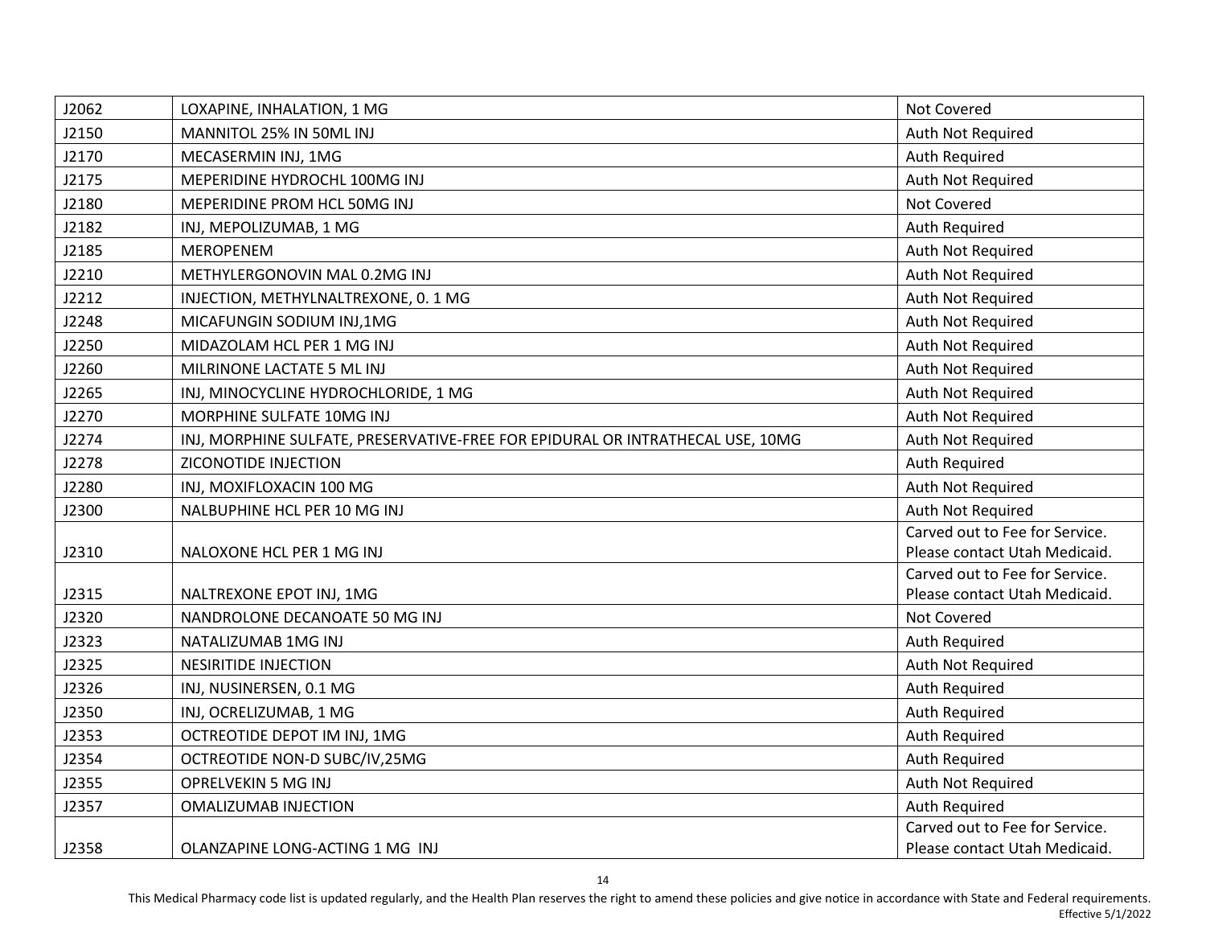| | | |
|---|---|---|
| J2062 | LOXAPINE, INHALATION, 1 MG | Not Covered |
| J2150 | MANNITOL 25% IN 50ML INJ | Auth Not Required |
| J2170 | MECASERMIN INJ, 1MG | Auth Required |
| J2175 | MEPERIDINE HYDROCHL 100MG INJ | Auth Not Required |
| J2180 | MEPERIDINE PROM HCL 50MG INJ | Not Covered |
| J2182 | INJ, MEPOLIZUMAB, 1 MG | Auth Required |
| J2185 | MEROPENEM | Auth Not Required |
| J2210 | METHYLERGONOVIN MAL 0.2MG INJ | Auth Not Required |
| J2212 | INJECTION, METHYLNALTREXONE, 0. 1 MG | Auth Not Required |
| J2248 | MICAFUNGIN SODIUM INJ,1MG | Auth Not Required |
| J2250 | MIDAZOLAM HCL PER 1 MG INJ | Auth Not Required |
| J2260 | MILRINONE LACTATE 5 ML INJ | Auth Not Required |
| J2265 | INJ, MINOCYCLINE HYDROCHLORIDE, 1 MG | Auth Not Required |
| J2270 | MORPHINE SULFATE 10MG INJ | Auth Not Required |
| J2274 | INJ, MORPHINE SULFATE, PRESERVATIVE-FREE FOR EPIDURAL OR INTRATHECAL USE, 10MG | Auth Not Required |
| J2278 | ZICONOTIDE INJECTION | Auth Required |
| J2280 | INJ, MOXIFLOXACIN 100 MG | Auth Not Required |
| J2300 | NALBUPHINE HCL PER 10 MG INJ | Auth Not Required |
| J2310 | NALOXONE HCL PER 1 MG INJ | Carved out to Fee for Service. Please contact Utah Medicaid. |
| J2315 | NALTREXONE EPOT INJ, 1MG | Carved out to Fee for Service. Please contact Utah Medicaid. |
| J2320 | NANDROLONE DECANOATE 50 MG INJ | Not Covered |
| J2323 | NATALIZUMAB 1MG INJ | Auth Required |
| J2325 | NESIRITIDE INJECTION | Auth Not Required |
| J2326 | INJ, NUSINERSEN, 0.1 MG | Auth Required |
| J2350 | INJ, OCRELIZUMAB, 1 MG | Auth Required |
| J2353 | OCTREOTIDE DEPOT IM INJ, 1MG | Auth Required |
| J2354 | OCTREOTIDE NON-D SUBC/IV,25MG | Auth Required |
| J2355 | OPRELVEKIN 5 MG INJ | Auth Not Required |
| J2357 | OMALIZUMAB INJECTION | Auth Required |
| J2358 | OLANZAPINE LONG-ACTING 1 MG INJ | Carved out to Fee for Service. Please contact Utah Medicaid. |

This Medical Pharmacy code list is updated regularly, and the Health Plan reserves the right to amend these policies and give notice in accordance with State and Federal requirements.
Effective 5/1/2022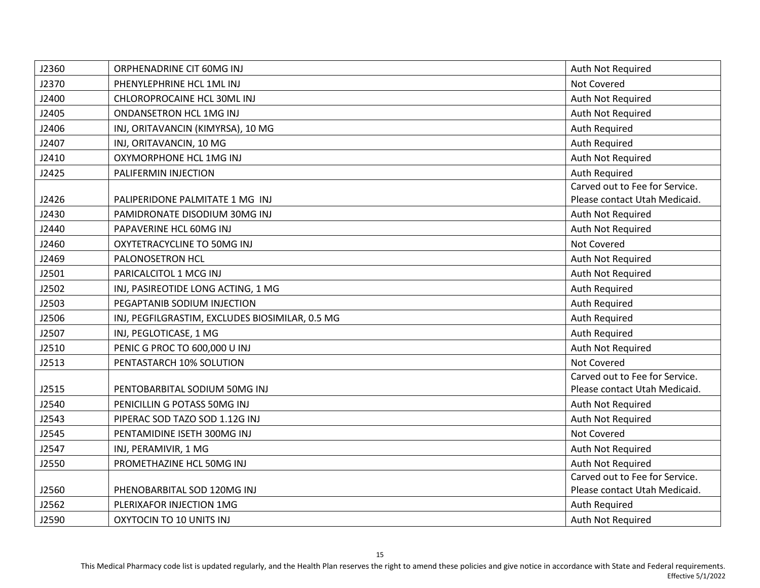| | | |
|---|---|---|
| J2360 | ORPHENADRINE CIT 60MG INJ | Auth Not Required |
| J2370 | PHENYLEPHRINE HCL 1ML INJ | Not Covered |
| J2400 | CHLOROPROCAINE HCL 30ML INJ | Auth Not Required |
| J2405 | ONDANSETRON HCL 1MG INJ | Auth Not Required |
| J2406 | INJ, ORITAVANCIN (KIMYRSA), 10 MG | Auth Required |
| J2407 | INJ, ORITAVANCIN, 10 MG | Auth Required |
| J2410 | OXYMORPHONE HCL 1MG INJ | Auth Not Required |
| J2425 | PALIFERMIN INJECTION | Auth Required |
| J2426 | PALIPERIDONE PALMITATE 1 MG INJ | Carved out to Fee for Service. Please contact Utah Medicaid. |
| J2430 | PAMIDRONATE DISODIUM 30MG INJ | Auth Not Required |
| J2440 | PAPAVERINE HCL 60MG INJ | Auth Not Required |
| J2460 | OXYTETRACYCLINE TO 50MG INJ | Not Covered |
| J2469 | PALONOSETRON HCL | Auth Not Required |
| J2501 | PARICALCITOL 1 MCG INJ | Auth Not Required |
| J2502 | INJ, PASIREOTIDE LONG ACTING, 1 MG | Auth Required |
| J2503 | PEGAPTANIB SODIUM INJECTION | Auth Required |
| J2506 | INJ, PEGFILGRASTIM, EXCLUDES BIOSIMILAR, 0.5 MG | Auth Required |
| J2507 | INJ, PEGLOTICASE, 1 MG | Auth Required |
| J2510 | PENIC G PROC TO 600,000 U INJ | Auth Not Required |
| J2513 | PENTASTARCH 10% SOLUTION | Not Covered |
| J2515 | PENTOBARBITAL SODIUM 50MG INJ | Carved out to Fee for Service. Please contact Utah Medicaid. |
| J2540 | PENICILLIN G POTASS 50MG INJ | Auth Not Required |
| J2543 | PIPERAC SOD TAZO SOD 1.12G INJ | Auth Not Required |
| J2545 | PENTAMIDINE ISETH 300MG INJ | Not Covered |
| J2547 | INJ, PERAMIVIR, 1 MG | Auth Not Required |
| J2550 | PROMETHAZINE HCL 50MG INJ | Auth Not Required |
| J2560 | PHENOBARBITAL SOD 120MG INJ | Carved out to Fee for Service. Please contact Utah Medicaid. |
| J2562 | PLERIXAFOR INJECTION 1MG | Auth Required |
| J2590 | OXYTOCIN TO 10 UNITS INJ | Auth Not Required |

This Medical Pharmacy code list is updated regularly, and the Health Plan reserves the right to amend these policies and give notice in accordance with State and Federal requirements.
Effective 5/1/2022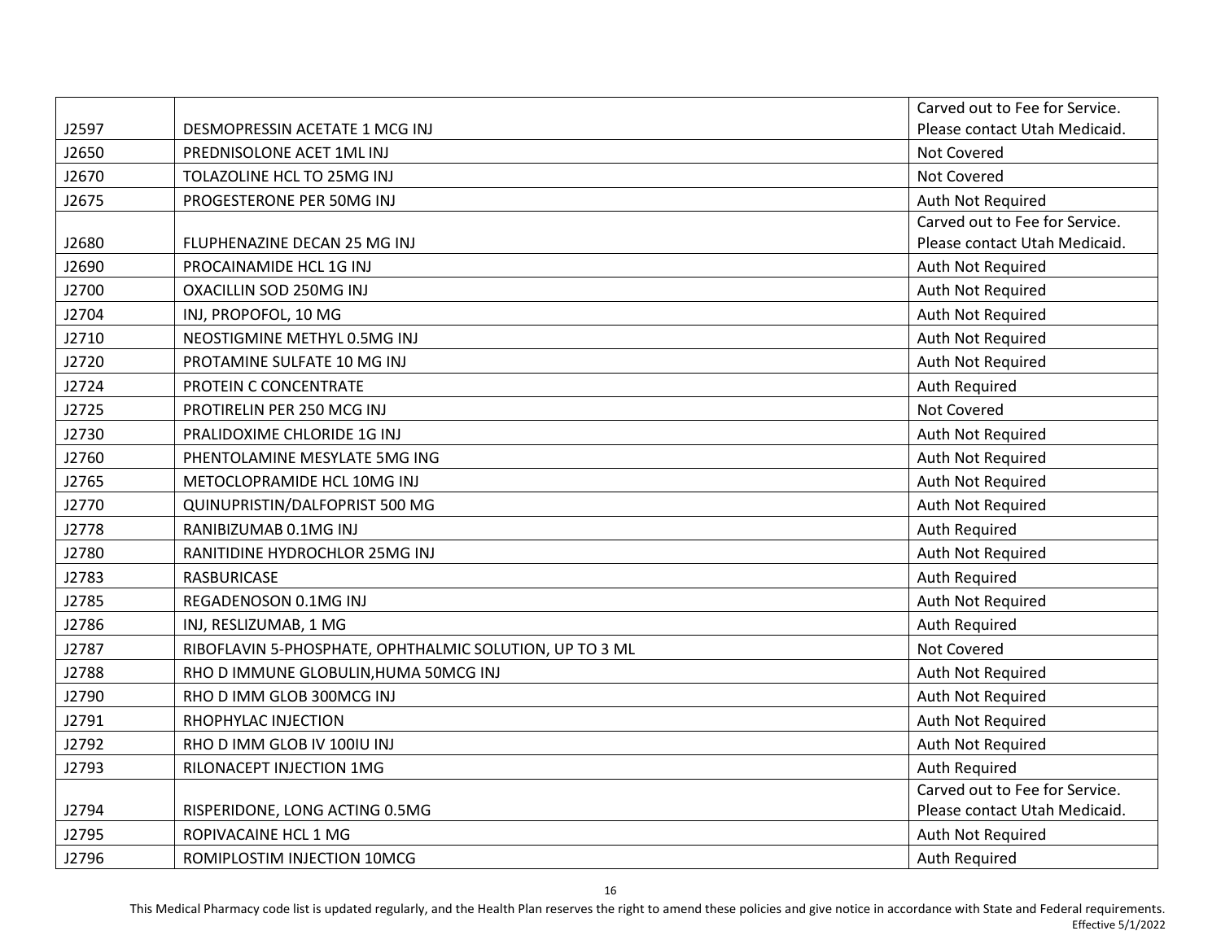| | | |
|---|---|---|
| J2597 | DESMOPRESSIN ACETATE 1 MCG INJ | Carved out to Fee for Service. Please contact Utah Medicaid. |
| J2650 | PREDNISOLONE ACET 1ML INJ | Not Covered |
| J2670 | TOLAZOLINE HCL TO 25MG INJ | Not Covered |
| J2675 | PROGESTERONE PER 50MG INJ | Auth Not Required |
| J2680 | FLUPHENAZINE DECAN 25 MG INJ | Carved out to Fee for Service. Please contact Utah Medicaid. |
| J2690 | PROCAINAMIDE HCL 1G INJ | Auth Not Required |
| J2700 | OXACILLIN SOD 250MG INJ | Auth Not Required |
| J2704 | INJ, PROPOFOL, 10 MG | Auth Not Required |
| J2710 | NEOSTIGMINE METHYL 0.5MG INJ | Auth Not Required |
| J2720 | PROTAMINE SULFATE 10 MG INJ | Auth Not Required |
| J2724 | PROTEIN C CONCENTRATE | Auth Required |
| J2725 | PROTIRELIN PER 250 MCG INJ | Not Covered |
| J2730 | PRALIDOXIME CHLORIDE 1G INJ | Auth Not Required |
| J2760 | PHENTOLAMINE MESYLATE 5MG ING | Auth Not Required |
| J2765 | METOCLOPRAMIDE HCL 10MG INJ | Auth Not Required |
| J2770 | QUINUPRISTIN/DALFOPRIST 500 MG | Auth Not Required |
| J2778 | RANIBIZUMAB 0.1MG INJ | Auth Required |
| J2780 | RANITIDINE HYDROCHLOR 25MG INJ | Auth Not Required |
| J2783 | RASBURICASE | Auth Required |
| J2785 | REGADENOSON 0.1MG INJ | Auth Not Required |
| J2786 | INJ, RESLIZUMAB, 1 MG | Auth Required |
| J2787 | RIBOFLAVIN 5-PHOSPHATE, OPHTHALMIC SOLUTION, UP TO 3 ML | Not Covered |
| J2788 | RHO D IMMUNE GLOBULIN,HUMA 50MCG INJ | Auth Not Required |
| J2790 | RHO D IMM GLOB 300MCG INJ | Auth Not Required |
| J2791 | RHOPHYLAC INJECTION | Auth Not Required |
| J2792 | RHO D IMM GLOB IV 100IU INJ | Auth Not Required |
| J2793 | RILONACEPT INJECTION 1MG | Auth Required |
| J2794 | RISPERIDONE, LONG ACTING 0.5MG | Carved out to Fee for Service. Please contact Utah Medicaid. |
| J2795 | ROPIVACAINE HCL 1 MG | Auth Not Required |
| J2796 | ROMIPLOSTIM INJECTION 10MCG | Auth Required |

This Medical Pharmacy code list is updated regularly, and the Health Plan reserves the right to amend these policies and give notice in accordance with State and Federal requirements.
Effective 5/1/2022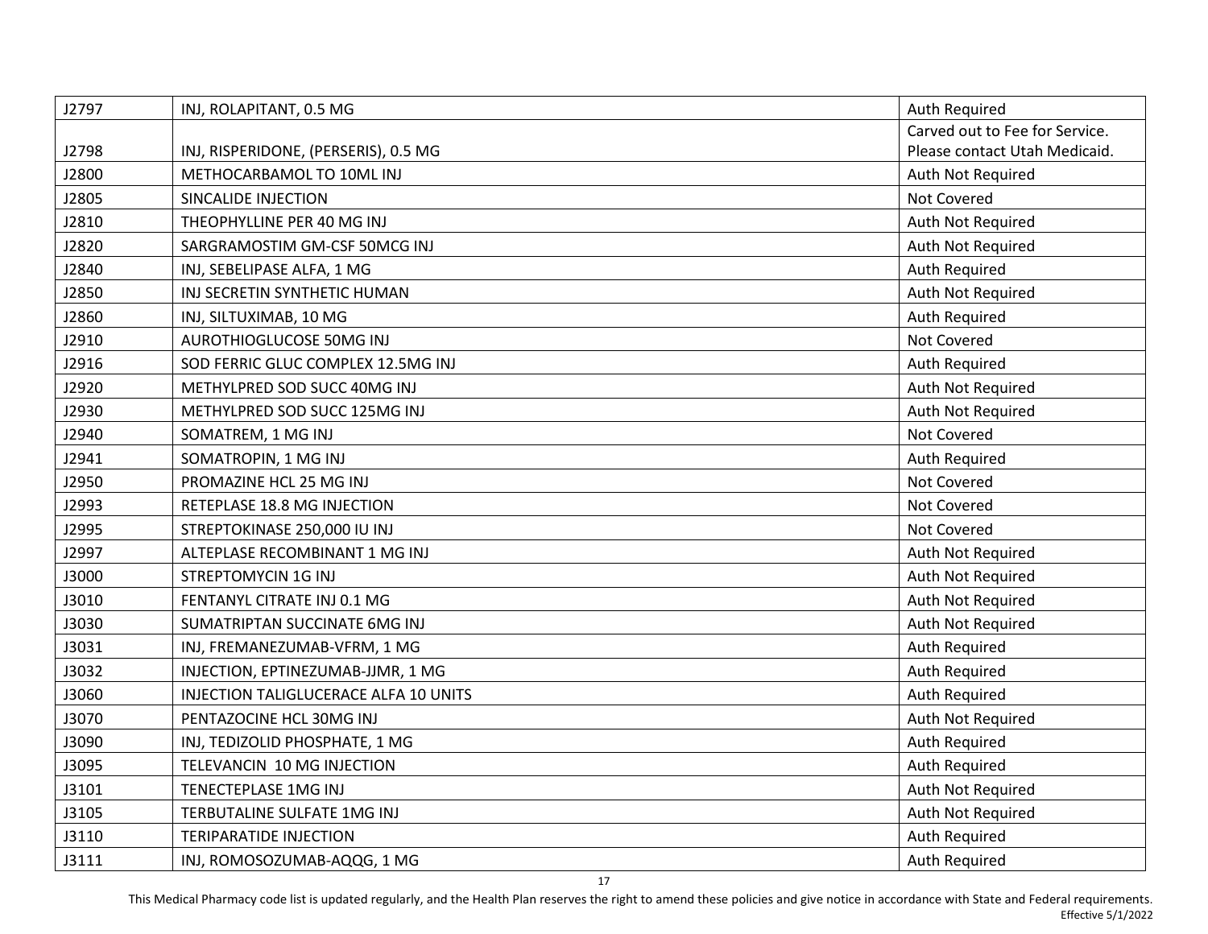| | | |
|---|---|---|
| J2797 | INJ, ROLAPITANT, 0.5 MG | Auth Required |
| J2798 | INJ, RISPERIDONE, (PERSERIS), 0.5 MG | Carved out to Fee for Service. Please contact Utah Medicaid. |
| J2800 | METHOCARBAMOL TO 10ML INJ | Auth Not Required |
| J2805 | SINCALIDE INJECTION | Not Covered |
| J2810 | THEOPHYLLINE PER 40 MG INJ | Auth Not Required |
| J2820 | SARGRAMOSTIM GM-CSF 50MCG INJ | Auth Not Required |
| J2840 | INJ, SEBELIPASE ALFA, 1 MG | Auth Required |
| J2850 | INJ SECRETIN SYNTHETIC HUMAN | Auth Not Required |
| J2860 | INJ, SILTUXIMAB, 10 MG | Auth Required |
| J2910 | AUROTHIOGLUCOSE 50MG INJ | Not Covered |
| J2916 | SOD FERRIC GLUC COMPLEX 12.5MG INJ | Auth Required |
| J2920 | METHYLPRED SOD SUCC 40MG INJ | Auth Not Required |
| J2930 | METHYLPRED SOD SUCC 125MG INJ | Auth Not Required |
| J2940 | SOMATREM, 1 MG INJ | Not Covered |
| J2941 | SOMATROPIN, 1 MG INJ | Auth Required |
| J2950 | PROMAZINE HCL 25 MG INJ | Not Covered |
| J2993 | RETEPLASE 18.8 MG INJECTION | Not Covered |
| J2995 | STREPTOKINASE 250,000 IU INJ | Not Covered |
| J2997 | ALTEPLASE RECOMBINANT 1 MG INJ | Auth Not Required |
| J3000 | STREPTOMYCIN 1G INJ | Auth Not Required |
| J3010 | FENTANYL CITRATE INJ 0.1 MG | Auth Not Required |
| J3030 | SUMATRIPTAN SUCCINATE 6MG INJ | Auth Not Required |
| J3031 | INJ, FREMANEZUMAB-VFRM, 1 MG | Auth Required |
| J3032 | INJECTION, EPTINEZUMAB-JJMR, 1 MG | Auth Required |
| J3060 | INJECTION TALIGLUCERACE ALFA 10 UNITS | Auth Required |
| J3070 | PENTAZOCINE HCL 30MG INJ | Auth Not Required |
| J3090 | INJ, TEDIZOLID PHOSPHATE, 1 MG | Auth Required |
| J3095 | TELEVANCIN 10 MG INJECTION | Auth Required |
| J3101 | TENECTEPLASE 1MG INJ | Auth Not Required |
| J3105 | TERBUTALINE SULFATE 1MG INJ | Auth Not Required |
| J3110 | TERIPARATIDE INJECTION | Auth Required |
| J3111 | INJ, ROMOSOZUMAB-AQQG, 1 MG | Auth Required |

This Medical Pharmacy code list is updated regularly, and the Health Plan reserves the right to amend these policies and give notice in accordance with State and Federal requirements.
Effective 5/1/2022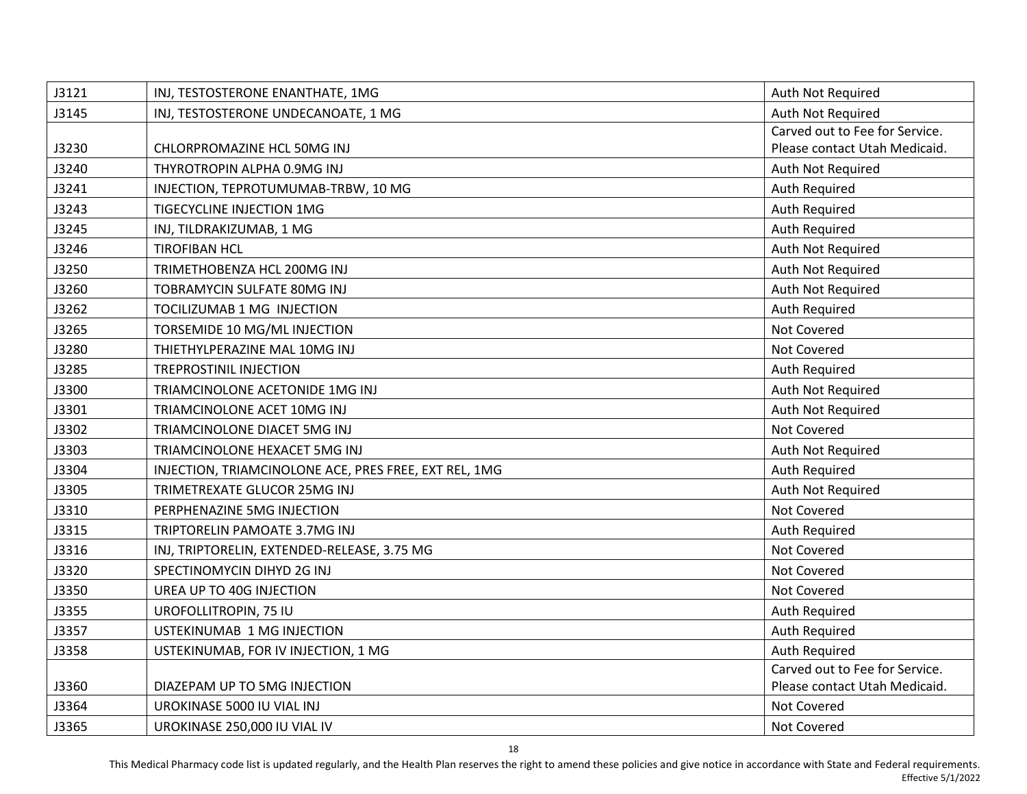| | | |
|---|---|---|
| J3121 | INJ, TESTOSTERONE ENANTHATE, 1MG | Auth Not Required |
| J3145 | INJ, TESTOSTERONE UNDECANOATE, 1 MG | Auth Not Required |
| J3230 | CHLORPROMAZINE HCL 50MG INJ | Carved out to Fee for Service. Please contact Utah Medicaid. |
| J3240 | THYROTROPIN ALPHA 0.9MG INJ | Auth Not Required |
| J3241 | INJECTION, TEPROTUMUMAB-TRBW, 10 MG | Auth Required |
| J3243 | TIGECYCLINE INJECTION 1MG | Auth Required |
| J3245 | INJ, TILDRAKIZUMAB, 1 MG | Auth Required |
| J3246 | TIROFIBAN HCL | Auth Not Required |
| J3250 | TRIMETHOBENZA HCL 200MG INJ | Auth Not Required |
| J3260 | TOBRAMYCIN SULFATE 80MG INJ | Auth Not Required |
| J3262 | TOCILIZUMAB 1 MG INJECTION | Auth Required |
| J3265 | TORSEMIDE 10 MG/ML INJECTION | Not Covered |
| J3280 | THIETHYLPERAZINE MAL 10MG INJ | Not Covered |
| J3285 | TREPROSTINIL INJECTION | Auth Required |
| J3300 | TRIAMCINOLONE ACETONIDE 1MG INJ | Auth Not Required |
| J3301 | TRIAMCINOLONE ACET 10MG INJ | Auth Not Required |
| J3302 | TRIAMCINOLONE DIACET 5MG INJ | Not Covered |
| J3303 | TRIAMCINOLONE HEXACET 5MG INJ | Auth Not Required |
| J3304 | INJECTION, TRIAMCINOLONE ACE, PRES FREE, EXT REL, 1MG | Auth Required |
| J3305 | TRIMETREXATE GLUCOR 25MG INJ | Auth Not Required |
| J3310 | PERPHENAZINE 5MG INJECTION | Not Covered |
| J3315 | TRIPTORELIN PAMOATE 3.7MG INJ | Auth Required |
| J3316 | INJ, TRIPTORELIN, EXTENDED-RELEASE, 3.75 MG | Not Covered |
| J3320 | SPECTINOMYCIN DIHYD 2G INJ | Not Covered |
| J3350 | UREA UP TO 40G INJECTION | Not Covered |
| J3355 | UROFOLLITROPIN, 75 IU | Auth Required |
| J3357 | USTEKINUMAB 1 MG INJECTION | Auth Required |
| J3358 | USTEKINUMAB, FOR IV INJECTION, 1 MG | Auth Required |
| J3360 | DIAZEPAM UP TO 5MG INJECTION | Carved out to Fee for Service. Please contact Utah Medicaid. |
| J3364 | UROKINASE 5000 IU VIAL INJ | Not Covered |
| J3365 | UROKINASE 250,000 IU VIAL IV | Not Covered |

This Medical Pharmacy code list is updated regularly, and the Health Plan reserves the right to amend these policies and give notice in accordance with State and Federal requirements.
Effective 5/1/2022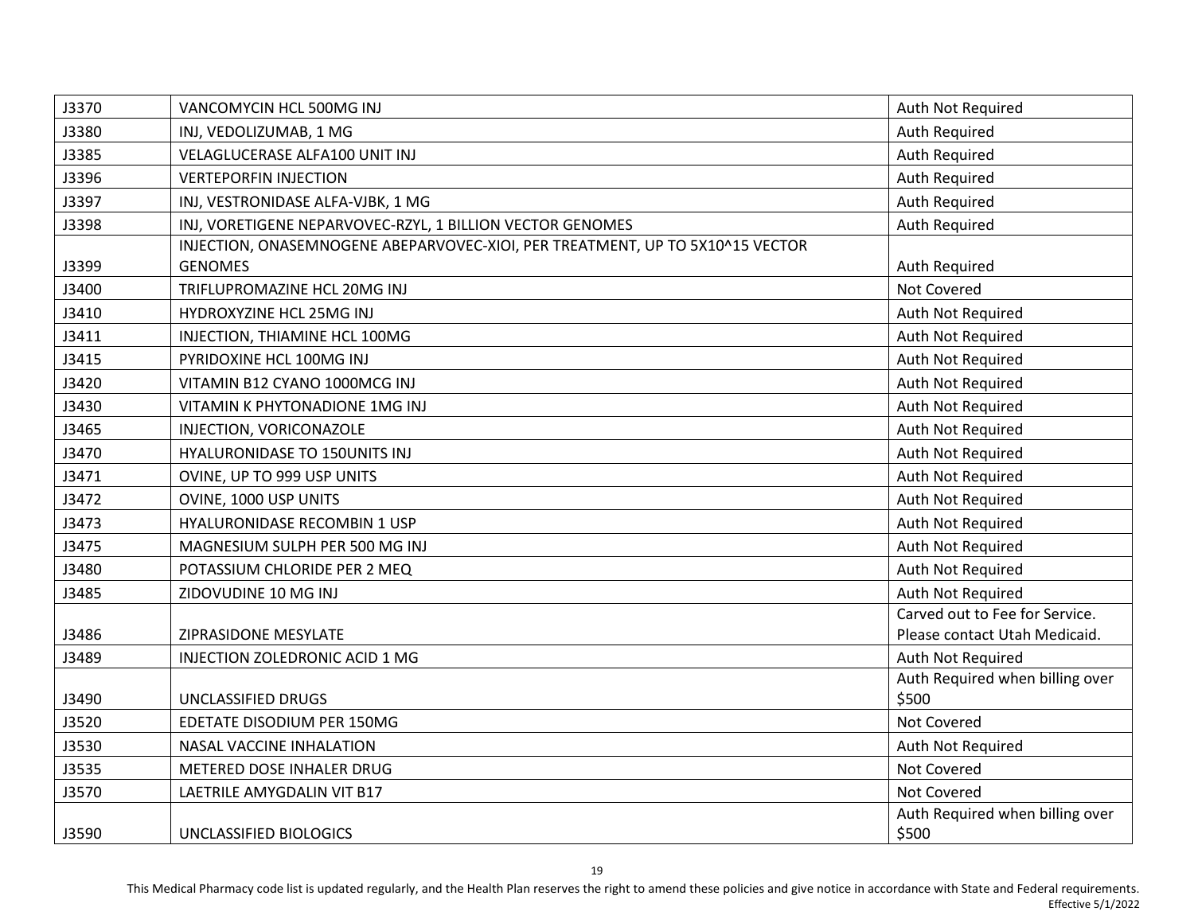| J3370 | VANCOMYCIN HCL 500MG INJ | Auth Not Required |
|---|---|---|
| J3380 | INJ, VEDOLIZUMAB, 1 MG | Auth Required |
| J3385 | VELAGLUCERASE ALFA100 UNIT INJ | Auth Required |
| J3396 | VERTEPORFIN INJECTION | Auth Required |
| J3397 | INJ, VESTRONIDASE ALFA-VJBK, 1 MG | Auth Required |
| J3398 | INJ, VORETIGENE NEPARVOVEC-RZYL, 1 BILLION VECTOR GENOMES | Auth Required |
| J3399 | INJECTION, ONASEMNOGENE ABEPARVOVEC-XIOI, PER TREATMENT, UP TO 5X10^15 VECTOR GENOMES | Auth Required |
| J3400 | TRIFLUPROMAZINE HCL 20MG INJ | Not Covered |
| J3410 | HYDROXYZINE HCL 25MG INJ | Auth Not Required |
| J3411 | INJECTION, THIAMINE HCL 100MG | Auth Not Required |
| J3415 | PYRIDOXINE HCL 100MG INJ | Auth Not Required |
| J3420 | VITAMIN B12 CYANO 1000MCG INJ | Auth Not Required |
| J3430 | VITAMIN K PHYTONADIONE 1MG INJ | Auth Not Required |
| J3465 | INJECTION, VORICONAZOLE | Auth Not Required |
| J3470 | HYALURONIDASE TO 150UNITS INJ | Auth Not Required |
| J3471 | OVINE, UP TO 999 USP UNITS | Auth Not Required |
| J3472 | OVINE, 1000 USP UNITS | Auth Not Required |
| J3473 | HYALURONIDASE RECOMBIN 1 USP | Auth Not Required |
| J3475 | MAGNESIUM SULPH PER 500 MG INJ | Auth Not Required |
| J3480 | POTASSIUM CHLORIDE PER 2 MEQ | Auth Not Required |
| J3485 | ZIDOVUDINE 10 MG INJ | Auth Not Required |
| J3486 | ZIPRASIDONE MESYLATE | Carved out to Fee for Service. Please contact Utah Medicaid. |
| J3489 | INJECTION ZOLEDRONIC ACID 1 MG | Auth Not Required |
| J3490 | UNCLASSIFIED DRUGS | Auth Required when billing over $500 |
| J3520 | EDETATE DISODIUM PER 150MG | Not Covered |
| J3530 | NASAL VACCINE INHALATION | Auth Not Required |
| J3535 | METERED DOSE INHALER DRUG | Not Covered |
| J3570 | LAETRILE AMYGDALIN VIT B17 | Not Covered |
| J3590 | UNCLASSIFIED BIOLOGICS | Auth Required when billing over $500 |

This Medical Pharmacy code list is updated regularly, and the Health Plan reserves the right to amend these policies and give notice in accordance with State and Federal requirements.
Effective 5/1/2022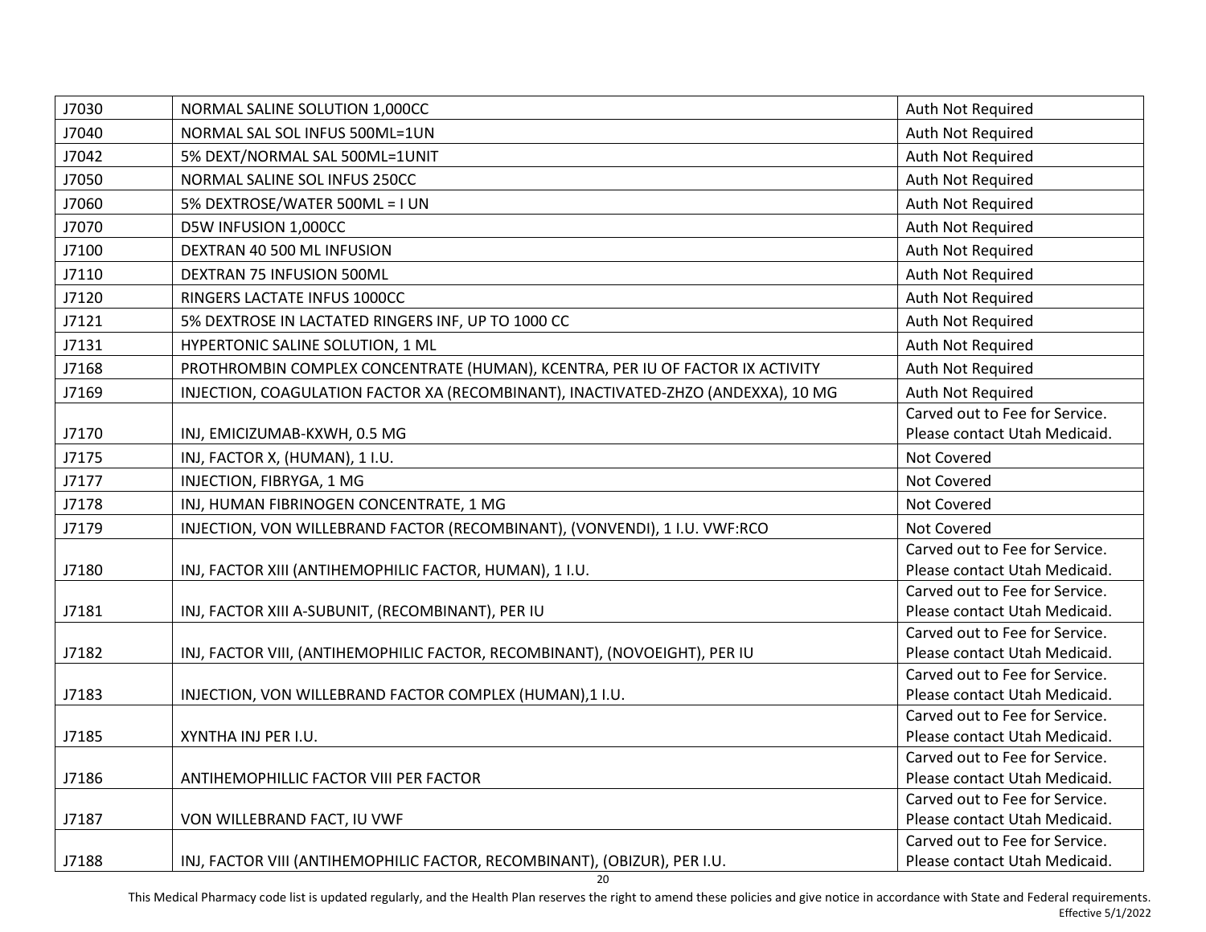| | | |
|---|---|---|
| J7030 | NORMAL SALINE SOLUTION 1,000CC | Auth Not Required |
| J7040 | NORMAL SAL SOL INFUS 500ML=1UN | Auth Not Required |
| J7042 | 5% DEXT/NORMAL SAL 500ML=1UNIT | Auth Not Required |
| J7050 | NORMAL SALINE SOL INFUS 250CC | Auth Not Required |
| J7060 | 5% DEXTROSE/WATER 500ML = I UN | Auth Not Required |
| J7070 | D5W INFUSION 1,000CC | Auth Not Required |
| J7100 | DEXTRAN 40 500 ML INFUSION | Auth Not Required |
| J7110 | DEXTRAN 75 INFUSION 500ML | Auth Not Required |
| J7120 | RINGERS LACTATE INFUS 1000CC | Auth Not Required |
| J7121 | 5% DEXTROSE IN LACTATED RINGERS INF, UP TO 1000 CC | Auth Not Required |
| J7131 | HYPERTONIC SALINE SOLUTION, 1 ML | Auth Not Required |
| J7168 | PROTHROMBIN COMPLEX CONCENTRATE (HUMAN), KCENTRA, PER IU OF FACTOR IX ACTIVITY | Auth Not Required |
| J7169 | INJECTION, COAGULATION FACTOR XA (RECOMBINANT), INACTIVATED-ZHZO (ANDEXXA), 10 MG | Auth Not Required |
| J7170 | INJ, EMICIZUMAB-KXWH, 0.5 MG | Carved out to Fee for Service. Please contact Utah Medicaid. |
| J7175 | INJ, FACTOR X, (HUMAN), 1 I.U. | Not Covered |
| J7177 | INJECTION, FIBRYGA, 1 MG | Not Covered |
| J7178 | INJ, HUMAN FIBRINOGEN CONCENTRATE, 1 MG | Not Covered |
| J7179 | INJECTION, VON WILLEBRAND FACTOR (RECOMBINANT), (VONVENDI), 1 I.U. VWF:RCO | Not Covered |
| J7180 | INJ, FACTOR XIII (ANTIHEMOPHILIC FACTOR, HUMAN), 1 I.U. | Carved out to Fee for Service. Please contact Utah Medicaid. |
| J7181 | INJ, FACTOR XIII A-SUBUNIT, (RECOMBINANT), PER IU | Carved out to Fee for Service. Please contact Utah Medicaid. |
| J7182 | INJ, FACTOR VIII, (ANTIHEMOPHILIC FACTOR, RECOMBINANT), (NOVOEIGHT), PER IU | Carved out to Fee for Service. Please contact Utah Medicaid. |
| J7183 | INJECTION, VON WILLEBRAND FACTOR COMPLEX (HUMAN),1 I.U. | Carved out to Fee for Service. Please contact Utah Medicaid. |
| J7185 | XYNTHA INJ PER I.U. | Carved out to Fee for Service. Please contact Utah Medicaid. |
| J7186 | ANTIHEMOPHILLIC FACTOR VIII PER FACTOR | Carved out to Fee for Service. Please contact Utah Medicaid. |
| J7187 | VON WILLEBRAND FACT, IU VWF | Carved out to Fee for Service. Please contact Utah Medicaid. |
| J7188 | INJ, FACTOR VIII (ANTIHEMOPHILIC FACTOR, RECOMBINANT), (OBIZUR), PER I.U. | Carved out to Fee for Service. Please contact Utah Medicaid. |

This Medical Pharmacy code list is updated regularly, and the Health Plan reserves the right to amend these policies and give notice in accordance with State and Federal requirements.
Effective 5/1/2022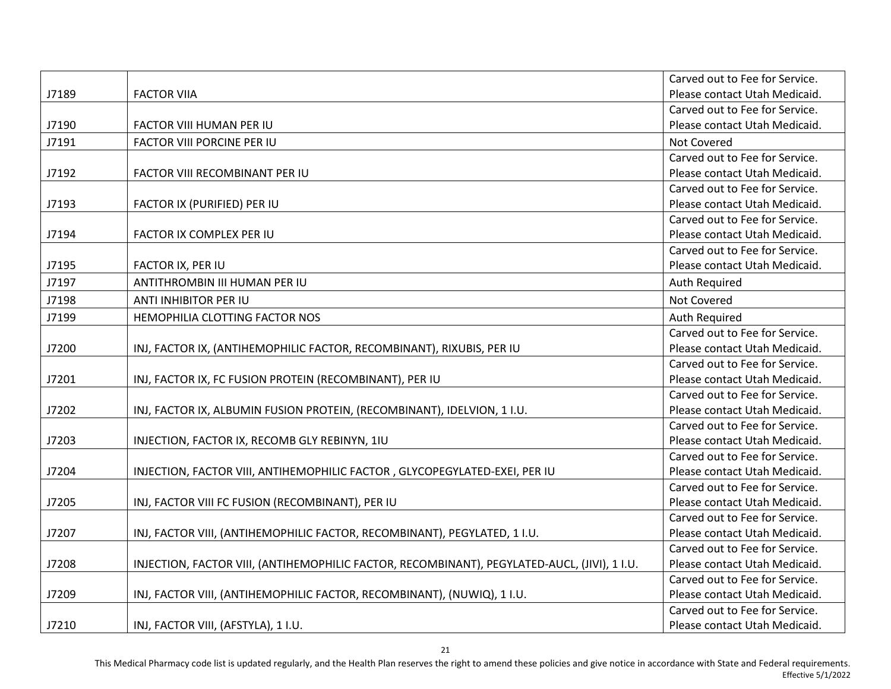| | | |
|---|---|---|
| J7189 | FACTOR VIIA | Carved out to Fee for Service. Please contact Utah Medicaid. |
| J7190 | FACTOR VIII HUMAN PER IU | Carved out to Fee for Service. Please contact Utah Medicaid. |
| J7191 | FACTOR VIII PORCINE PER IU | Not Covered |
| J7192 | FACTOR VIII RECOMBINANT PER IU | Carved out to Fee for Service. Please contact Utah Medicaid. |
| J7193 | FACTOR IX (PURIFIED) PER IU | Carved out to Fee for Service. Please contact Utah Medicaid. |
| J7194 | FACTOR IX COMPLEX PER IU | Carved out to Fee for Service. Please contact Utah Medicaid. |
| J7195 | FACTOR IX, PER IU | Carved out to Fee for Service. Please contact Utah Medicaid. |
| J7197 | ANTITHROMBIN III HUMAN PER IU | Auth Required |
| J7198 | ANTI INHIBITOR PER IU | Not Covered |
| J7199 | HEMOPHILIA CLOTTING FACTOR NOS | Auth Required |
| J7200 | INJ, FACTOR IX, (ANTIHEMOPHILIC FACTOR, RECOMBINANT), RIXUBIS, PER IU | Carved out to Fee for Service. Please contact Utah Medicaid. |
| J7201 | INJ, FACTOR IX, FC FUSION PROTEIN (RECOMBINANT), PER IU | Carved out to Fee for Service. Please contact Utah Medicaid. |
| J7202 | INJ, FACTOR IX, ALBUMIN FUSION PROTEIN, (RECOMBINANT), IDELVION, 1 I.U. | Carved out to Fee for Service. Please contact Utah Medicaid. |
| J7203 | INJECTION, FACTOR IX, RECOMB GLY REBINYN, 1IU | Carved out to Fee for Service. Please contact Utah Medicaid. |
| J7204 | INJECTION, FACTOR VIII, ANTIHEMOPHILIC FACTOR , GLYCOPEGYLATED-EXEI, PER IU | Carved out to Fee for Service. Please contact Utah Medicaid. |
| J7205 | INJ, FACTOR VIII FC FUSION (RECOMBINANT), PER IU | Carved out to Fee for Service. Please contact Utah Medicaid. |
| J7207 | INJ, FACTOR VIII, (ANTIHEMOPHILIC FACTOR, RECOMBINANT), PEGYLATED, 1 I.U. | Carved out to Fee for Service. Please contact Utah Medicaid. |
| J7208 | INJECTION, FACTOR VIII, (ANTIHEMOPHILIC FACTOR, RECOMBINANT), PEGYLATED-AUCL, (JIVI), 1 I.U. | Carved out to Fee for Service. Please contact Utah Medicaid. |
| J7209 | INJ, FACTOR VIII, (ANTIHEMOPHILIC FACTOR, RECOMBINANT), (NUWIQ), 1 I.U. | Carved out to Fee for Service. Please contact Utah Medicaid. |
| J7210 | INJ, FACTOR VIII, (AFSTYLA), 1 I.U. | Carved out to Fee for Service. Please contact Utah Medicaid. |

This Medical Pharmacy code list is updated regularly, and the Health Plan reserves the right to amend these policies and give notice in accordance with State and Federal requirements.
Effective 5/1/2022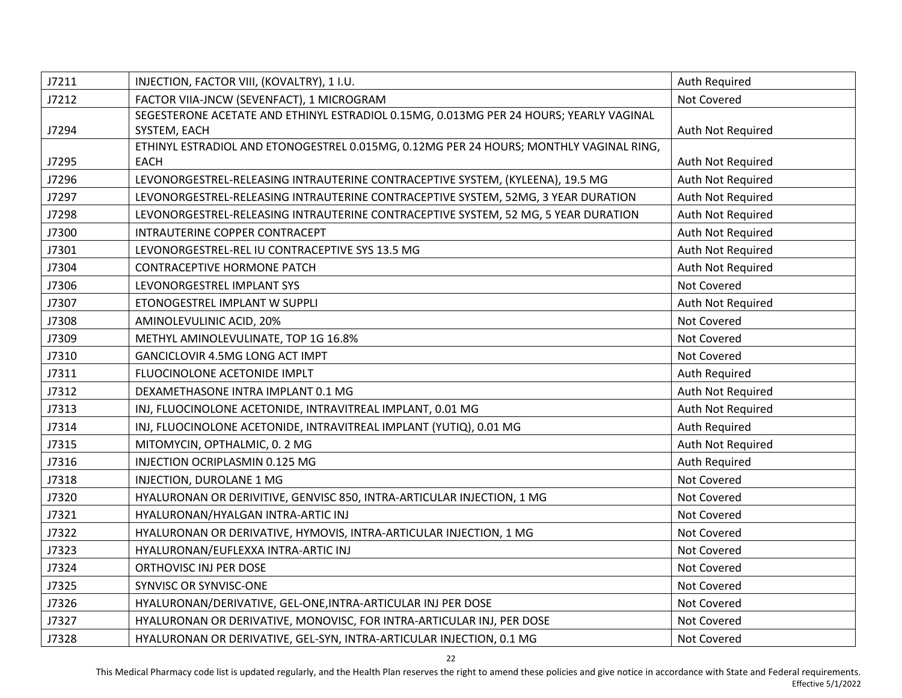| | | |
|---|---|---|
| J7211 | INJECTION, FACTOR VIII, (KOVALTRY), 1 I.U. | Auth Required |
| J7212 | FACTOR VIIA-JNCW (SEVENFACT), 1 MICROGRAM | Not Covered |
| J7294 | SEGESTERONE ACETATE AND ETHINYL ESTRADIOL 0.15MG, 0.013MG PER 24 HOURS; YEARLY VAGINAL SYSTEM, EACH | Auth Not Required |
| J7295 | ETHINYL ESTRADIOL AND ETONOGESTREL 0.015MG, 0.12MG PER 24 HOURS; MONTHLY VAGINAL RING, EACH | Auth Not Required |
| J7296 | LEVONORGESTREL-RELEASING INTRAUTERINE CONTRACEPTIVE SYSTEM, (KYLEENA), 19.5 MG | Auth Not Required |
| J7297 | LEVONORGESTREL-RELEASING INTRAUTERINE CONTRACEPTIVE SYSTEM, 52MG, 3 YEAR DURATION | Auth Not Required |
| J7298 | LEVONORGESTREL-RELEASING INTRAUTERINE CONTRACEPTIVE SYSTEM, 52 MG, 5 YEAR DURATION | Auth Not Required |
| J7300 | INTRAUTERINE COPPER CONTRACEPT | Auth Not Required |
| J7301 | LEVONORGESTREL-REL IU CONTRACEPTIVE SYS 13.5 MG | Auth Not Required |
| J7304 | CONTRACEPTIVE HORMONE PATCH | Auth Not Required |
| J7306 | LEVONORGESTREL IMPLANT SYS | Not Covered |
| J7307 | ETONOGESTREL IMPLANT W SUPPLI | Auth Not Required |
| J7308 | AMINOLEVULINIC ACID, 20% | Not Covered |
| J7309 | METHYL AMINOLEVULINATE, TOP 1G 16.8% | Not Covered |
| J7310 | GANCICLOVIR 4.5MG LONG ACT IMPT | Not Covered |
| J7311 | FLUOCINOLONE ACETONIDE IMPLT | Auth Required |
| J7312 | DEXAMETHASONE INTRA IMPLANT 0.1 MG | Auth Not Required |
| J7313 | INJ, FLUOCINOLONE ACETONIDE, INTRAVITREAL IMPLANT, 0.01 MG | Auth Not Required |
| J7314 | INJ, FLUOCINOLONE ACETONIDE, INTRAVITREAL IMPLANT (YUTIQ), 0.01 MG | Auth Required |
| J7315 | MITOMYCIN, OPTHALMIC, 0. 2 MG | Auth Not Required |
| J7316 | INJECTION OCRIPLASMIN 0.125 MG | Auth Required |
| J7318 | INJECTION, DUROLANE 1 MG | Not Covered |
| J7320 | HYALURONAN OR DERIVITIVE, GENVISC 850, INTRA-ARTICULAR INJECTION, 1 MG | Not Covered |
| J7321 | HYALURONAN/HYALGAN INTRA-ARTIC INJ | Not Covered |
| J7322 | HYALURONAN OR DERIVATIVE, HYMOVIS, INTRA-ARTICULAR INJECTION, 1 MG | Not Covered |
| J7323 | HYALURONAN/EUFLEXXA INTRA-ARTIC INJ | Not Covered |
| J7324 | ORTHOVISC INJ PER DOSE | Not Covered |
| J7325 | SYNVISC OR SYNVISC-ONE | Not Covered |
| J7326 | HYALURONAN/DERIVATIVE, GEL-ONE,INTRA-ARTICULAR INJ PER DOSE | Not Covered |
| J7327 | HYALURONAN OR DERIVATIVE, MONOVISC, FOR INTRA-ARTICULAR INJ, PER DOSE | Not Covered |
| J7328 | HYALURONAN OR DERIVATIVE, GEL-SYN, INTRA-ARTICULAR INJECTION, 0.1 MG | Not Covered |

This Medical Pharmacy code list is updated regularly, and the Health Plan reserves the right to amend these policies and give notice in accordance with State and Federal requirements.
Effective 5/1/2022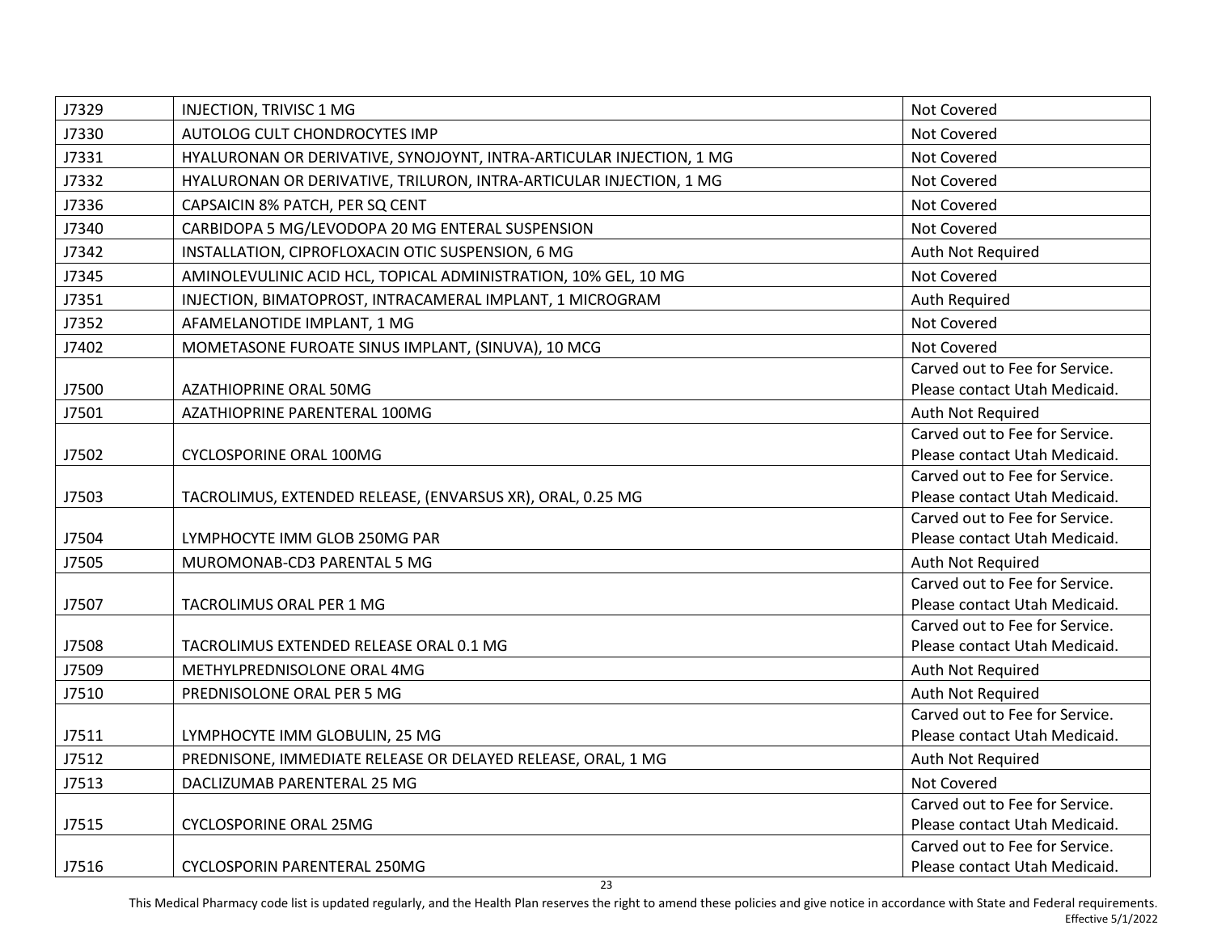| | | |
|---|---|---|
| J7329 | INJECTION, TRIVISC 1 MG | Not Covered |
| J7330 | AUTOLOG CULT CHONDROCYTES IMP | Not Covered |
| J7331 | HYALURONAN OR DERIVATIVE, SYNOJOYNT, INTRA-ARTICULAR INJECTION, 1 MG | Not Covered |
| J7332 | HYALURONAN OR DERIVATIVE, TRILURON, INTRA-ARTICULAR INJECTION, 1 MG | Not Covered |
| J7336 | CAPSAICIN 8% PATCH, PER SQ CENT | Not Covered |
| J7340 | CARBIDOPA 5 MG/LEVODOPA 20 MG ENTERAL SUSPENSION | Not Covered |
| J7342 | INSTALLATION, CIPROFLOXACIN OTIC SUSPENSION, 6 MG | Auth Not Required |
| J7345 | AMINOLEVULINIC ACID HCL, TOPICAL ADMINISTRATION, 10% GEL, 10 MG | Not Covered |
| J7351 | INJECTION, BIMATOPROST, INTRACAMERAL IMPLANT, 1 MICROGRAM | Auth Required |
| J7352 | AFAMELANOTIDE IMPLANT, 1 MG | Not Covered |
| J7402 | MOMETASONE FUROATE SINUS IMPLANT, (SINUVA), 10 MCG | Not Covered |
| J7500 | AZATHIOPRINE ORAL 50MG | Carved out to Fee for Service. Please contact Utah Medicaid. |
| J7501 | AZATHIOPRINE PARENTERAL 100MG | Auth Not Required |
| J7502 | CYCLOSPORINE ORAL 100MG | Carved out to Fee for Service. Please contact Utah Medicaid. |
| J7503 | TACROLIMUS, EXTENDED RELEASE, (ENVARSUS XR), ORAL, 0.25 MG | Carved out to Fee for Service. Please contact Utah Medicaid. |
| J7504 | LYMPHOCYTE IMM GLOB 250MG PAR | Carved out to Fee for Service. Please contact Utah Medicaid. |
| J7505 | MUROMONAB-CD3 PARENTAL 5 MG | Auth Not Required |
| J7507 | TACROLIMUS ORAL PER 1 MG | Carved out to Fee for Service. Please contact Utah Medicaid. |
| J7508 | TACROLIMUS EXTENDED RELEASE ORAL 0.1 MG | Carved out to Fee for Service. Please contact Utah Medicaid. |
| J7509 | METHYLPREDNISOLONE ORAL 4MG | Auth Not Required |
| J7510 | PREDNISOLONE ORAL PER 5 MG | Auth Not Required |
| J7511 | LYMPHOCYTE IMM GLOBULIN, 25 MG | Carved out to Fee for Service. Please contact Utah Medicaid. |
| J7512 | PREDNISONE, IMMEDIATE RELEASE OR DELAYED RELEASE, ORAL, 1 MG | Auth Not Required |
| J7513 | DACLIZUMAB PARENTERAL 25 MG | Not Covered |
| J7515 | CYCLOSPORINE ORAL 25MG | Carved out to Fee for Service. Please contact Utah Medicaid. |
| J7516 | CYCLOSPORIN PARENTERAL 250MG | Carved out to Fee for Service. Please contact Utah Medicaid. |

This Medical Pharmacy code list is updated regularly, and the Health Plan reserves the right to amend these policies and give notice in accordance with State and Federal requirements.
Effective 5/1/2022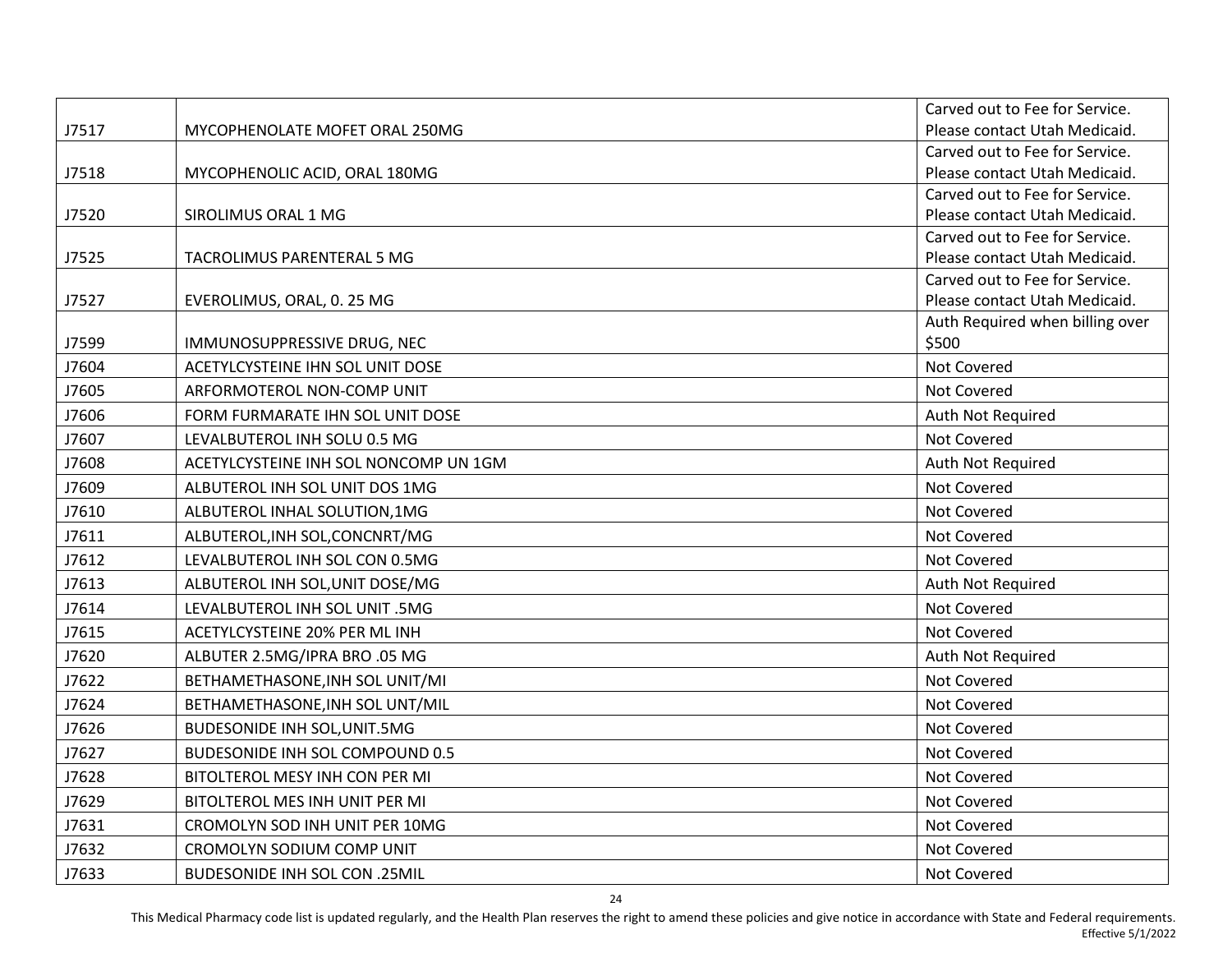| | | |
|---|---|---|
| J7517 | MYCOPHENOLATE MOFET ORAL 250MG | Carved out to Fee for Service. Please contact Utah Medicaid. |
| J7518 | MYCOPHENOLIC ACID, ORAL 180MG | Carved out to Fee for Service. Please contact Utah Medicaid. |
| J7520 | SIROLIMUS ORAL 1 MG | Carved out to Fee for Service. Please contact Utah Medicaid. |
| J7525 | TACROLIMUS PARENTERAL 5 MG | Carved out to Fee for Service. Please contact Utah Medicaid. |
| J7527 | EVEROLIMUS, ORAL, 0. 25 MG | Carved out to Fee for Service. Please contact Utah Medicaid. |
| J7599 | IMMUNOSUPPRESSIVE DRUG, NEC | Auth Required when billing over $500 |
| J7604 | ACETYLCYSTEINE IHN SOL UNIT DOSE | Not Covered |
| J7605 | ARFORMOTEROL NON-COMP UNIT | Not Covered |
| J7606 | FORM FURMARATE IHN SOL UNIT DOSE | Auth Not Required |
| J7607 | LEVALBUTEROL INH SOLU 0.5 MG | Not Covered |
| J7608 | ACETYLCYSTEINE INH SOL NONCOMP UN 1GM | Auth Not Required |
| J7609 | ALBUTEROL INH SOL UNIT DOS 1MG | Not Covered |
| J7610 | ALBUTEROL INHAL SOLUTION,1MG | Not Covered |
| J7611 | ALBUTEROL,INH SOL,CONCNRT/MG | Not Covered |
| J7612 | LEVALBUTEROL INH SOL CON 0.5MG | Not Covered |
| J7613 | ALBUTEROL INH SOL,UNIT DOSE/MG | Auth Not Required |
| J7614 | LEVALBUTEROL INH SOL UNIT .5MG | Not Covered |
| J7615 | ACETYLCYSTEINE 20% PER ML INH | Not Covered |
| J7620 | ALBUTER 2.5MG/IPRA BRO .05 MG | Auth Not Required |
| J7622 | BETHAMETHASONE,INH SOL UNIT/MI | Not Covered |
| J7624 | BETHAMETHASONE,INH SOL UNT/MIL | Not Covered |
| J7626 | BUDESONIDE INH SOL,UNIT.5MG | Not Covered |
| J7627 | BUDESONIDE INH SOL COMPOUND 0.5 | Not Covered |
| J7628 | BITOLTEROL MESY INH CON PER MI | Not Covered |
| J7629 | BITOLTEROL MES INH UNIT PER MI | Not Covered |
| J7631 | CROMOLYN SOD INH UNIT PER 10MG | Not Covered |
| J7632 | CROMOLYN SODIUM COMP UNIT | Not Covered |
| J7633 | BUDESONIDE INH SOL CON .25MIL | Not Covered |

This Medical Pharmacy code list is updated regularly, and the Health Plan reserves the right to amend these policies and give notice in accordance with State and Federal requirements.
Effective 5/1/2022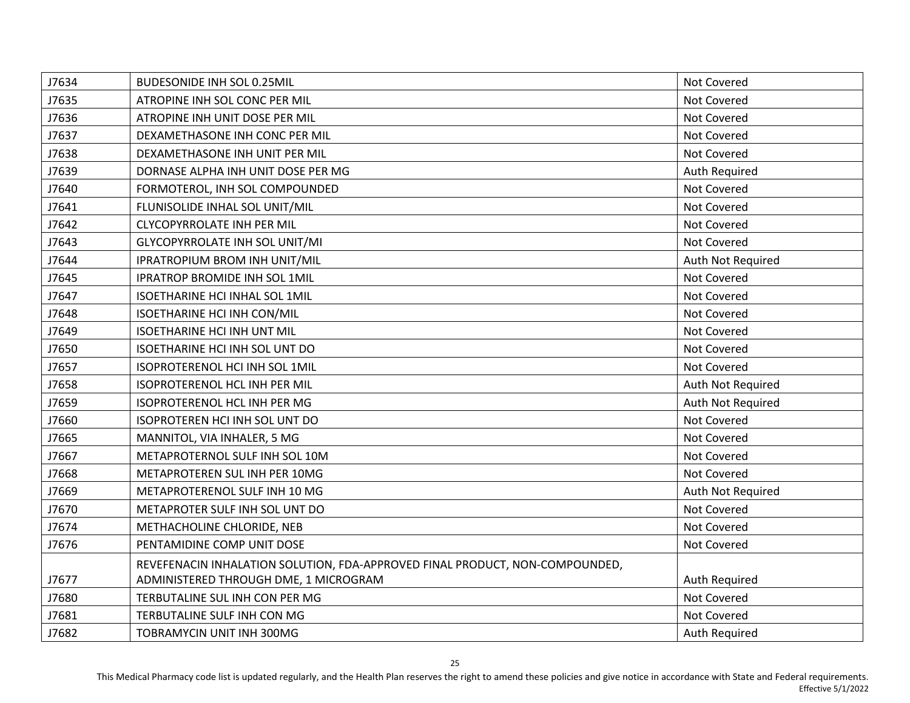| | | |
|---|---|---|
| J7634 | BUDESONIDE INH SOL 0.25MIL | Not Covered |
| J7635 | ATROPINE INH SOL CONC PER MIL | Not Covered |
| J7636 | ATROPINE INH UNIT DOSE PER MIL | Not Covered |
| J7637 | DEXAMETHASONE INH CONC PER MIL | Not Covered |
| J7638 | DEXAMETHASONE INH UNIT PER MIL | Not Covered |
| J7639 | DORNASE ALPHA INH UNIT DOSE PER MG | Auth Required |
| J7640 | FORMOTEROL, INH SOL COMPOUNDED | Not Covered |
| J7641 | FLUNISOLIDE INHAL SOL UNIT/MIL | Not Covered |
| J7642 | CLYCOPYRROLATE INH PER MIL | Not Covered |
| J7643 | GLYCOPYRROLATE INH SOL UNIT/MI | Not Covered |
| J7644 | IPRATROPIUM BROM INH UNIT/MIL | Auth Not Required |
| J7645 | IPRATROP BROMIDE INH SOL 1MIL | Not Covered |
| J7647 | ISOETHARINE HCI INHAL SOL 1MIL | Not Covered |
| J7648 | ISOETHARINE HCI INH CON/MIL | Not Covered |
| J7649 | ISOETHARINE HCI INH UNT MIL | Not Covered |
| J7650 | ISOETHARINE HCI INH SOL UNT DO | Not Covered |
| J7657 | ISOPROTERENOL HCI INH SOL 1MIL | Not Covered |
| J7658 | ISOPROTERENOL HCL INH PER MIL | Auth Not Required |
| J7659 | ISOPROTERENOL HCL INH PER MG | Auth Not Required |
| J7660 | ISOPROTEREN HCI INH SOL UNT DO | Not Covered |
| J7665 | MANNITOL, VIA INHALER, 5 MG | Not Covered |
| J7667 | METAPROTERNOL SULF INH SOL 10M | Not Covered |
| J7668 | METAPROTEREN SUL INH PER 10MG | Not Covered |
| J7669 | METAPROTERENOL SULF INH 10 MG | Auth Not Required |
| J7670 | METAPROTER SULF INH SOL UNT DO | Not Covered |
| J7674 | METHACHOLINE CHLORIDE, NEB | Not Covered |
| J7676 | PENTAMIDINE COMP UNIT DOSE | Not Covered |
| J7677 | REVEFENACIN INHALATION SOLUTION, FDA-APPROVED FINAL PRODUCT, NON-COMPOUNDED, ADMINISTERED THROUGH DME, 1 MICROGRAM | Auth Required |
| J7680 | TERBUTALINE SUL INH CON PER MG | Not Covered |
| J7681 | TERBUTALINE SULF INH CON MG | Not Covered |
| J7682 | TOBRAMYCIN UNIT INH 300MG | Auth Required |

This Medical Pharmacy code list is updated regularly, and the Health Plan reserves the right to amend these policies and give notice in accordance with State and Federal requirements.
Effective 5/1/2022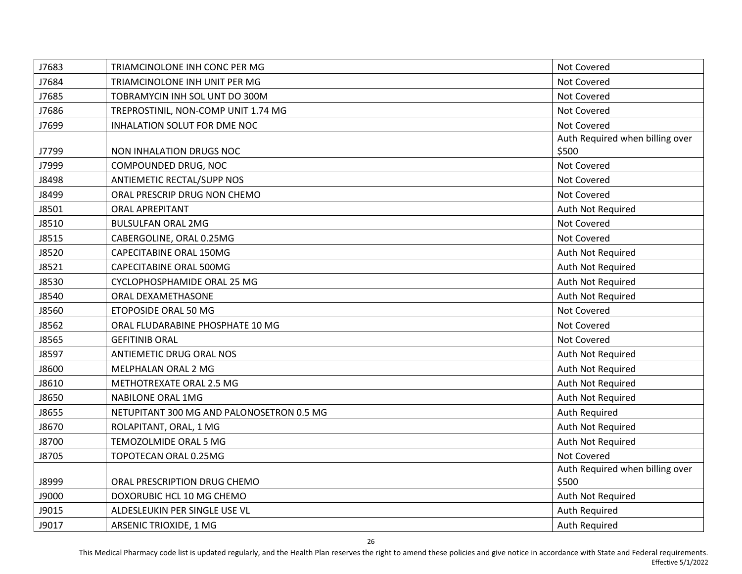| | | |
|---|---|---|
| J7683 | TRIAMCINOLONE INH CONC PER MG | Not Covered |
| J7684 | TRIAMCINOLONE INH UNIT PER MG | Not Covered |
| J7685 | TOBRAMYCIN INH SOL UNT DO 300M | Not Covered |
| J7686 | TREPROSTINIL, NON-COMP UNIT 1.74 MG | Not Covered |
| J7699 | INHALATION SOLUT FOR DME NOC | Not Covered |
| J7799 | NON INHALATION DRUGS NOC | Auth Required when billing over $500 |
| J7999 | COMPOUNDED DRUG, NOC | Not Covered |
| J8498 | ANTIEMETIC RECTAL/SUPP NOS | Not Covered |
| J8499 | ORAL PRESCRIP DRUG NON CHEMO | Not Covered |
| J8501 | ORAL APREPITANT | Auth Not Required |
| J8510 | BULSULFAN ORAL 2MG | Not Covered |
| J8515 | CABERGOLINE, ORAL 0.25MG | Not Covered |
| J8520 | CAPECITABINE ORAL 150MG | Auth Not Required |
| J8521 | CAPECITABINE ORAL 500MG | Auth Not Required |
| J8530 | CYCLOPHOSPHAMIDE ORAL 25 MG | Auth Not Required |
| J8540 | ORAL DEXAMETHASONE | Auth Not Required |
| J8560 | ETOPOSIDE ORAL 50 MG | Not Covered |
| J8562 | ORAL FLUDARABINE PHOSPHATE 10 MG | Not Covered |
| J8565 | GEFITINIB ORAL | Not Covered |
| J8597 | ANTIEMETIC DRUG ORAL NOS | Auth Not Required |
| J8600 | MELPHALAN ORAL 2 MG | Auth Not Required |
| J8610 | METHOTREXATE ORAL 2.5 MG | Auth Not Required |
| J8650 | NABILONE ORAL 1MG | Auth Not Required |
| J8655 | NETUPITANT 300 MG AND PALONOSETRON 0.5 MG | Auth Required |
| J8670 | ROLAPITANT, ORAL, 1 MG | Auth Not Required |
| J8700 | TEMOZOLMIDE ORAL 5 MG | Auth Not Required |
| J8705 | TOPOTECAN ORAL 0.25MG | Not Covered |
| J8999 | ORAL PRESCRIPTION DRUG CHEMO | Auth Required when billing over $500 |
| J9000 | DOXORUBIC HCL 10 MG CHEMO | Auth Not Required |
| J9015 | ALDESLEUKIN PER SINGLE USE VL | Auth Required |
| J9017 | ARSENIC TRIOXIDE, 1 MG | Auth Required |

This Medical Pharmacy code list is updated regularly, and the Health Plan reserves the right to amend these policies and give notice in accordance with State and Federal requirements.
Effective 5/1/2022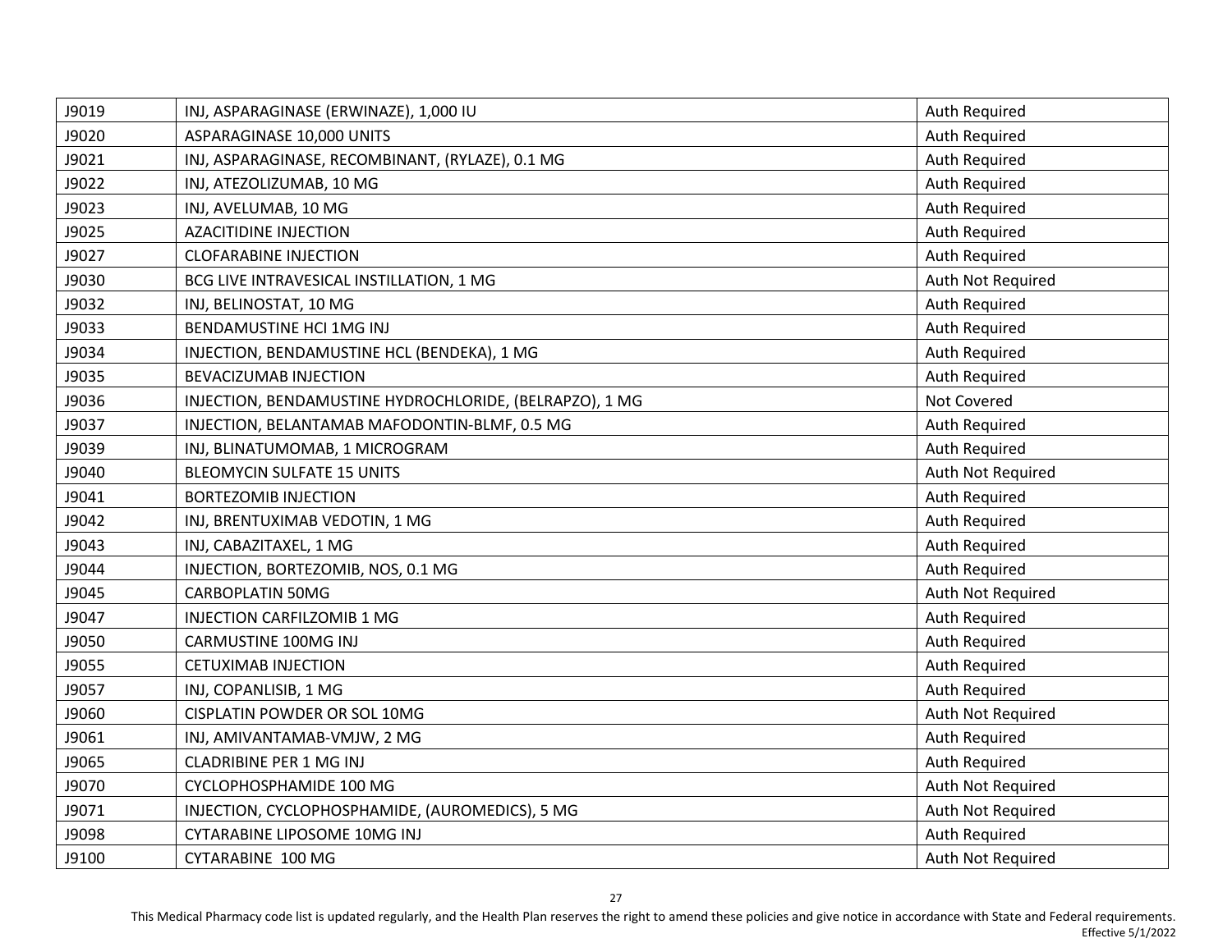| | | |
|---|---|---|
| J9019 | INJ, ASPARAGINASE (ERWINAZE), 1,000 IU | Auth Required |
| J9020 | ASPARAGINASE 10,000 UNITS | Auth Required |
| J9021 | INJ, ASPARAGINASE, RECOMBINANT, (RYLAZE), 0.1 MG | Auth Required |
| J9022 | INJ, ATEZOLIZUMAB, 10 MG | Auth Required |
| J9023 | INJ, AVELUMAB, 10 MG | Auth Required |
| J9025 | AZACITIDINE INJECTION | Auth Required |
| J9027 | CLOFARABINE INJECTION | Auth Required |
| J9030 | BCG LIVE INTRAVESICAL INSTILLATION, 1 MG | Auth Not Required |
| J9032 | INJ, BELINOSTAT, 10 MG | Auth Required |
| J9033 | BENDAMUSTINE HCI 1MG INJ | Auth Required |
| J9034 | INJECTION, BENDAMUSTINE HCL (BENDEKA), 1 MG | Auth Required |
| J9035 | BEVACIZUMAB INJECTION | Auth Required |
| J9036 | INJECTION, BENDAMUSTINE HYDROCHLORIDE, (BELRAPZO), 1 MG | Not Covered |
| J9037 | INJECTION, BELANTAMAB MAFODONTIN-BLMF, 0.5 MG | Auth Required |
| J9039 | INJ, BLINATUMOMAB, 1 MICROGRAM | Auth Required |
| J9040 | BLEOMYCIN SULFATE 15 UNITS | Auth Not Required |
| J9041 | BORTEZOMIB INJECTION | Auth Required |
| J9042 | INJ, BRENTUXIMAB VEDOTIN, 1 MG | Auth Required |
| J9043 | INJ, CABAZITAXEL, 1 MG | Auth Required |
| J9044 | INJECTION, BORTEZOMIB, NOS, 0.1 MG | Auth Required |
| J9045 | CARBOPLATIN 50MG | Auth Not Required |
| J9047 | INJECTION CARFILZOMIB 1 MG | Auth Required |
| J9050 | CARMUSTINE 100MG INJ | Auth Required |
| J9055 | CETUXIMAB INJECTION | Auth Required |
| J9057 | INJ, COPANLISIB, 1 MG | Auth Required |
| J9060 | CISPLATIN POWDER OR SOL 10MG | Auth Not Required |
| J9061 | INJ, AMIVANTAMAB-VMJW, 2 MG | Auth Required |
| J9065 | CLADRIBINE PER 1 MG INJ | Auth Required |
| J9070 | CYCLOPHOSPHAMIDE 100 MG | Auth Not Required |
| J9071 | INJECTION, CYCLOPHOSPHAMIDE, (AUROMEDICS), 5 MG | Auth Not Required |
| J9098 | CYTARABINE LIPOSOME 10MG INJ | Auth Required |
| J9100 | CYTARABINE 100 MG | Auth Not Required |

This Medical Pharmacy code list is updated regularly, and the Health Plan reserves the right to amend these policies and give notice in accordance with State and Federal requirements.
Effective 5/1/2022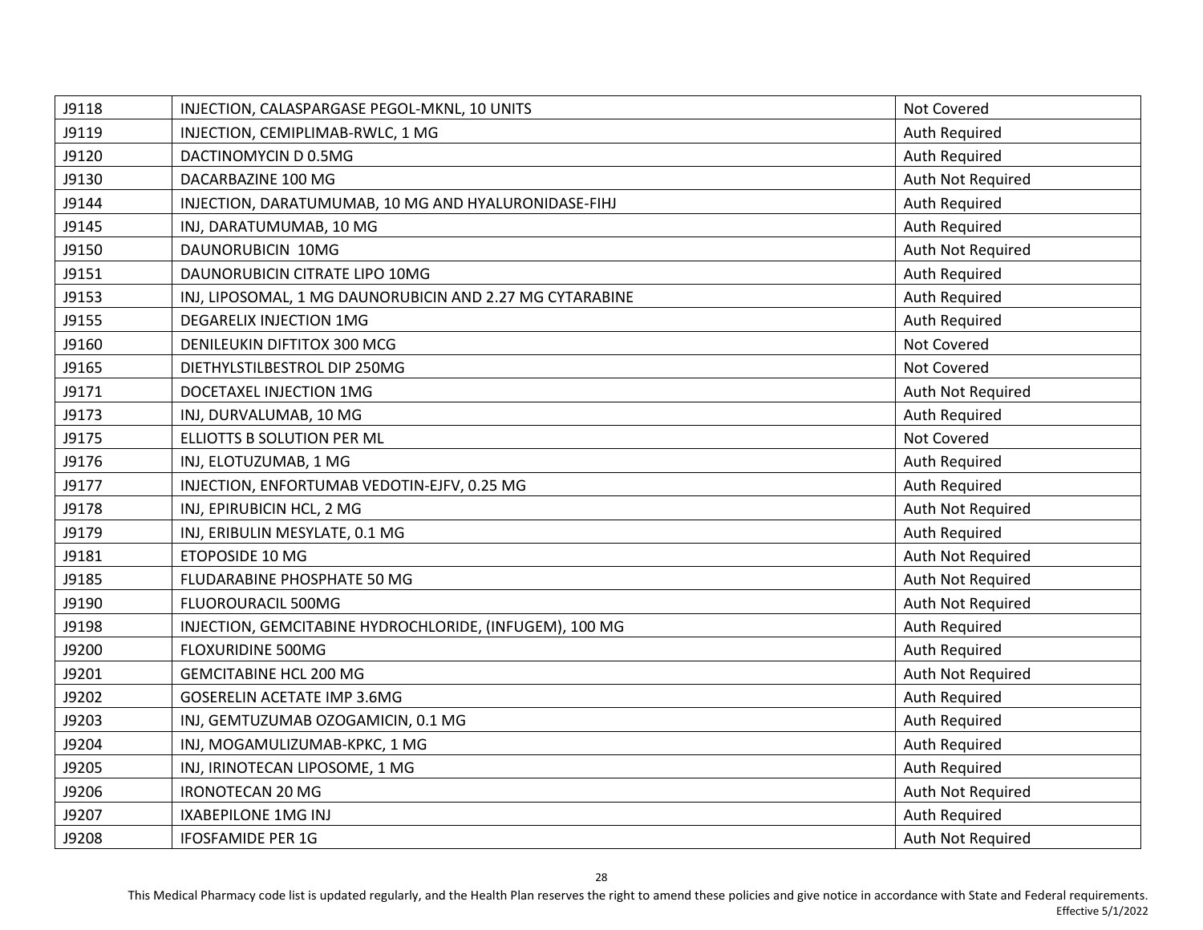| | | |
|---|---|---|
| J9118 | INJECTION, CALASPARGASE PEGOL-MKNL, 10 UNITS | Not Covered |
| J9119 | INJECTION, CEMIPLIMAB-RWLC, 1 MG | Auth Required |
| J9120 | DACTINOMYCIN D 0.5MG | Auth Required |
| J9130 | DACARBAZINE 100 MG | Auth Not Required |
| J9144 | INJECTION, DARATUMUMAB, 10 MG AND HYALURONIDASE-FIHJ | Auth Required |
| J9145 | INJ, DARATUMUMAB, 10 MG | Auth Required |
| J9150 | DAUNORUBICIN 10MG | Auth Not Required |
| J9151 | DAUNORUBICIN CITRATE LIPO 10MG | Auth Required |
| J9153 | INJ, LIPOSOMAL, 1 MG DAUNORUBICIN AND 2.27 MG CYTARABINE | Auth Required |
| J9155 | DEGARELIX INJECTION 1MG | Auth Required |
| J9160 | DENILEUKIN DIFTITOX 300 MCG | Not Covered |
| J9165 | DIETHYLSTILBESTROL DIP 250MG | Not Covered |
| J9171 | DOCETAXEL INJECTION 1MG | Auth Not Required |
| J9173 | INJ, DURVALUMAB, 10 MG | Auth Required |
| J9175 | ELLIOTTS B SOLUTION PER ML | Not Covered |
| J9176 | INJ, ELOTUZUMAB, 1 MG | Auth Required |
| J9177 | INJECTION, ENFORTUMAB VEDOTIN-EJFV, 0.25 MG | Auth Required |
| J9178 | INJ, EPIRUBICIN HCL, 2 MG | Auth Not Required |
| J9179 | INJ, ERIBULIN MESYLATE, 0.1 MG | Auth Required |
| J9181 | ETOPOSIDE 10 MG | Auth Not Required |
| J9185 | FLUDARABINE PHOSPHATE 50 MG | Auth Not Required |
| J9190 | FLUOROURACIL 500MG | Auth Not Required |
| J9198 | INJECTION, GEMCITABINE HYDROCHLORIDE, (INFUGEM), 100 MG | Auth Required |
| J9200 | FLOXURIDINE 500MG | Auth Required |
| J9201 | GEMCITABINE HCL 200 MG | Auth Not Required |
| J9202 | GOSERELIN ACETATE IMP 3.6MG | Auth Required |
| J9203 | INJ, GEMTUZUMAB OZOGAMICIN, 0.1 MG | Auth Required |
| J9204 | INJ, MOGAMULIZUMAB-KPKC, 1 MG | Auth Required |
| J9205 | INJ, IRINOTECAN LIPOSOME, 1 MG | Auth Required |
| J9206 | IRONOTECAN 20 MG | Auth Not Required |
| J9207 | IXABEPILONE 1MG INJ | Auth Required |
| J9208 | IFOSFAMIDE PER 1G | Auth Not Required |

This Medical Pharmacy code list is updated regularly, and the Health Plan reserves the right to amend these policies and give notice in accordance with State and Federal requirements.
Effective 5/1/2022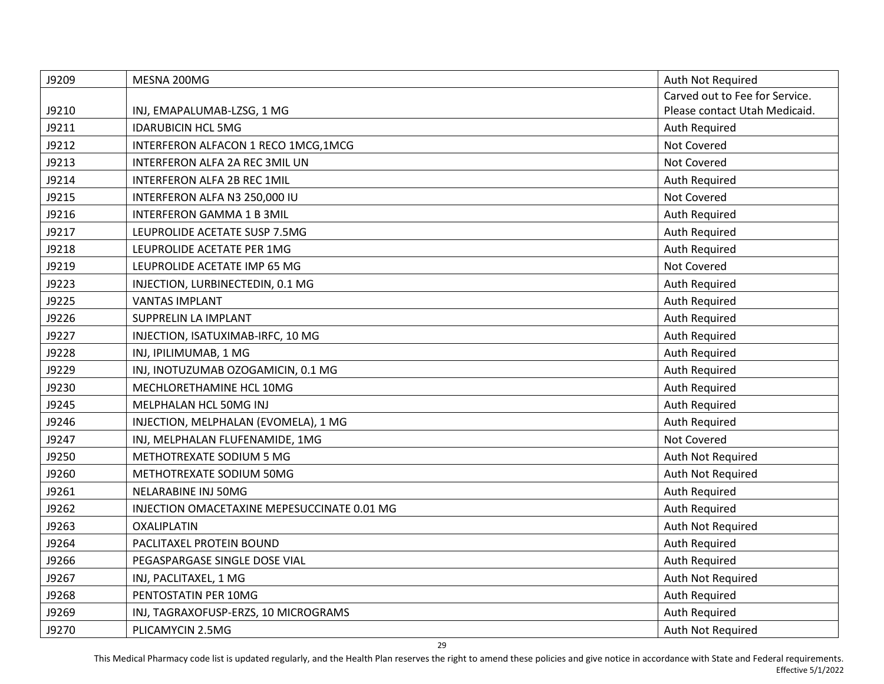| | | |
|---|---|---|
| J9209 | MESNA 200MG | Auth Not Required |
| J9210 | INJ, EMAPALUMAB-LZSG, 1 MG | Carved out to Fee for Service. Please contact Utah Medicaid. |
| J9211 | IDARUBICIN HCL 5MG | Auth Required |
| J9212 | INTERFERON ALFACON 1 RECO 1MCG,1MCG | Not Covered |
| J9213 | INTERFERON ALFA 2A REC 3MIL UN | Not Covered |
| J9214 | INTERFERON ALFA 2B REC 1MIL | Auth Required |
| J9215 | INTERFERON ALFA N3 250,000 IU | Not Covered |
| J9216 | INTERFERON GAMMA 1 B 3MIL | Auth Required |
| J9217 | LEUPROLIDE ACETATE SUSP 7.5MG | Auth Required |
| J9218 | LEUPROLIDE ACETATE PER 1MG | Auth Required |
| J9219 | LEUPROLIDE ACETATE IMP 65 MG | Not Covered |
| J9223 | INJECTION, LURBINECTEDIN, 0.1 MG | Auth Required |
| J9225 | VANTAS IMPLANT | Auth Required |
| J9226 | SUPPRELIN LA IMPLANT | Auth Required |
| J9227 | INJECTION, ISATUXIMAB-IRFC, 10 MG | Auth Required |
| J9228 | INJ, IPILIMUMAB, 1 MG | Auth Required |
| J9229 | INJ, INOTUZUMAB OZOGAMICIN, 0.1 MG | Auth Required |
| J9230 | MECHLORETHAMINE HCL 10MG | Auth Required |
| J9245 | MELPHALAN HCL 50MG INJ | Auth Required |
| J9246 | INJECTION, MELPHALAN (EVOMELA), 1 MG | Auth Required |
| J9247 | INJ, MELPHALAN FLUFENAMIDE, 1MG | Not Covered |
| J9250 | METHOTREXATE SODIUM 5 MG | Auth Not Required |
| J9260 | METHOTREXATE SODIUM 50MG | Auth Not Required |
| J9261 | NELARABINE INJ 50MG | Auth Required |
| J9262 | INJECTION OMACETAXINE MEPESUCCINATE 0.01 MG | Auth Required |
| J9263 | OXALIPLATIN | Auth Not Required |
| J9264 | PACLITAXEL PROTEIN BOUND | Auth Required |
| J9266 | PEGASPARGASE SINGLE DOSE VIAL | Auth Required |
| J9267 | INJ, PACLITAXEL, 1 MG | Auth Not Required |
| J9268 | PENTOSTATIN PER 10MG | Auth Required |
| J9269 | INJ, TAGRAXOFUSP-ERZS, 10 MICROGRAMS | Auth Required |
| J9270 | PLICAMYCIN 2.5MG | Auth Not Required |

This Medical Pharmacy code list is updated regularly, and the Health Plan reserves the right to amend these policies and give notice in accordance with State and Federal requirements.
Effective 5/1/2022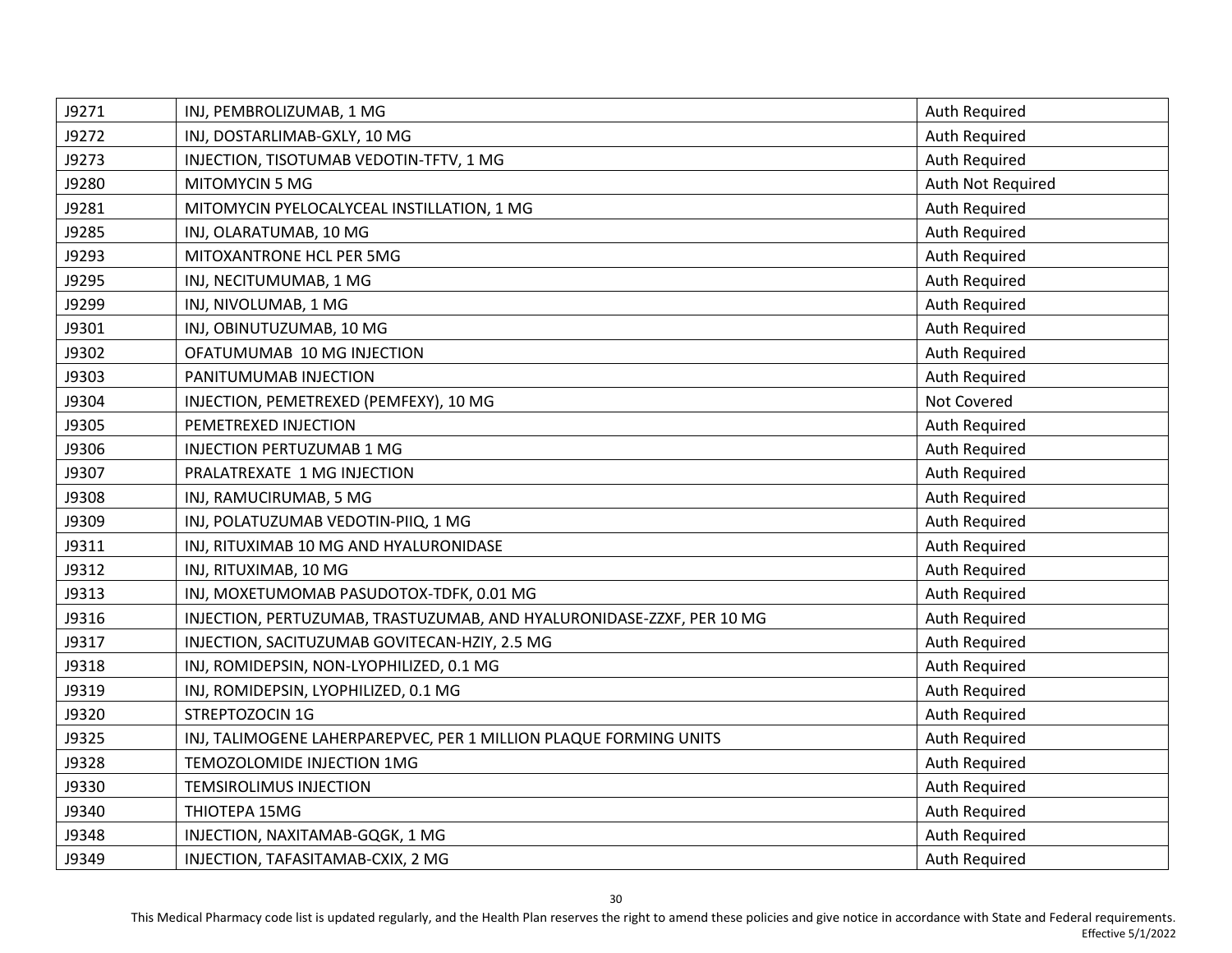| | | |
|---|---|---|
| J9271 | INJ, PEMBROLIZUMAB, 1 MG | Auth Required |
| J9272 | INJ, DOSTARLIMAB-GXLY, 10 MG | Auth Required |
| J9273 | INJECTION, TISOTUMAB VEDOTIN-TFTV, 1 MG | Auth Required |
| J9280 | MITOMYCIN 5 MG | Auth Not Required |
| J9281 | MITOMYCIN PYELOCALYCEAL INSTILLATION, 1 MG | Auth Required |
| J9285 | INJ, OLARATUMAB, 10 MG | Auth Required |
| J9293 | MITOXANTRONE HCL PER 5MG | Auth Required |
| J9295 | INJ, NECITUMUMAB, 1 MG | Auth Required |
| J9299 | INJ, NIVOLUMAB, 1 MG | Auth Required |
| J9301 | INJ, OBINUTUZUMAB, 10 MG | Auth Required |
| J9302 | OFATUMUMAB 10 MG INJECTION | Auth Required |
| J9303 | PANITUMUMAB INJECTION | Auth Required |
| J9304 | INJECTION, PEMETREXED (PEMFEXY), 10 MG | Not Covered |
| J9305 | PEMETREXED INJECTION | Auth Required |
| J9306 | INJECTION PERTUZUMAB 1 MG | Auth Required |
| J9307 | PRALATREXATE 1 MG INJECTION | Auth Required |
| J9308 | INJ, RAMUCIRUMAB, 5 MG | Auth Required |
| J9309 | INJ, POLATUZUMAB VEDOTIN-PIIQ, 1 MG | Auth Required |
| J9311 | INJ, RITUXIMAB 10 MG AND HYALURONIDASE | Auth Required |
| J9312 | INJ, RITUXIMAB, 10 MG | Auth Required |
| J9313 | INJ, MOXETUMOMAB PASUDOTOX-TDFK, 0.01 MG | Auth Required |
| J9316 | INJECTION, PERTUZUMAB, TRASTUZUMAB, AND HYALURONIDASE-ZZXF, PER 10 MG | Auth Required |
| J9317 | INJECTION, SACITUZUMAB GOVITECAN-HZIY, 2.5 MG | Auth Required |
| J9318 | INJ, ROMIDEPSIN, NON-LYOPHILIZED, 0.1 MG | Auth Required |
| J9319 | INJ, ROMIDEPSIN, LYOPHILIZED, 0.1 MG | Auth Required |
| J9320 | STREPTOZOCIN 1G | Auth Required |
| J9325 | INJ, TALIMOGENE LAHERPAREPVEC, PER 1 MILLION PLAQUE FORMING UNITS | Auth Required |
| J9328 | TEMOZOLOMIDE INJECTION 1MG | Auth Required |
| J9330 | TEMSIROLIMUS INJECTION | Auth Required |
| J9340 | THIOTEPA 15MG | Auth Required |
| J9348 | INJECTION, NAXITAMAB-GQGK, 1 MG | Auth Required |
| J9349 | INJECTION, TAFASITAMAB-CXIX, 2 MG | Auth Required |

This Medical Pharmacy code list is updated regularly, and the Health Plan reserves the right to amend these policies and give notice in accordance with State and Federal requirements.
Effective 5/1/2022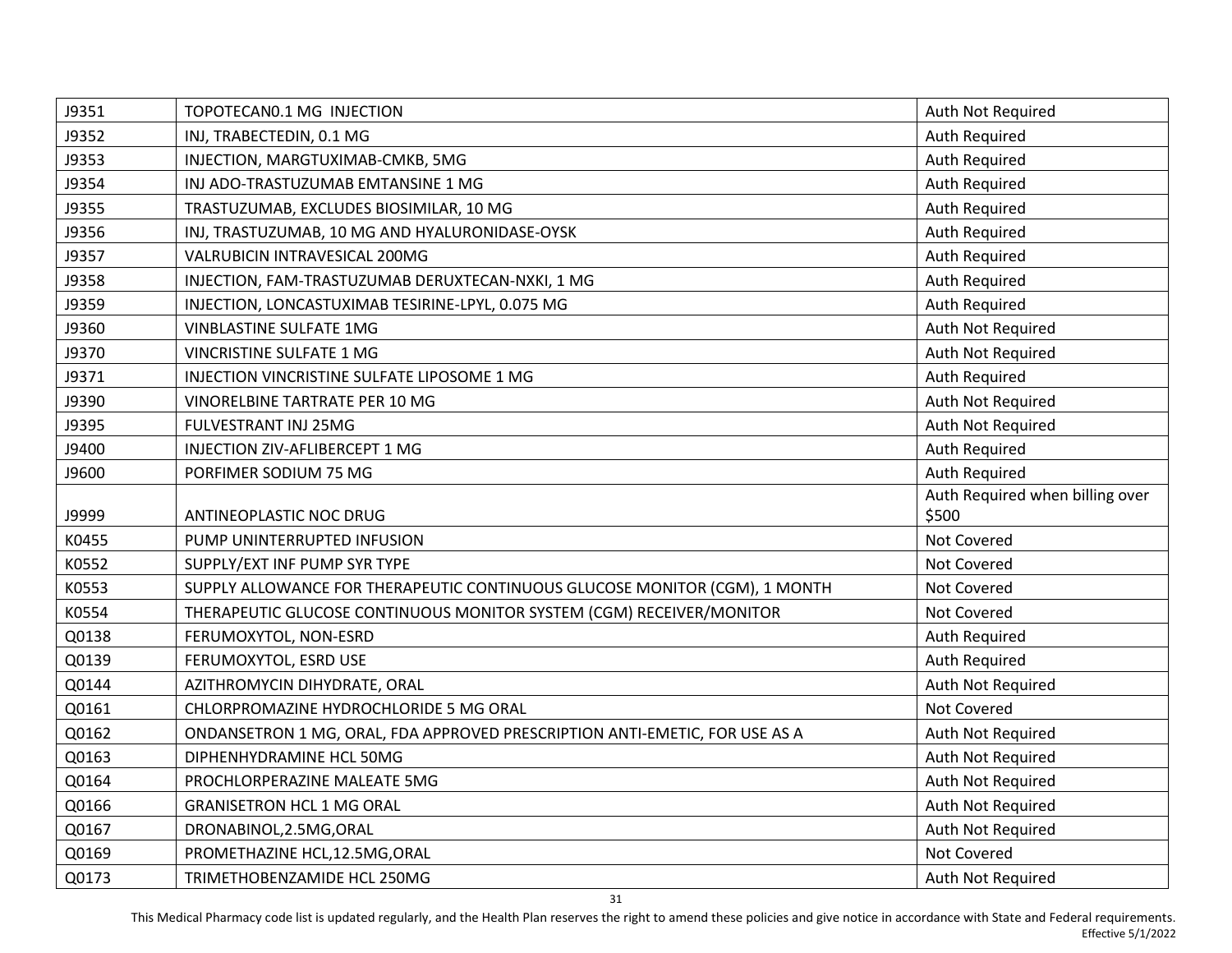| | | |
|---|---|---|
| J9351 | TOPOTECAN0.1 MG INJECTION | Auth Not Required |
| J9352 | INJ, TRABECTEDIN, 0.1 MG | Auth Required |
| J9353 | INJECTION, MARGTUXIMAB-CMKB, 5MG | Auth Required |
| J9354 | INJ ADO-TRASTUZUMAB EMTANSINE 1 MG | Auth Required |
| J9355 | TRASTUZUMAB, EXCLUDES BIOSIMILAR, 10 MG | Auth Required |
| J9356 | INJ, TRASTUZUMAB, 10 MG AND HYALURONIDASE-OYSK | Auth Required |
| J9357 | VALRUBICIN INTRAVESICAL 200MG | Auth Required |
| J9358 | INJECTION, FAM-TRASTUZUMAB DERUXTECAN-NXKI, 1 MG | Auth Required |
| J9359 | INJECTION, LONCASTUXIMAB TESIRINE-LPYL, 0.075 MG | Auth Required |
| J9360 | VINBLASTINE SULFATE 1MG | Auth Not Required |
| J9370 | VINCRISTINE SULFATE 1 MG | Auth Not Required |
| J9371 | INJECTION VINCRISTINE SULFATE LIPOSOME 1 MG | Auth Required |
| J9390 | VINORELBINE TARTRATE PER 10 MG | Auth Not Required |
| J9395 | FULVESTRANT INJ 25MG | Auth Not Required |
| J9400 | INJECTION ZIV-AFLIBERCEPT 1 MG | Auth Required |
| J9600 | PORFIMER SODIUM 75 MG | Auth Required |
| J9999 | ANTINEOPLASTIC NOC DRUG | Auth Required when billing over $500 |
| K0455 | PUMP UNINTERRUPTED INFUSION | Not Covered |
| K0552 | SUPPLY/EXT INF PUMP SYR TYPE | Not Covered |
| K0553 | SUPPLY ALLOWANCE FOR THERAPEUTIC CONTINUOUS GLUCOSE MONITOR (CGM), 1 MONTH | Not Covered |
| K0554 | THERAPEUTIC GLUCOSE CONTINUOUS MONITOR SYSTEM (CGM) RECEIVER/MONITOR | Not Covered |
| Q0138 | FERUMOXYTOL, NON-ESRD | Auth Required |
| Q0139 | FERUMOXYTOL, ESRD USE | Auth Required |
| Q0144 | AZITHROMYCIN DIHYDRATE, ORAL | Auth Not Required |
| Q0161 | CHLORPROMAZINE HYDROCHLORIDE 5 MG ORAL | Not Covered |
| Q0162 | ONDANSETRON 1 MG, ORAL, FDA APPROVED PRESCRIPTION ANTI-EMETIC, FOR USE AS A | Auth Not Required |
| Q0163 | DIPHENHYDRAMINE HCL 50MG | Auth Not Required |
| Q0164 | PROCHLORPERAZINE MALEATE 5MG | Auth Not Required |
| Q0166 | GRANISETRON HCL 1 MG ORAL | Auth Not Required |
| Q0167 | DRONABINOL,2.5MG,ORAL | Auth Not Required |
| Q0169 | PROMETHAZINE HCL,12.5MG,ORAL | Not Covered |
| Q0173 | TRIMETHOBENZAMIDE HCL 250MG | Auth Not Required |

This Medical Pharmacy code list is updated regularly, and the Health Plan reserves the right to amend these policies and give notice in accordance with State and Federal requirements.
Effective 5/1/2022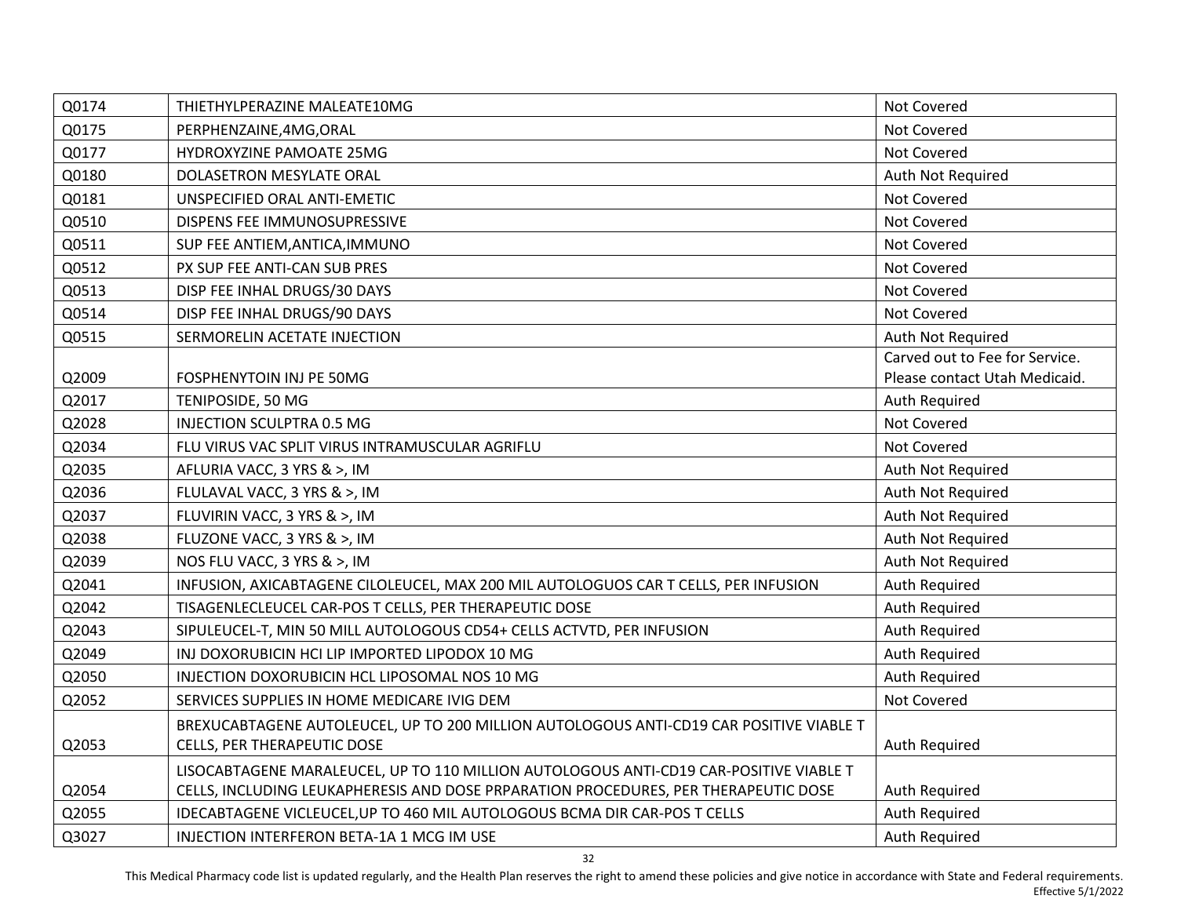| | | |
|---|---|---|
| Q0174 | THIETHYLPERAZINE MALEATE10MG | Not Covered |
| Q0175 | PERPHENZAINE,4MG,ORAL | Not Covered |
| Q0177 | HYDROXYZINE PAMOATE 25MG | Not Covered |
| Q0180 | DOLASETRON MESYLATE ORAL | Auth Not Required |
| Q0181 | UNSPECIFIED ORAL ANTI-EMETIC | Not Covered |
| Q0510 | DISPENS FEE IMMUNOSUPRESSIVE | Not Covered |
| Q0511 | SUP FEE ANTIEM,ANTICA,IMMUNO | Not Covered |
| Q0512 | PX SUP FEE ANTI-CAN SUB PRES | Not Covered |
| Q0513 | DISP FEE INHAL DRUGS/30 DAYS | Not Covered |
| Q0514 | DISP FEE INHAL DRUGS/90 DAYS | Not Covered |
| Q0515 | SERMORELIN ACETATE INJECTION | Auth Not Required |
| Q2009 | FOSPHENYTOIN INJ PE 50MG | Carved out to Fee for Service. Please contact Utah Medicaid. |
| Q2017 | TENIPOSIDE, 50 MG | Auth Required |
| Q2028 | INJECTION SCULPTRA 0.5 MG | Not Covered |
| Q2034 | FLU VIRUS VAC SPLIT VIRUS INTRAMUSCULAR AGRIFLU | Not Covered |
| Q2035 | AFLURIA VACC, 3 YRS & >, IM | Auth Not Required |
| Q2036 | FLULAVAL VACC, 3 YRS & >, IM | Auth Not Required |
| Q2037 | FLUVIRIN VACC, 3 YRS & >, IM | Auth Not Required |
| Q2038 | FLUZONE VACC, 3 YRS & >, IM | Auth Not Required |
| Q2039 | NOS FLU VACC, 3 YRS & >, IM | Auth Not Required |
| Q2041 | INFUSION, AXICABTAGENE CILOLEUCEL, MAX 200 MIL AUTOLOGUOS CAR T CELLS, PER INFUSION | Auth Required |
| Q2042 | TISAGENLECLEUCEL CAR-POS T CELLS, PER THERAPEUTIC DOSE | Auth Required |
| Q2043 | SIPULEUCEL-T, MIN 50 MILL AUTOLOGOUS CD54+ CELLS ACTVTD, PER INFUSION | Auth Required |
| Q2049 | INJ DOXORUBICIN HCI LIP IMPORTED LIPODOX 10 MG | Auth Required |
| Q2050 | INJECTION DOXORUBICIN HCL LIPOSOMAL NOS 10 MG | Auth Required |
| Q2052 | SERVICES SUPPLIES IN HOME MEDICARE IVIG DEM | Not Covered |
| Q2053 | BREXUCABTAGENE AUTOLEUCEL, UP TO 200 MILLION AUTOLOGOUS ANTI-CD19 CAR POSITIVE VIABLE T CELLS, PER THERAPEUTIC DOSE | Auth Required |
| Q2054 | LISOCABTAGENE MARALEUCEL, UP TO 110 MILLION AUTOLOGOUS ANTI-CD19 CAR-POSITIVE VIABLE T CELLS, INCLUDING LEUKAPHERESIS AND DOSE PRPARATION PROCEDURES, PER THERAPEUTIC DOSE | Auth Required |
| Q2055 | IDECABTAGENE VICLEUCEL,UP TO 460 MIL AUTOLOGOUS BCMA DIR CAR-POS T CELLS | Auth Required |
| Q3027 | INJECTION INTERFERON BETA-1A 1 MCG IM USE | Auth Required |

This Medical Pharmacy code list is updated regularly, and the Health Plan reserves the right to amend these policies and give notice in accordance with State and Federal requirements.
Effective 5/1/2022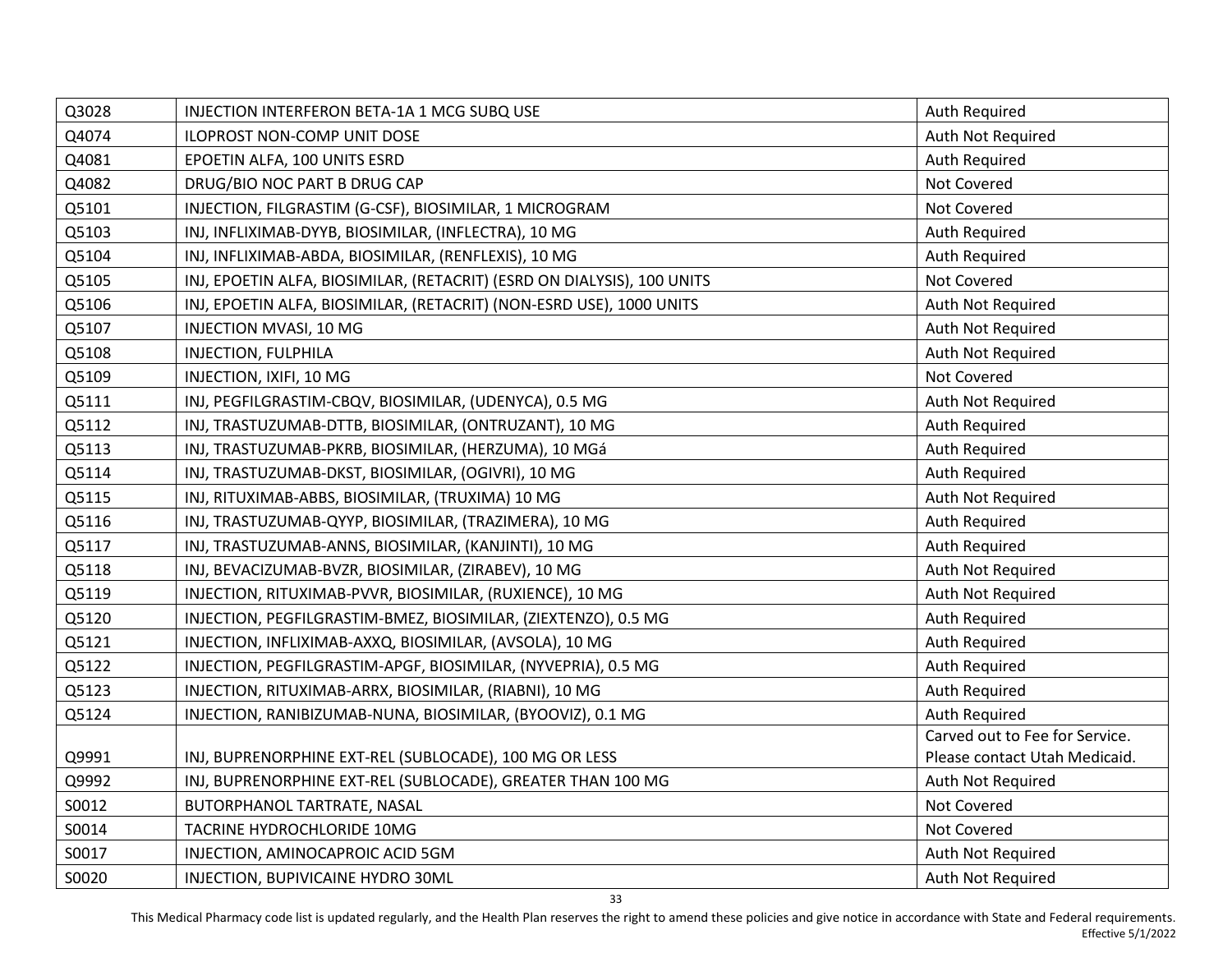| | | |
|---|---|---|
| Q3028 | INJECTION INTERFERON BETA-1A 1 MCG SUBQ USE | Auth Required |
| Q4074 | ILOPROST NON-COMP UNIT DOSE | Auth Not Required |
| Q4081 | EPOETIN ALFA, 100 UNITS ESRD | Auth Required |
| Q4082 | DRUG/BIO NOC PART B DRUG CAP | Not Covered |
| Q5101 | INJECTION, FILGRASTIM (G-CSF), BIOSIMILAR, 1 MICROGRAM | Not Covered |
| Q5103 | INJ, INFLIXIMAB-DYYB, BIOSIMILAR, (INFLECTRA), 10 MG | Auth Required |
| Q5104 | INJ, INFLIXIMAB-ABDA, BIOSIMILAR, (RENFLEXIS), 10 MG | Auth Required |
| Q5105 | INJ, EPOETIN ALFA, BIOSIMILAR, (RETACRIT) (ESRD ON DIALYSIS), 100 UNITS | Not Covered |
| Q5106 | INJ, EPOETIN ALFA, BIOSIMILAR, (RETACRIT) (NON-ESRD USE), 1000 UNITS | Auth Not Required |
| Q5107 | INJECTION MVASI, 10 MG | Auth Not Required |
| Q5108 | INJECTION, FULPHILA | Auth Not Required |
| Q5109 | INJECTION, IXIFI, 10 MG | Not Covered |
| Q5111 | INJ, PEGFILGRASTIM-CBQV, BIOSIMILAR, (UDENYCA), 0.5 MG | Auth Not Required |
| Q5112 | INJ, TRASTUZUMAB-DTTB, BIOSIMILAR, (ONTRUZANT), 10 MG | Auth Required |
| Q5113 | INJ, TRASTUZUMAB-PKRB, BIOSIMILAR, (HERZUMA), 10 MGá | Auth Required |
| Q5114 | INJ, TRASTUZUMAB-DKST, BIOSIMILAR, (OGIVRI), 10 MG | Auth Required |
| Q5115 | INJ, RITUXIMAB-ABBS, BIOSIMILAR, (TRUXIMA) 10 MG | Auth Not Required |
| Q5116 | INJ, TRASTUZUMAB-QYYP, BIOSIMILAR, (TRAZIMERA), 10 MG | Auth Required |
| Q5117 | INJ, TRASTUZUMAB-ANNS, BIOSIMILAR, (KANJINTI), 10 MG | Auth Required |
| Q5118 | INJ, BEVACIZUMAB-BVZR, BIOSIMILAR, (ZIRABEV), 10 MG | Auth Not Required |
| Q5119 | INJECTION, RITUXIMAB-PVVR, BIOSIMILAR, (RUXIENCE), 10 MG | Auth Not Required |
| Q5120 | INJECTION, PEGFILGRASTIM-BMEZ, BIOSIMILAR, (ZIEXTENZO), 0.5 MG | Auth Required |
| Q5121 | INJECTION, INFLIXIMAB-AXXQ, BIOSIMILAR, (AVSOLA), 10 MG | Auth Required |
| Q5122 | INJECTION, PEGFILGRASTIM-APGF, BIOSIMILAR, (NYVEPRIA), 0.5 MG | Auth Required |
| Q5123 | INJECTION, RITUXIMAB-ARRX, BIOSIMILAR, (RIABNI), 10 MG | Auth Required |
| Q5124 | INJECTION, RANIBIZUMAB-NUNA, BIOSIMILAR, (BYOOVIZ), 0.1 MG | Auth Required |
| Q9991 | INJ, BUPRENORPHINE EXT-REL (SUBLOCADE), 100 MG OR LESS | Carved out to Fee for Service. Please contact Utah Medicaid. |
| Q9992 | INJ, BUPRENORPHINE EXT-REL (SUBLOCADE), GREATER THAN 100 MG | Auth Not Required |
| S0012 | BUTORPHANOL TARTRATE, NASAL | Not Covered |
| S0014 | TACRINE HYDROCHLORIDE 10MG | Not Covered |
| S0017 | INJECTION, AMINOCAPROIC ACID 5GM | Auth Not Required |
| S0020 | INJECTION, BUPIVICAINE HYDRO 30ML | Auth Not Required |

This Medical Pharmacy code list is updated regularly, and the Health Plan reserves the right to amend these policies and give notice in accordance with State and Federal requirements.
Effective 5/1/2022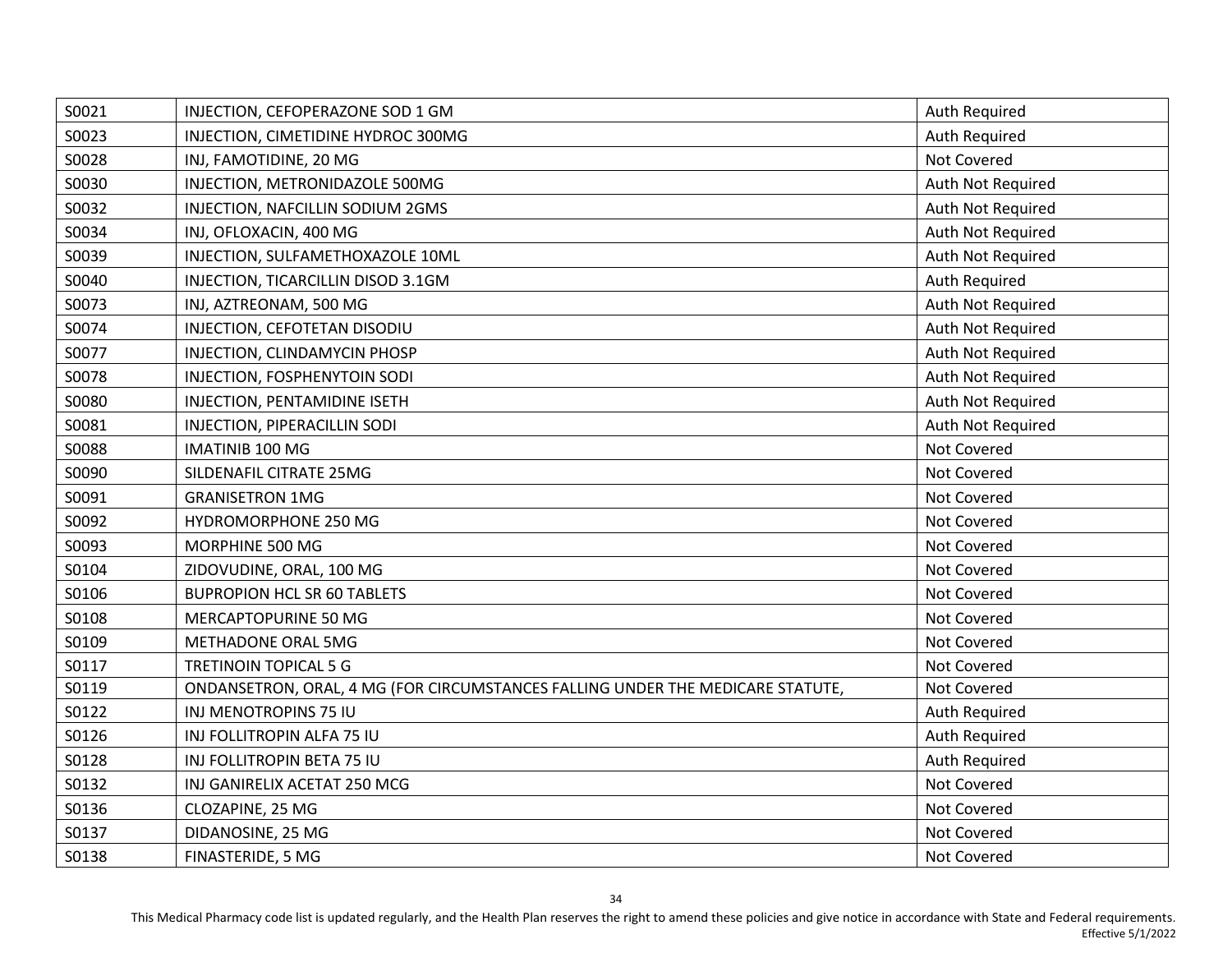| | | |
|---|---|---|
| S0021 | INJECTION, CEFOPERAZONE SOD 1 GM | Auth Required |
| S0023 | INJECTION, CIMETIDINE HYDROC 300MG | Auth Required |
| S0028 | INJ, FAMOTIDINE, 20 MG | Not Covered |
| S0030 | INJECTION, METRONIDAZOLE 500MG | Auth Not Required |
| S0032 | INJECTION, NAFCILLIN SODIUM 2GMS | Auth Not Required |
| S0034 | INJ, OFLOXACIN, 400 MG | Auth Not Required |
| S0039 | INJECTION, SULFAMETHOXAZOLE 10ML | Auth Not Required |
| S0040 | INJECTION, TICARCILLIN DISOD 3.1GM | Auth Required |
| S0073 | INJ, AZTREONAM, 500 MG | Auth Not Required |
| S0074 | INJECTION, CEFOTETAN DISODIU | Auth Not Required |
| S0077 | INJECTION, CLINDAMYCIN PHOSP | Auth Not Required |
| S0078 | INJECTION, FOSPHENYTOIN SODI | Auth Not Required |
| S0080 | INJECTION, PENTAMIDINE ISETH | Auth Not Required |
| S0081 | INJECTION, PIPERACILLIN SODI | Auth Not Required |
| S0088 | IMATINIB 100 MG | Not Covered |
| S0090 | SILDENAFIL CITRATE 25MG | Not Covered |
| S0091 | GRANISETRON 1MG | Not Covered |
| S0092 | HYDROMORPHONE 250 MG | Not Covered |
| S0093 | MORPHINE 500 MG | Not Covered |
| S0104 | ZIDOVUDINE, ORAL, 100 MG | Not Covered |
| S0106 | BUPROPION HCL SR 60 TABLETS | Not Covered |
| S0108 | MERCAPTOPURINE 50 MG | Not Covered |
| S0109 | METHADONE ORAL 5MG | Not Covered |
| S0117 | TRETINOIN TOPICAL 5 G | Not Covered |
| S0119 | ONDANSETRON, ORAL, 4 MG (FOR CIRCUMSTANCES FALLING UNDER THE MEDICARE STATUTE, | Not Covered |
| S0122 | INJ MENOTROPINS 75 IU | Auth Required |
| S0126 | INJ FOLLITROPIN ALFA 75 IU | Auth Required |
| S0128 | INJ FOLLITROPIN BETA 75 IU | Auth Required |
| S0132 | INJ GANIRELIX ACETAT 250 MCG | Not Covered |
| S0136 | CLOZAPINE, 25 MG | Not Covered |
| S0137 | DIDANOSINE, 25 MG | Not Covered |
| S0138 | FINASTERIDE, 5 MG | Not Covered |

This Medical Pharmacy code list is updated regularly, and the Health Plan reserves the right to amend these policies and give notice in accordance with State and Federal requirements.
Effective 5/1/2022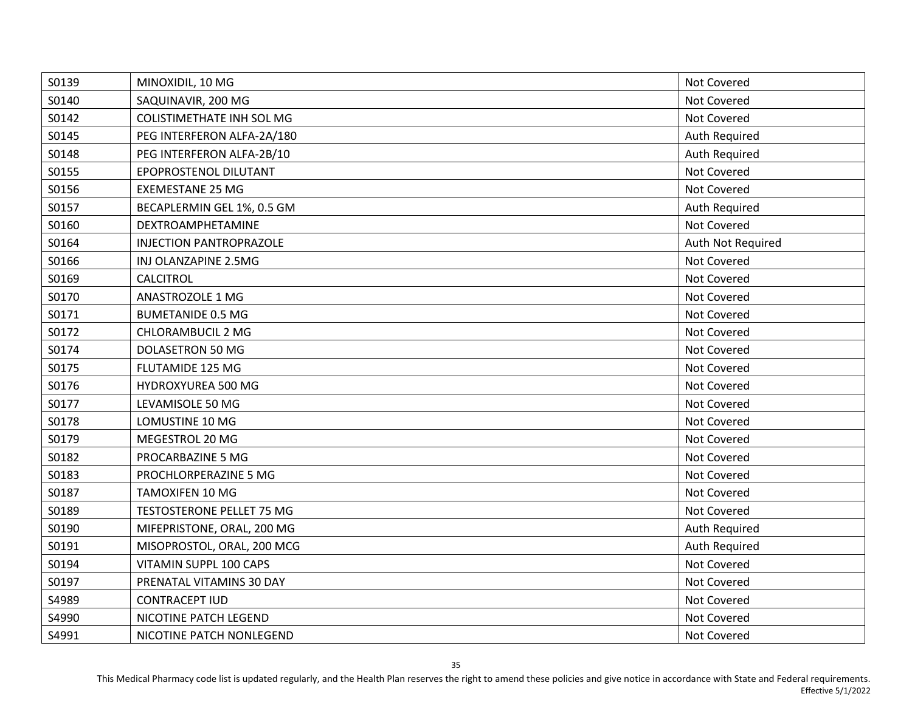| | | |
|---|---|---|
| S0139 | MINOXIDIL, 10 MG | Not Covered |
| S0140 | SAQUINAVIR, 200 MG | Not Covered |
| S0142 | COLISTIMETHATE INH SOL MG | Not Covered |
| S0145 | PEG INTERFERON ALFA-2A/180 | Auth Required |
| S0148 | PEG INTERFERON ALFA-2B/10 | Auth Required |
| S0155 | EPOPROSTENOL DILUTANT | Not Covered |
| S0156 | EXEMESTANE 25 MG | Not Covered |
| S0157 | BECAPLERMIN GEL 1%, 0.5 GM | Auth Required |
| S0160 | DEXTROAMPHETAMINE | Not Covered |
| S0164 | INJECTION PANTROPRAZOLE | Auth Not Required |
| S0166 | INJ OLANZAPINE 2.5MG | Not Covered |
| S0169 | CALCITROL | Not Covered |
| S0170 | ANASTROZOLE 1 MG | Not Covered |
| S0171 | BUMETANIDE 0.5 MG | Not Covered |
| S0172 | CHLORAMBUCIL 2 MG | Not Covered |
| S0174 | DOLASETRON 50 MG | Not Covered |
| S0175 | FLUTAMIDE 125 MG | Not Covered |
| S0176 | HYDROXYUREA 500 MG | Not Covered |
| S0177 | LEVAMISOLE 50 MG | Not Covered |
| S0178 | LOMUSTINE 10 MG | Not Covered |
| S0179 | MEGESTROL 20 MG | Not Covered |
| S0182 | PROCARBAZINE 5 MG | Not Covered |
| S0183 | PROCHLORPERAZINE 5 MG | Not Covered |
| S0187 | TAMOXIFEN 10 MG | Not Covered |
| S0189 | TESTOSTERONE PELLET 75 MG | Not Covered |
| S0190 | MIFEPRISTONE, ORAL, 200 MG | Auth Required |
| S0191 | MISOPROSTOL, ORAL, 200 MCG | Auth Required |
| S0194 | VITAMIN SUPPL 100 CAPS | Not Covered |
| S0197 | PRENATAL VITAMINS 30 DAY | Not Covered |
| S4989 | CONTRACEPT IUD | Not Covered |
| S4990 | NICOTINE PATCH LEGEND | Not Covered |
| S4991 | NICOTINE PATCH NONLEGEND | Not Covered |

This Medical Pharmacy code list is updated regularly, and the Health Plan reserves the right to amend these policies and give notice in accordance with State and Federal requirements.
Effective 5/1/2022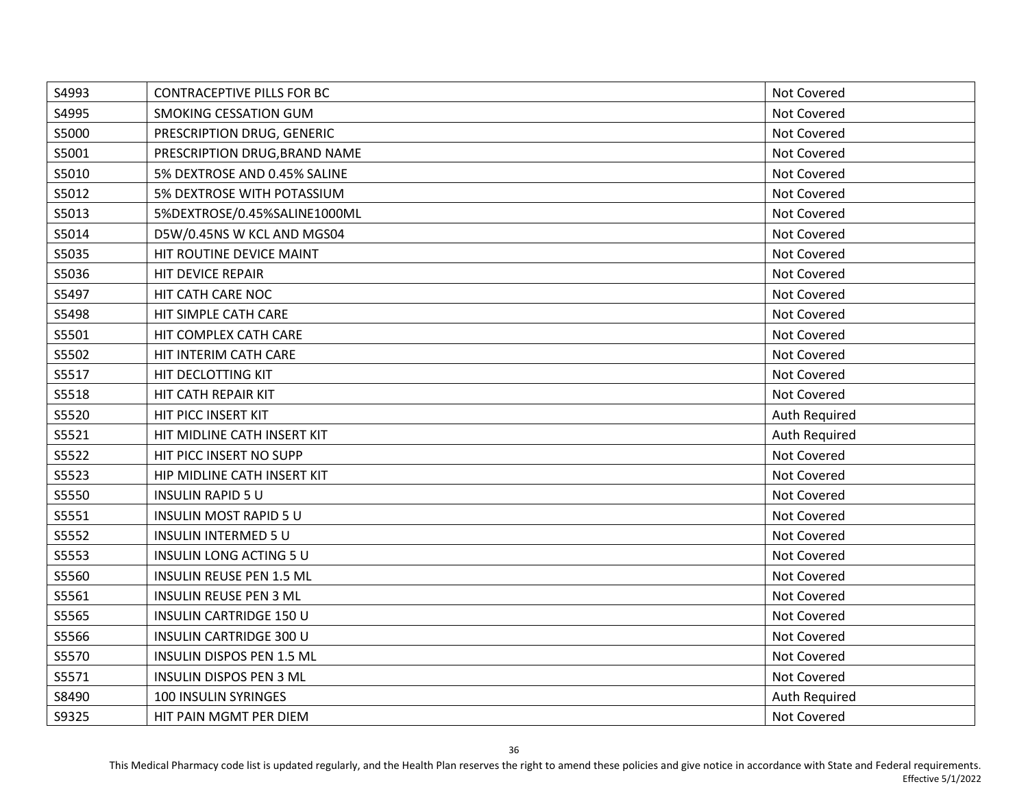| | | |
|---|---|---|
| S4993 | CONTRACEPTIVE PILLS FOR BC | Not Covered |
| S4995 | SMOKING CESSATION GUM | Not Covered |
| S5000 | PRESCRIPTION DRUG, GENERIC | Not Covered |
| S5001 | PRESCRIPTION DRUG,BRAND NAME | Not Covered |
| S5010 | 5% DEXTROSE AND 0.45% SALINE | Not Covered |
| S5012 | 5% DEXTROSE WITH POTASSIUM | Not Covered |
| S5013 | 5%DEXTROSE/0.45%SALINE1000ML | Not Covered |
| S5014 | D5W/0.45NS W KCL AND MGS04 | Not Covered |
| S5035 | HIT ROUTINE DEVICE MAINT | Not Covered |
| S5036 | HIT DEVICE REPAIR | Not Covered |
| S5497 | HIT CATH CARE NOC | Not Covered |
| S5498 | HIT SIMPLE CATH CARE | Not Covered |
| S5501 | HIT COMPLEX CATH CARE | Not Covered |
| S5502 | HIT INTERIM CATH CARE | Not Covered |
| S5517 | HIT DECLOTTING KIT | Not Covered |
| S5518 | HIT CATH REPAIR KIT | Not Covered |
| S5520 | HIT PICC INSERT KIT | Auth Required |
| S5521 | HIT MIDLINE CATH INSERT KIT | Auth Required |
| S5522 | HIT PICC INSERT NO SUPP | Not Covered |
| S5523 | HIP MIDLINE CATH INSERT KIT | Not Covered |
| S5550 | INSULIN RAPID 5 U | Not Covered |
| S5551 | INSULIN MOST RAPID 5 U | Not Covered |
| S5552 | INSULIN INTERMED 5 U | Not Covered |
| S5553 | INSULIN LONG ACTING 5 U | Not Covered |
| S5560 | INSULIN REUSE PEN 1.5 ML | Not Covered |
| S5561 | INSULIN REUSE PEN 3 ML | Not Covered |
| S5565 | INSULIN CARTRIDGE 150 U | Not Covered |
| S5566 | INSULIN CARTRIDGE 300 U | Not Covered |
| S5570 | INSULIN DISPOS PEN 1.5 ML | Not Covered |
| S5571 | INSULIN DISPOS PEN 3 ML | Not Covered |
| S8490 | 100 INSULIN SYRINGES | Auth Required |
| S9325 | HIT PAIN MGMT PER DIEM | Not Covered |

This Medical Pharmacy code list is updated regularly, and the Health Plan reserves the right to amend these policies and give notice in accordance with State and Federal requirements.
Effective 5/1/2022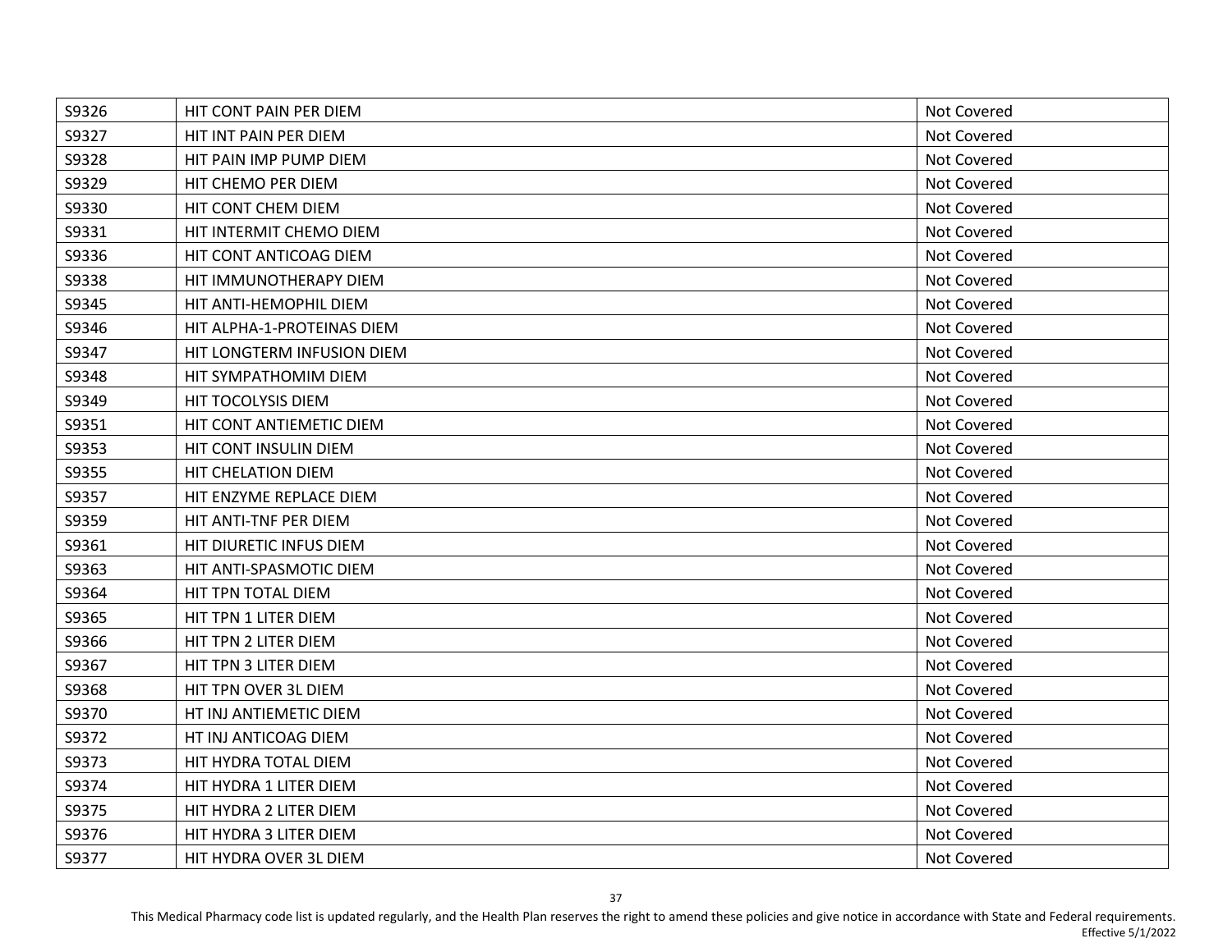| | | |
|---|---|---|
| S9326 | HIT CONT PAIN PER DIEM | Not Covered |
| S9327 | HIT INT PAIN PER DIEM | Not Covered |
| S9328 | HIT PAIN IMP PUMP DIEM | Not Covered |
| S9329 | HIT CHEMO PER DIEM | Not Covered |
| S9330 | HIT CONT CHEM DIEM | Not Covered |
| S9331 | HIT INTERMIT CHEMO DIEM | Not Covered |
| S9336 | HIT CONT ANTICOAG DIEM | Not Covered |
| S9338 | HIT IMMUNOTHERAPY DIEM | Not Covered |
| S9345 | HIT ANTI-HEMOPHIL DIEM | Not Covered |
| S9346 | HIT ALPHA-1-PROTEINAS DIEM | Not Covered |
| S9347 | HIT LONGTERM INFUSION DIEM | Not Covered |
| S9348 | HIT SYMPATHOMIM DIEM | Not Covered |
| S9349 | HIT TOCOLYSIS DIEM | Not Covered |
| S9351 | HIT CONT ANTIEMETIC DIEM | Not Covered |
| S9353 | HIT CONT INSULIN DIEM | Not Covered |
| S9355 | HIT CHELATION DIEM | Not Covered |
| S9357 | HIT ENZYME REPLACE DIEM | Not Covered |
| S9359 | HIT ANTI-TNF PER DIEM | Not Covered |
| S9361 | HIT DIURETIC INFUS DIEM | Not Covered |
| S9363 | HIT ANTI-SPASMOTIC DIEM | Not Covered |
| S9364 | HIT TPN TOTAL DIEM | Not Covered |
| S9365 | HIT TPN 1 LITER DIEM | Not Covered |
| S9366 | HIT TPN 2 LITER DIEM | Not Covered |
| S9367 | HIT TPN 3 LITER DIEM | Not Covered |
| S9368 | HIT TPN OVER 3L DIEM | Not Covered |
| S9370 | HT INJ ANTIEMETIC DIEM | Not Covered |
| S9372 | HT INJ ANTICOAG DIEM | Not Covered |
| S9373 | HIT HYDRA TOTAL DIEM | Not Covered |
| S9374 | HIT HYDRA 1 LITER DIEM | Not Covered |
| S9375 | HIT HYDRA 2 LITER DIEM | Not Covered |
| S9376 | HIT HYDRA 3 LITER DIEM | Not Covered |
| S9377 | HIT HYDRA OVER 3L DIEM | Not Covered |

This Medical Pharmacy code list is updated regularly, and the Health Plan reserves the right to amend these policies and give notice in accordance with State and Federal requirements.
Effective 5/1/2022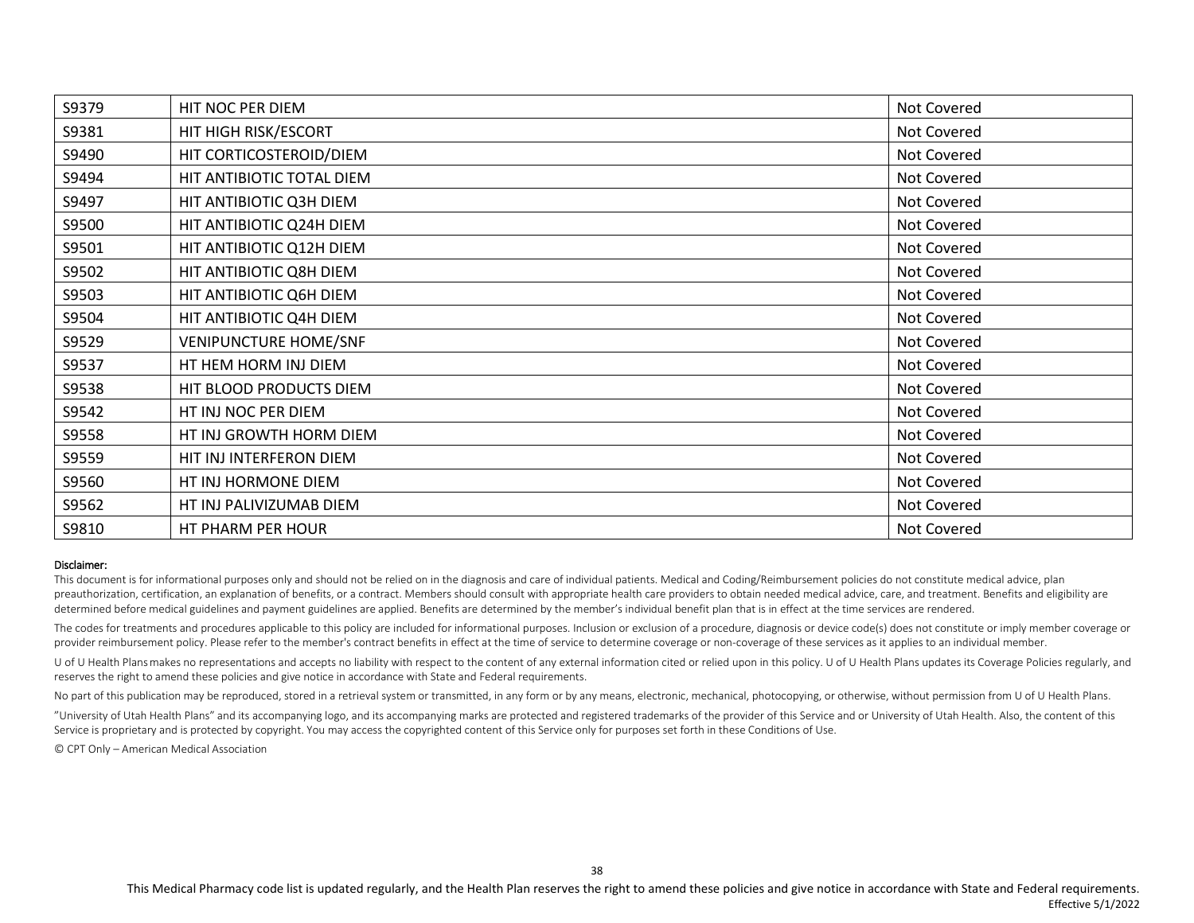| | | |
|---|---|---|
| S9379 | HIT NOC PER DIEM | Not Covered |
| S9381 | HIT HIGH RISK/ESCORT | Not Covered |
| S9490 | HIT CORTICOSTEROID/DIEM | Not Covered |
| S9494 | HIT ANTIBIOTIC TOTAL DIEM | Not Covered |
| S9497 | HIT ANTIBIOTIC Q3H DIEM | Not Covered |
| S9500 | HIT ANTIBIOTIC Q24H DIEM | Not Covered |
| S9501 | HIT ANTIBIOTIC Q12H DIEM | Not Covered |
| S9502 | HIT ANTIBIOTIC Q8H DIEM | Not Covered |
| S9503 | HIT ANTIBIOTIC Q6H DIEM | Not Covered |
| S9504 | HIT ANTIBIOTIC Q4H DIEM | Not Covered |
| S9529 | VENIPUNCTURE HOME/SNF | Not Covered |
| S9537 | HT HEM HORM INJ DIEM | Not Covered |
| S9538 | HIT BLOOD PRODUCTS DIEM | Not Covered |
| S9542 | HT INJ NOC PER DIEM | Not Covered |
| S9558 | HT INJ GROWTH HORM DIEM | Not Covered |
| S9559 | HIT INJ INTERFERON DIEM | Not Covered |
| S9560 | HT INJ HORMONE DIEM | Not Covered |
| S9562 | HT INJ PALIVIZUMAB DIEM | Not Covered |
| S9810 | HT PHARM PER HOUR | Not Covered |

Disclaimer:

This document is for informational purposes only and should not be relied on in the diagnosis and care of individual patients. Medical and Coding/Reimbursement policies do not constitute medical advice, plan preauthorization, certification, an explanation of benefits, or a contract. Members should consult with appropriate health care providers to obtain needed medical advice, care, and treatment. Benefits and eligibility are determined before medical guidelines and payment guidelines are applied. Benefits are determined by the member's individual benefit plan that is in effect at the time services are rendered.

The codes for treatments and procedures applicable to this policy are included for informational purposes. Inclusion or exclusion of a procedure, diagnosis or device code(s) does not constitute or imply member coverage or provider reimbursement policy. Please refer to the member's contract benefits in effect at the time of service to determine coverage or non-coverage of these services as it applies to an individual member.

U of U Health Plans makes no representations and accepts no liability with respect to the content of any external information cited or relied upon in this policy. U of U Health Plans updates its Coverage Policies regularly, and reserves the right to amend these policies and give notice in accordance with State and Federal requirements.

No part of this publication may be reproduced, stored in a retrieval system or transmitted, in any form or by any means, electronic, mechanical, photocopying, or otherwise, without permission from U of U Health Plans.

"University of Utah Health Plans" and its accompanying logo, and its accompanying marks are protected and registered trademarks of the provider of this Service and or University of Utah Health. Also, the content of this Service is proprietary and is protected by copyright. You may access the copyrighted content of this Service only for purposes set forth in these Conditions of Use.

© CPT Only – American Medical Association

This Medical Pharmacy code list is updated regularly, and the Health Plan reserves the right to amend these policies and give notice in accordance with State and Federal requirements.

Effective 5/1/2022